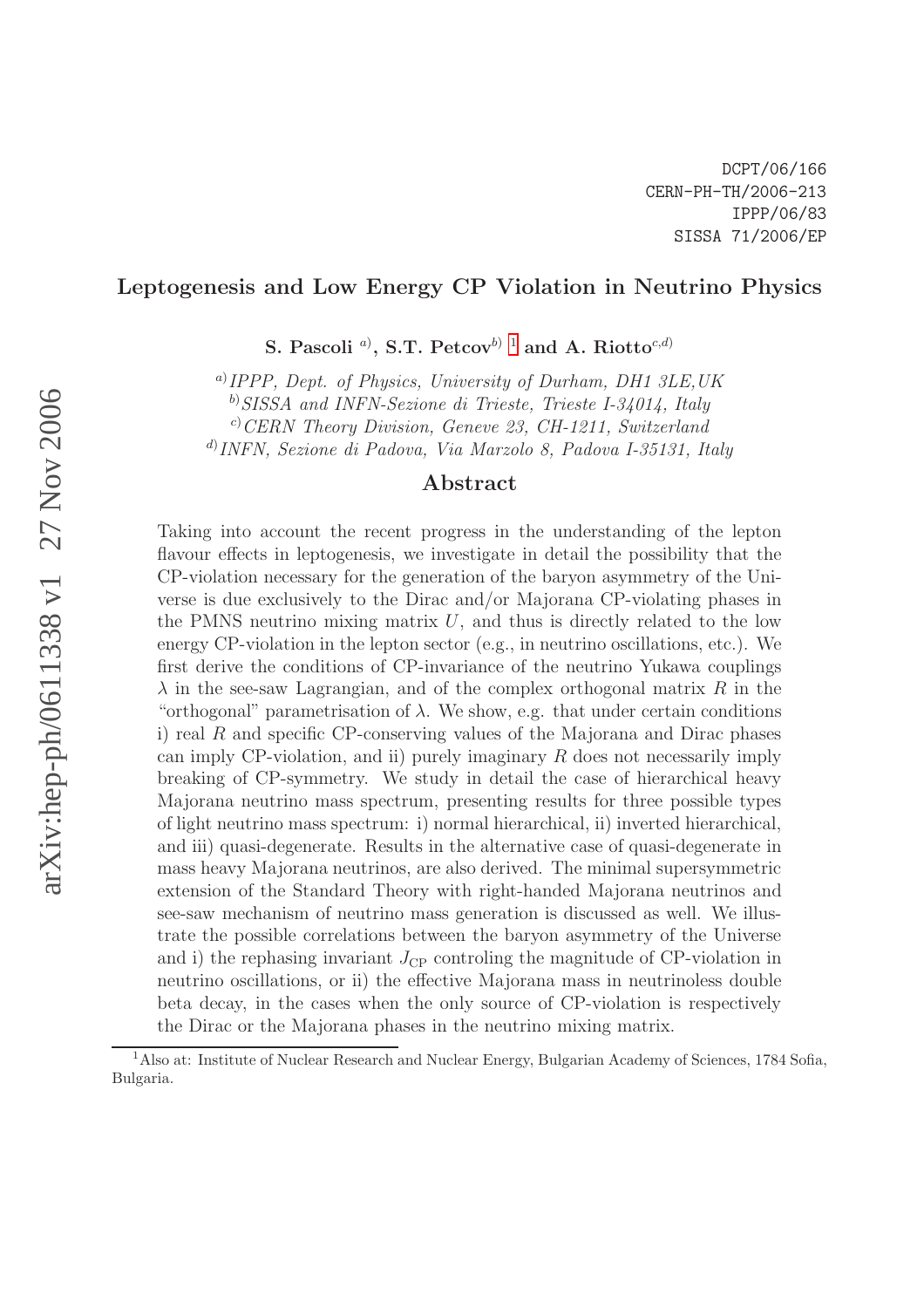DCPT/06/166
CERN-PH-TH/2006-213
IPPP/06/83
SISSA 71/2006/EP

# Leptogenesis and Low Energy CP Violation in Neutrino Physics

**S. Pascoli** [a], **S.T. Petcov** [b] [1] **and A. Riotto** [c,d]

[a] *IPPP, Dept. of Physics, University of Durham, DH1 3LE,UK*

[b] *SISSA and INFN-Sezione di Trieste, Trieste I-34014, Italy*

[c] *CERN Theory Division, Geneve 23, CH-1211, Switzerland*

[d] *INFN, Sezione di Padova, Via Marzolo 8, Padova I-35131, Italy*

## Abstract

Taking into account the recent progress in the understanding of the lepton flavour effects in leptogenesis, we investigate in detail the possibility that the CP-violation necessary for the generation of the baryon asymmetry of the Universe is due exclusively to the Dirac and/or Majorana CP-violating phases in the PMNS neutrino mixing matrix $U$, and thus is directly related to the low energy CP-violation in the lepton sector (e.g., in neutrino oscillations, etc.). We first derive the conditions of CP-invariance of the neutrino Yukawa couplings $\lambda$ in the see-saw Lagrangian, and of the complex orthogonal matrix $R$ in the "orthogonal" parametrisation of $\lambda$. We show, e.g. that under certain conditions i) real $R$ and specific CP-conserving values of the Majorana and Dirac phases can imply CP-violation, and ii) purely imaginary $R$ does not necessarily imply breaking of CP-symmetry. We study in detail the case of hierarchical heavy Majorana neutrino mass spectrum, presenting results for three possible types of light neutrino mass spectrum: i) normal hierarchical, ii) inverted hierarchical, and iii) quasi-degenerate. Results in the alternative case of quasi-degenerate in mass heavy Majorana neutrinos, are also derived. The minimal supersymmetric extension of the Standard Theory with right-handed Majorana neutrinos and see-saw mechanism of neutrino mass generation is discussed as well. We illustrate the possible correlations between the baryon asymmetry of the Universe and i) the rephasing invariant $J_{\rm CP}$ controling the magnitude of CP-violation in neutrino oscillations, or ii) the effective Majorana mass in neutrinoless double beta decay, in the cases when the only source of CP-violation is respectively the Dirac or the Majorana phases in the neutrino mixing matrix.

[1] Also at: Institute of Nuclear Research and Nuclear Energy, Bulgarian Academy of Sciences, 1784 Sofia, Bulgaria.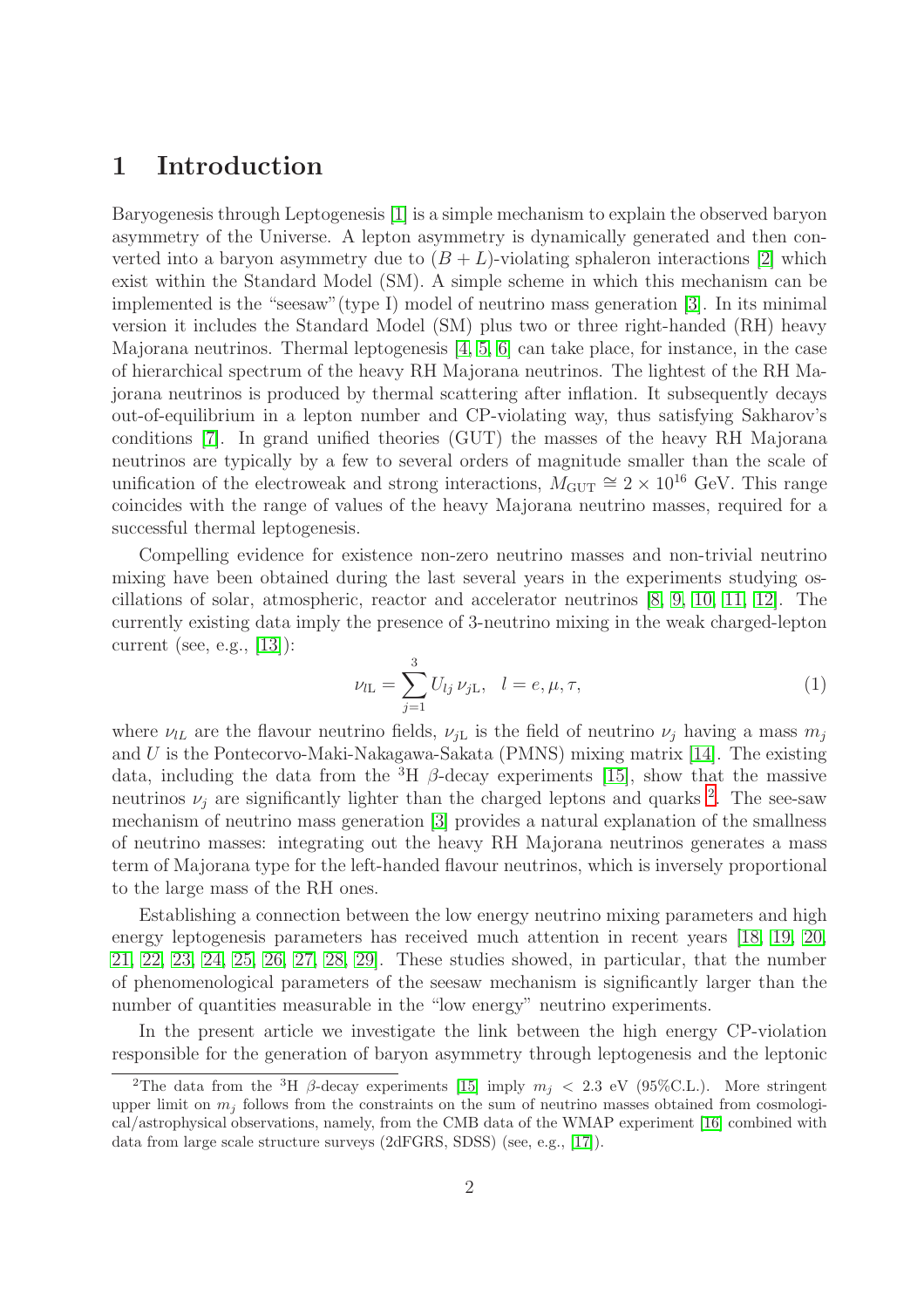# 1 Introduction

Baryogenesis through Leptogenesis [1] is a simple mechanism to explain the observed baryon asymmetry of the Universe. A lepton asymmetry is dynamically generated and then converted into a baryon asymmetry due to $(B+L)$-violating sphaleron interactions [2] which exist within the Standard Model (SM). A simple scheme in which this mechanism can be implemented is the "seesaw"(type I) model of neutrino mass generation [3]. In its minimal version it includes the Standard Model (SM) plus two or three right-handed (RH) heavy Majorana neutrinos. Thermal leptogenesis [4, 5, 6] can take place, for instance, in the case of hierarchical spectrum of the heavy RH Majorana neutrinos. The lightest of the RH Majorana neutrinos is produced by thermal scattering after inflation. It subsequently decays out-of-equilibrium in a lepton number and CP-violating way, thus satisfying Sakharov's conditions [7]. In grand unified theories (GUT) the masses of the heavy RH Majorana neutrinos are typically by a few to several orders of magnitude smaller than the scale of unification of the electroweak and strong interactions, $M_{\rm GUT} \cong 2 \times 10^{16}$ GeV. This range coincides with the range of values of the heavy Majorana neutrino masses, required for a successful thermal leptogenesis.

Compelling evidence for existence non-zero neutrino masses and non-trivial neutrino mixing have been obtained during the last several years in the experiments studying oscillations of solar, atmospheric, reactor and accelerator neutrinos [8, 9, 10, 11, 12]. The currently existing data imply the presence of 3-neutrino mixing in the weak charged-lepton current (see, e.g., [13]):

$$\nu_{l\rm L} = \sum_{j=1}^{3} U_{lj}\, \nu_{j\rm L}, \quad l = e, \mu, \tau, \tag{1}$$

where $\nu_{lL}$ are the flavour neutrino fields, $\nu_{j\rm L}$ is the field of neutrino $\nu_j$ having a mass $m_j$ and $U$ is the Pontecorvo-Maki-Nakagawa-Sakata (PMNS) mixing matrix [14]. The existing data, including the data from the $^3$H $\beta$-decay experiments [15], show that the massive neutrinos $\nu_j$ are significantly lighter than the charged leptons and quarks [2]. The see-saw mechanism of neutrino mass generation [3] provides a natural explanation of the smallness of neutrino masses: integrating out the heavy RH Majorana neutrinos generates a mass term of Majorana type for the left-handed flavour neutrinos, which is inversely proportional to the large mass of the RH ones.

Establishing a connection between the low energy neutrino mixing parameters and high energy leptogenesis parameters has received much attention in recent years [18, 19, 20, 21, 22, 23, 24, 25, 26, 27, 28, 29]. These studies showed, in particular, that the number of phenomenological parameters of the seesaw mechanism is significantly larger than the number of quantities measurable in the "low energy" neutrino experiments.

In the present article we investigate the link between the high energy CP-violation responsible for the generation of baryon asymmetry through leptogenesis and the leptonic

[2] The data from the $^3$H $\beta$-decay experiments [15] imply $m_j < 2.3$ eV (95%C.L.). More stringent upper limit on $m_j$ follows from the constraints on the sum of neutrino masses obtained from cosmological/astrophysical observations, namely, from the CMB data of the WMAP experiment [16] combined with data from large scale structure surveys (2dFGRS, SDSS) (see, e.g., [17]).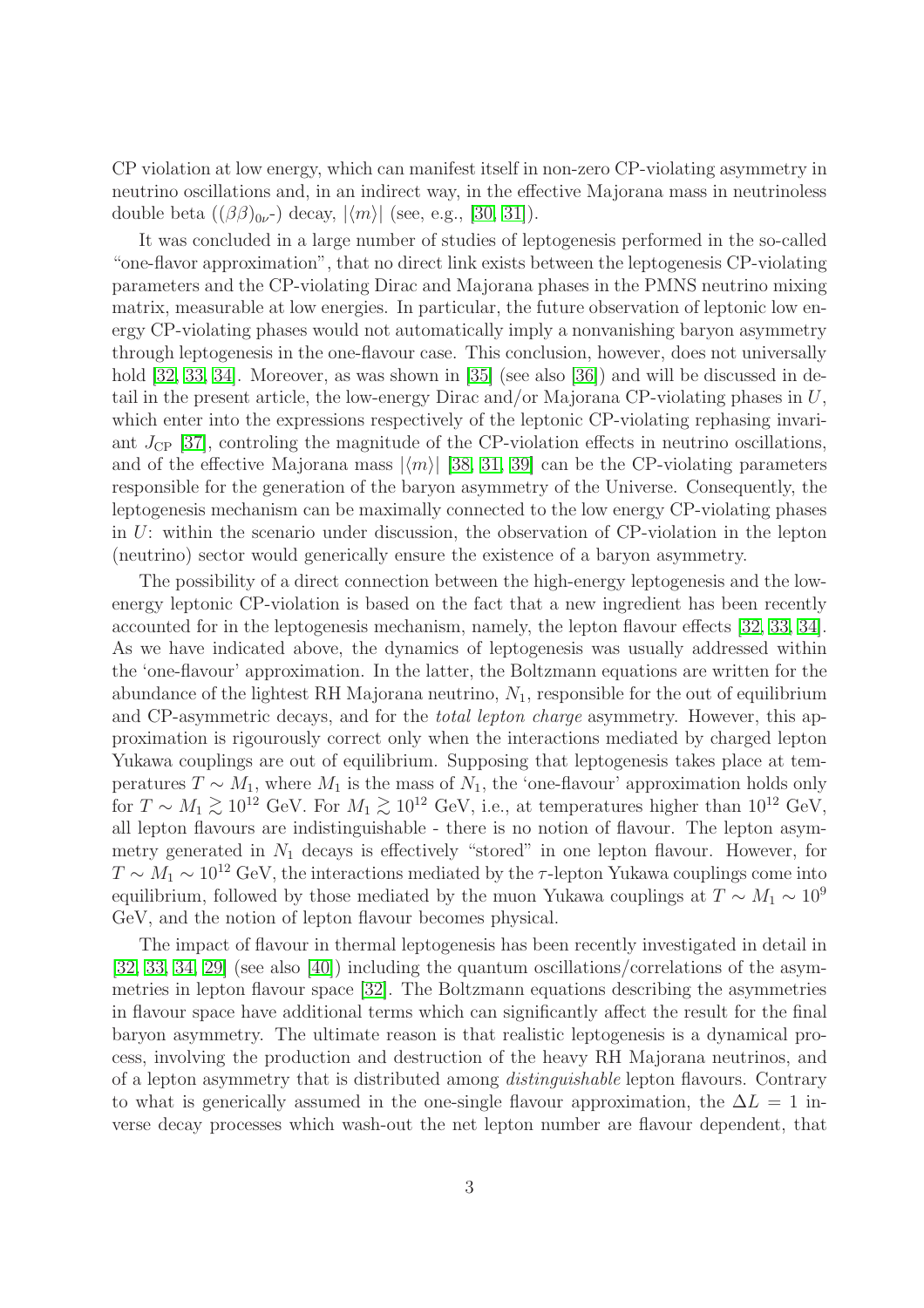CP violation at low energy, which can manifest itself in non-zero CP-violating asymmetry in neutrino oscillations and, in an indirect way, in the effective Majorana mass in neutrinoless double beta ($(\beta\beta)_{0\nu}$-) decay, $|\langle m \rangle|$ (see, e.g., [30, 31]).

It was concluded in a large number of studies of leptogenesis performed in the so-called "one-flavor approximation", that no direct link exists between the leptogenesis CP-violating parameters and the CP-violating Dirac and Majorana phases in the PMNS neutrino mixing matrix, measurable at low energies. In particular, the future observation of leptonic low energy CP-violating phases would not automatically imply a nonvanishing baryon asymmetry through leptogenesis in the one-flavour case. This conclusion, however, does not universally hold [32, 33, 34]. Moreover, as was shown in [35] (see also [36]) and will be discussed in detail in the present article, the low-energy Dirac and/or Majorana CP-violating phases in $U$, which enter into the expressions respectively of the leptonic CP-violating rephasing invariant $J_{\rm CP}$ [37], controling the magnitude of the CP-violation effects in neutrino oscillations, and of the effective Majorana mass $|\langle m \rangle|$ [38, 31, 39] can be the CP-violating parameters responsible for the generation of the baryon asymmetry of the Universe. Consequently, the leptogenesis mechanism can be maximally connected to the low energy CP-violating phases in $U$: within the scenario under discussion, the observation of CP-violation in the lepton (neutrino) sector would generically ensure the existence of a baryon asymmetry.

The possibility of a direct connection between the high-energy leptogenesis and the low-energy leptonic CP-violation is based on the fact that a new ingredient has been recently accounted for in the leptogenesis mechanism, namely, the lepton flavour effects [32, 33, 34]. As we have indicated above, the dynamics of leptogenesis was usually addressed within the 'one-flavour' approximation. In the latter, the Boltzmann equations are written for the abundance of the lightest RH Majorana neutrino, $N_1$, responsible for the out of equilibrium and CP-asymmetric decays, and for the *total lepton charge* asymmetry. However, this approximation is rigourously correct only when the interactions mediated by charged lepton Yukawa couplings are out of equilibrium. Supposing that leptogenesis takes place at temperatures $T \sim M_1$, where $M_1$ is the mass of $N_1$, the 'one-flavour' approximation holds only for $T \sim M_1 \gtrsim 10^{12}$ GeV. For $M_1 \gtrsim 10^{12}$ GeV, i.e., at temperatures higher than $10^{12}$ GeV, all lepton flavours are indistinguishable - there is no notion of flavour. The lepton asymmetry generated in $N_1$ decays is effectively "stored" in one lepton flavour. However, for $T \sim M_1 \sim 10^{12}$ GeV, the interactions mediated by the $\tau$-lepton Yukawa couplings come into equilibrium, followed by those mediated by the muon Yukawa couplings at $T \sim M_1 \sim 10^9$ GeV, and the notion of lepton flavour becomes physical.

The impact of flavour in thermal leptogenesis has been recently investigated in detail in [32, 33, 34, 29] (see also [40]) including the quantum oscillations/correlations of the asymmetries in lepton flavour space [32]. The Boltzmann equations describing the asymmetries in flavour space have additional terms which can significantly affect the result for the final baryon asymmetry. The ultimate reason is that realistic leptogenesis is a dynamical process, involving the production and destruction of the heavy RH Majorana neutrinos, and of a lepton asymmetry that is distributed among *distinguishable* lepton flavours. Contrary to what is generically assumed in the one-single flavour approximation, the $\Delta L = 1$ inverse decay processes which wash-out the net lepton number are flavour dependent, that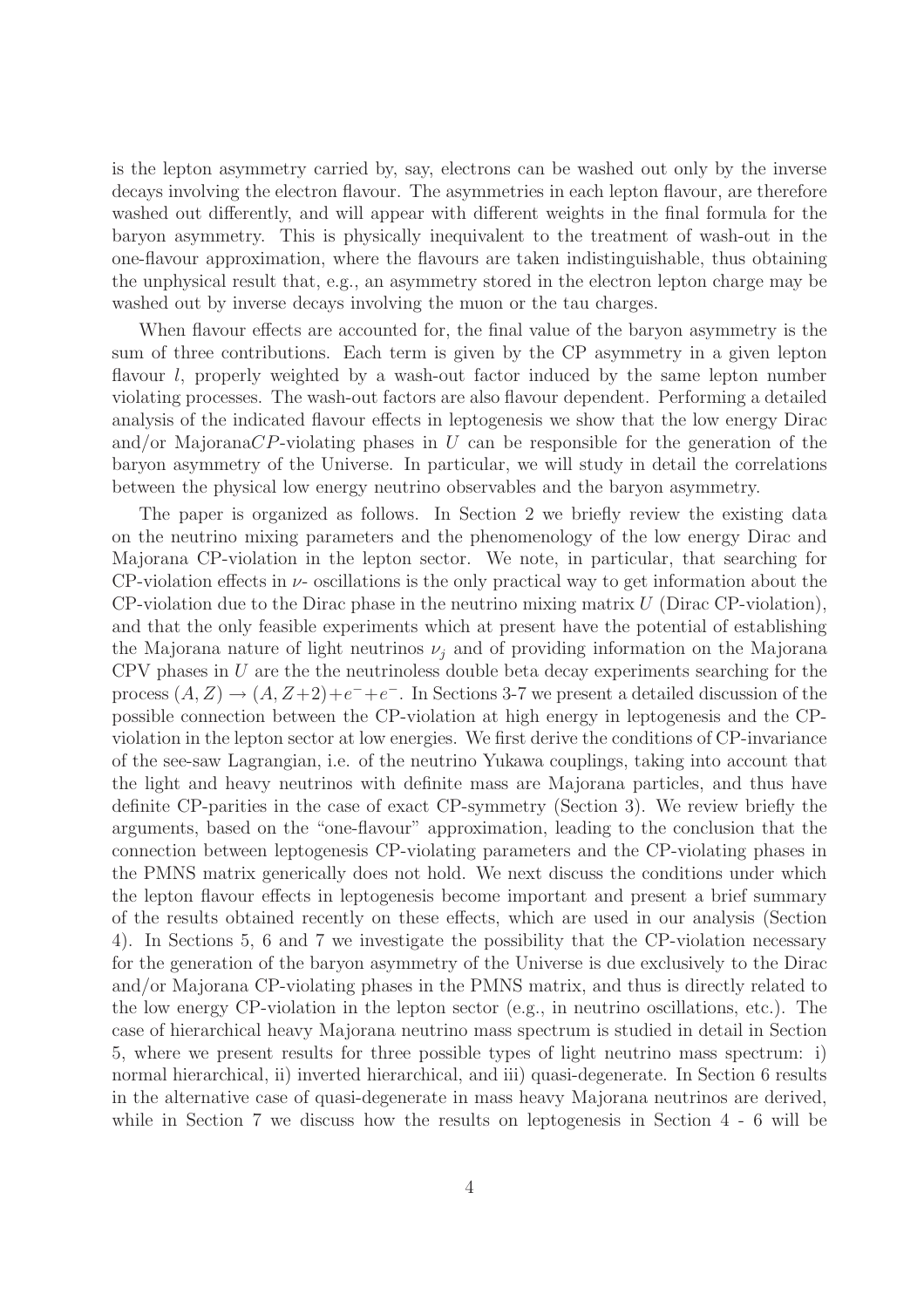is the lepton asymmetry carried by, say, electrons can be washed out only by the inverse decays involving the electron flavour. The asymmetries in each lepton flavour, are therefore washed out differently, and will appear with different weights in the final formula for the baryon asymmetry. This is physically inequivalent to the treatment of wash-out in the one-flavour approximation, where the flavours are taken indistinguishable, thus obtaining the unphysical result that, e.g., an asymmetry stored in the electron lepton charge may be washed out by inverse decays involving the muon or the tau charges.

When flavour effects are accounted for, the final value of the baryon asymmetry is the sum of three contributions. Each term is given by the CP asymmetry in a given lepton flavour $l$, properly weighted by a wash-out factor induced by the same lepton number violating processes. The wash-out factors are also flavour dependent. Performing a detailed analysis of the indicated flavour effects in leptogenesis we show that the low energy Dirac and/or Majorana$CP$-violating phases in $U$ can be responsible for the generation of the baryon asymmetry of the Universe. In particular, we will study in detail the correlations between the physical low energy neutrino observables and the baryon asymmetry.

The paper is organized as follows. In Section 2 we briefly review the existing data on the neutrino mixing parameters and the phenomenology of the low energy Dirac and Majorana CP-violation in the lepton sector. We note, in particular, that searching for CP-violation effects in $\nu$- oscillations is the only practical way to get information about the CP-violation due to the Dirac phase in the neutrino mixing matrix $U$ (Dirac CP-violation), and that the only feasible experiments which at present have the potential of establishing the Majorana nature of light neutrinos $\nu_j$ and of providing information on the Majorana CPV phases in $U$ are the the neutrinoless double beta decay experiments searching for the process $(A, Z) \rightarrow (A, Z{+}2){+}e^{-}{+}e^{-}$. In Sections 3-7 we present a detailed discussion of the possible connection between the CP-violation at high energy in leptogenesis and the CP-violation in the lepton sector at low energies. We first derive the conditions of CP-invariance of the see-saw Lagrangian, i.e. of the neutrino Yukawa couplings, taking into account that the light and heavy neutrinos with definite mass are Majorana particles, and thus have definite CP-parities in the case of exact CP-symmetry (Section 3). We review briefly the arguments, based on the "one-flavour" approximation, leading to the conclusion that the connection between leptogenesis CP-violating parameters and the CP-violating phases in the PMNS matrix generically does not hold. We next discuss the conditions under which the lepton flavour effects in leptogenesis become important and present a brief summary of the results obtained recently on these effects, which are used in our analysis (Section 4). In Sections 5, 6 and 7 we investigate the possibility that the CP-violation necessary for the generation of the baryon asymmetry of the Universe is due exclusively to the Dirac and/or Majorana CP-violating phases in the PMNS matrix, and thus is directly related to the low energy CP-violation in the lepton sector (e.g., in neutrino oscillations, etc.). The case of hierarchical heavy Majorana neutrino mass spectrum is studied in detail in Section 5, where we present results for three possible types of light neutrino mass spectrum: i) normal hierarchical, ii) inverted hierarchical, and iii) quasi-degenerate. In Section 6 results in the alternative case of quasi-degenerate in mass heavy Majorana neutrinos are derived, while in Section 7 we discuss how the results on leptogenesis in Section 4 - 6 will be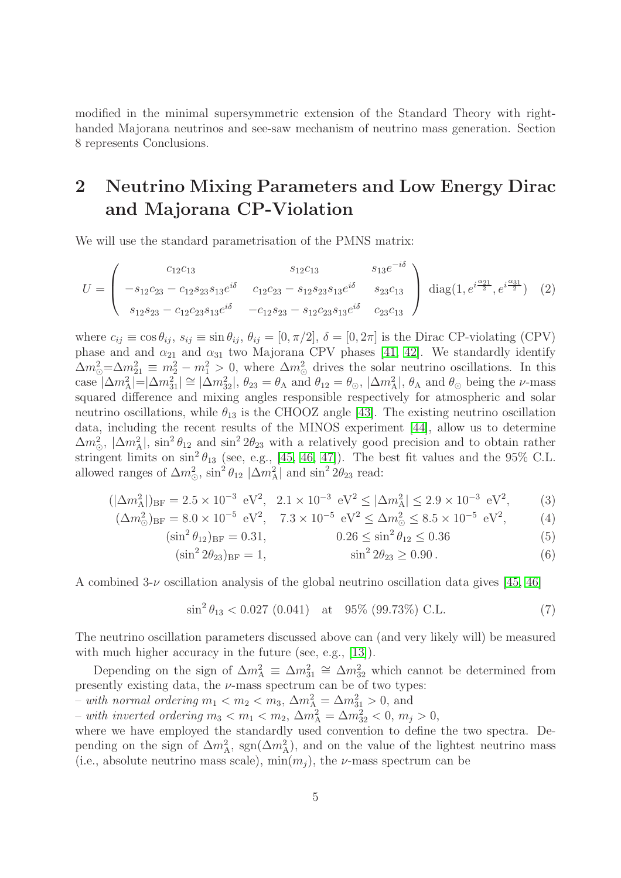modified in the minimal supersymmetric extension of the Standard Theory with right-handed Majorana neutrinos and see-saw mechanism of neutrino mass generation. Section 8 represents Conclusions.

## 2 Neutrino Mixing Parameters and Low Energy Dirac and Majorana CP-Violation

We will use the standard parametrisation of the PMNS matrix:

$$U = \begin{pmatrix} c_{12}c_{13} & s_{12}c_{13} & s_{13}e^{-i\delta} \\ -s_{12}c_{23} - c_{12}s_{23}s_{13}e^{i\delta} & c_{12}c_{23} - s_{12}s_{23}s_{13}e^{i\delta} & s_{23}c_{13} \\ s_{12}s_{23} - c_{12}c_{23}s_{13}e^{i\delta} & -c_{12}s_{23} - s_{12}c_{23}s_{13}e^{i\delta} & c_{23}c_{13} \end{pmatrix} \,\mathrm{diag}(1, e^{i\frac{\alpha_{21}}{2}}, e^{i\frac{\alpha_{31}}{2}}) \quad (2)$$

where $c_{ij} \equiv \cos\theta_{ij}$, $s_{ij} \equiv \sin\theta_{ij}$, $\theta_{ij} = [0, \pi/2]$, $\delta = [0, 2\pi]$ is the Dirac CP-violating (CPV) phase and and $\alpha_{21}$ and $\alpha_{31}$ two Majorana CPV phases [41, 42]. We standardly identify $\Delta m^2_\odot$=$\Delta m^2_{21} \equiv m_2^2 - m_1^2 > 0$, where $\Delta m^2_\odot$ drives the solar neutrino oscillations. In this case $|\Delta m^2_{\rm A}|$=$|\Delta m^2_{31}| \cong |\Delta m^2_{32}|$, $\theta_{23} = \theta_{\rm A}$ and $\theta_{12} = \theta_\odot$, $|\Delta m^2_{\rm A}|$, $\theta_{\rm A}$ and $\theta_\odot$ being the $\nu$-mass squared difference and mixing angles responsible respectively for atmospheric and solar neutrino oscillations, while $\theta_{13}$ is the CHOOZ angle [43]. The existing neutrino oscillation data, including the recent results of the MINOS experiment [44], allow us to determine $\Delta m^2_\odot$, $|\Delta m^2_{\rm A}|$, $\sin^2\theta_{12}$ and $\sin^2 2\theta_{23}$ with a relatively good precision and to obtain rather stringent limits on $\sin^2\theta_{13}$ (see, e.g., [45, 46, 47]). The best fit values and the 95% C.L. allowed ranges of $\Delta m^2_\odot$, $\sin^2\theta_{12}$ $|\Delta m^2_{\rm A}|$ and $\sin^2 2\theta_{23}$ read:

$$(|\Delta m^2_{\rm A}|)_{\rm BF} = 2.5 \times 10^{-3}\ \mathrm{eV}^2, \quad 2.1 \times 10^{-3}\ \mathrm{eV}^2 \leq |\Delta m^2_{\rm A}| \leq 2.9 \times 10^{-3}\ \mathrm{eV}^2, \quad (3)$$

$$(\Delta m^2_\odot)_{\rm BF} = 8.0 \times 10^{-5}\ \mathrm{eV}^2, \quad 7.3 \times 10^{-5}\ \mathrm{eV}^2 \leq \Delta m^2_\odot \leq 8.5 \times 10^{-5}\ \mathrm{eV}^2, \quad (4)$$

$$(\sin^2\theta_{12})_{\rm BF} = 0.31, \qquad 0.26 \leq \sin^2\theta_{12} \leq 0.36 \quad (5)$$

$$(\sin^2 2\theta_{23})_{\rm BF} = 1, \qquad \sin^2 2\theta_{23} \geq 0.90\,. \quad (6)$$

A combined 3-$\nu$ oscillation analysis of the global neutrino oscillation data gives [45, 46]

$$\sin^2\theta_{13} < 0.027\ (0.041) \quad \text{at} \quad 95\%\ (99.73\%)\ \text{C.L.} \quad (7)$$

The neutrino oscillation parameters discussed above can (and very likely will) be measured with much higher accuracy in the future (see, e.g., [13]).

Depending on the sign of $\Delta m^2_{\rm A} \equiv \Delta m^2_{31} \cong \Delta m^2_{32}$ which cannot be determined from presently existing data, the $\nu$-mass spectrum can be of two types:
– *with normal ordering* $m_1 < m_2 < m_3$, $\Delta m^2_{\rm A} = \Delta m^2_{31} > 0$, and
– *with inverted ordering* $m_3 < m_1 < m_2$, $\Delta m^2_{\rm A} = \Delta m^2_{32} < 0$, $m_j > 0$,
where we have employed the standardly used convention to define the two spectra. Depending on the sign of $\Delta m^2_{\rm A}$, $\mathrm{sgn}(\Delta m^2_{\rm A})$, and on the value of the lightest neutrino mass (i.e., absolute neutrino mass scale), $\min(m_j)$, the $\nu$-mass spectrum can be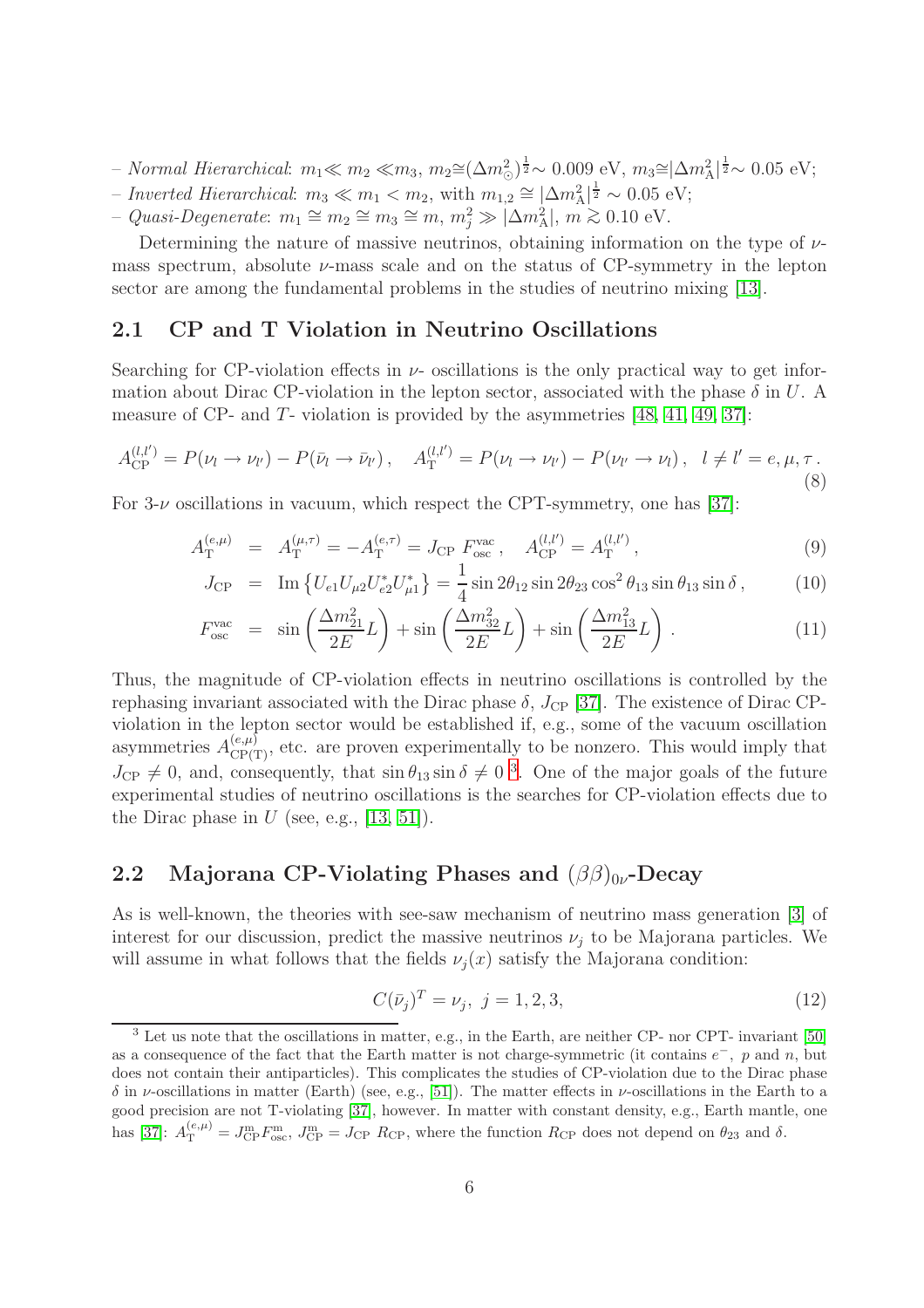– *Normal Hierarchical*: $m_1 \ll m_2 \ll m_3$, $m_2 \cong (\Delta m^2_{\odot})^{\frac{1}{2}} \sim 0.009$ eV, $m_3 \cong |\Delta m^2_{\rm A}|^{\frac{1}{2}} \sim 0.05$ eV;
– *Inverted Hierarchical*: $m_3 \ll m_1 < m_2$, with $m_{1,2} \cong |\Delta m^2_{\rm A}|^{\frac{1}{2}} \sim 0.05$ eV;
– *Quasi-Degenerate*: $m_1 \cong m_2 \cong m_3 \cong m$, $m_j^2 \gg |\Delta m^2_{\rm A}|$, $m \gtrsim 0.10$ eV.

Determining the nature of massive neutrinos, obtaining information on the type of $\nu$-mass spectrum, absolute $\nu$-mass scale and on the status of CP-symmetry in the lepton sector are among the fundamental problems in the studies of neutrino mixing [13].

## 2.1 CP and T Violation in Neutrino Oscillations

Searching for CP-violation effects in $\nu$- oscillations is the only practical way to get information about Dirac CP-violation in the lepton sector, associated with the phase $\delta$ in $U$. A measure of CP- and $T$- violation is provided by the asymmetries [48, 41, 49, 37]:

$$A^{(l,l')}_{\rm CP} = P(\nu_l \rightarrow \nu_{l'}) - P(\bar{\nu}_l \rightarrow \bar{\nu}_{l'})\,, \quad A^{(l,l')}_{\rm T} = P(\nu_l \rightarrow \nu_{l'}) - P(\nu_{l'} \rightarrow \nu_l)\,, \quad l \neq l' = e, \mu, \tau\,. \tag{8}$$

For 3-$\nu$ oscillations in vacuum, which respect the CPT-symmetry, one has [37]:

$$A^{(e,\mu)}_{\rm T} = A^{(\mu,\tau)}_{\rm T} = -A^{(e,\tau)}_{\rm T} = J_{\rm CP}\; F^{\rm vac}_{\rm osc}\,, \quad A^{(l,l')}_{\rm CP} = A^{(l,l')}_{\rm T}\,, \tag{9}$$

$$J_{\rm CP} = {\rm Im}\left\{U_{e1} U_{\mu 2} U^*_{e2} U^*_{\mu 1}\right\} = \frac{1}{4} \sin 2\theta_{12} \sin 2\theta_{23} \cos^2\theta_{13} \sin\theta_{13} \sin\delta\,, \tag{10}$$

$$F^{\rm vac}_{\rm osc} = \sin\left(\frac{\Delta m^2_{21}}{2E} L\right) + \sin\left(\frac{\Delta m^2_{32}}{2E} L\right) + \sin\left(\frac{\Delta m^2_{13}}{2E} L\right)\,. \tag{11}$$

Thus, the magnitude of CP-violation effects in neutrino oscillations is controlled by the rephasing invariant associated with the Dirac phase $\delta$, $J_{\rm CP}$ [37]. The existence of Dirac CP-violation in the lepton sector would be established if, e.g., some of the vacuum oscillation asymmetries $A^{(e,\mu)}_{\rm CP(T)}$, etc. are proven experimentally to be nonzero. This would imply that $J_{\rm CP} \neq 0$, and, consequently, that $\sin\theta_{13} \sin\delta \neq 0$ [3]. One of the major goals of the future experimental studies of neutrino oscillations is the searches for CP-violation effects due to the Dirac phase in $U$ (see, e.g., [13, 51]).

## 2.2 Majorana CP-Violating Phases and $(\beta\beta)_{0\nu}$-Decay

As is well-known, the theories with see-saw mechanism of neutrino mass generation [3] of interest for our discussion, predict the massive neutrinos $\nu_j$ to be Majorana particles. We will assume in what follows that the fields $\nu_j(x)$ satisfy the Majorana condition:

$$C(\bar{\nu}_j)^T = \nu_j,\ j = 1, 2, 3, \tag{12}$$

[3] Let us note that the oscillations in matter, e.g., in the Earth, are neither CP- nor CPT- invariant [50] as a consequence of the fact that the Earth matter is not charge-symmetric (it contains $e^-$, $p$ and $n$, but does not contain their antiparticles). This complicates the studies of CP-violation due to the Dirac phase $\delta$ in $\nu$-oscillations in matter (Earth) (see, e.g., [51]). The matter effects in $\nu$-oscillations in the Earth to a good precision are not T-violating [37], however. In matter with constant density, e.g., Earth mantle, one has [37]: $A^{(e,\mu)}_{\rm T} = J^{\rm m}_{\rm CP} F^{\rm m}_{\rm osc}$, $J^{\rm m}_{\rm CP} = J_{\rm CP}\, R_{\rm CP}$, where the function $R_{\rm CP}$ does not depend on $\theta_{23}$ and $\delta$.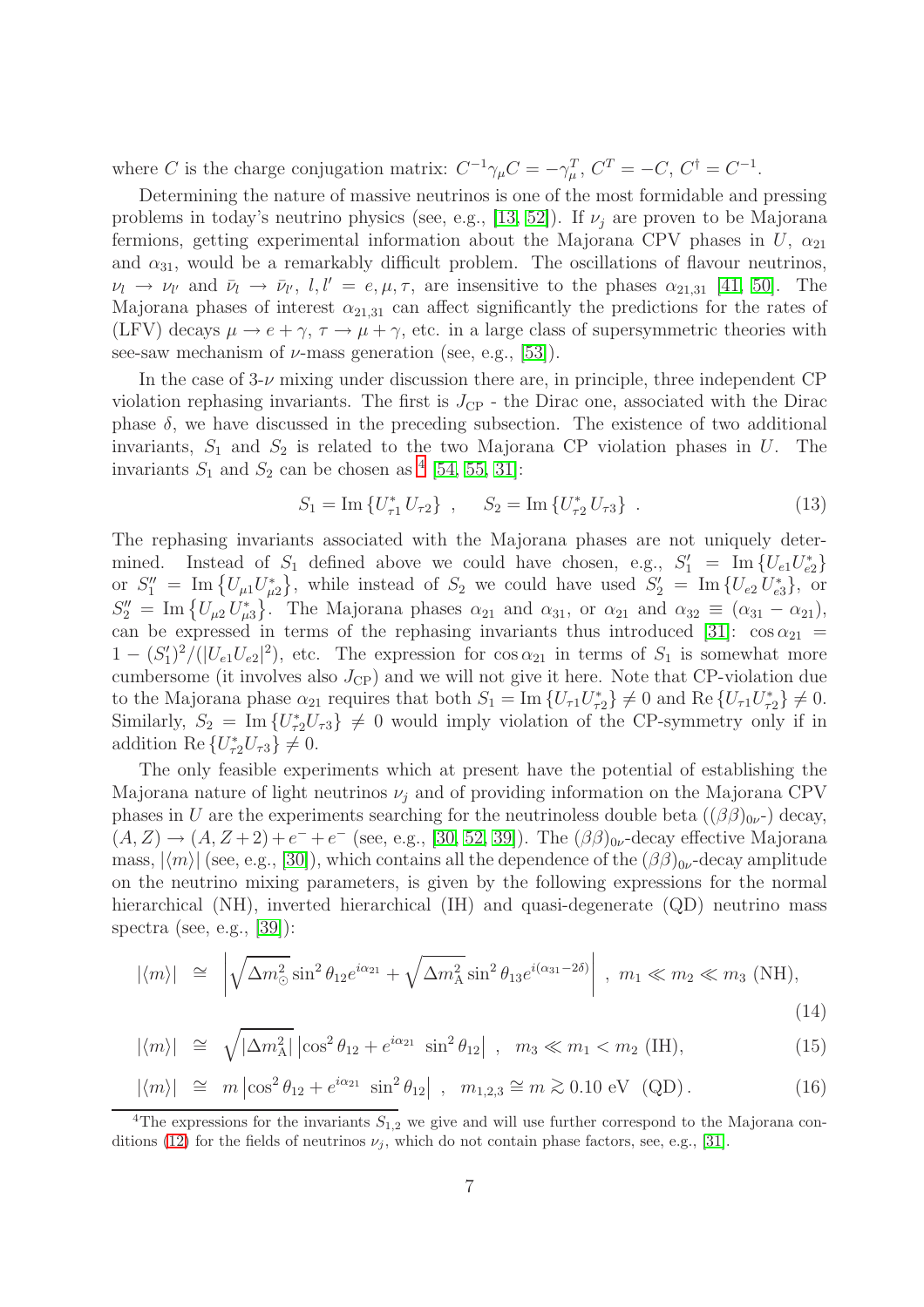where $C$ is the charge conjugation matrix: $C^{-1}\gamma_\mu C = -\gamma_\mu^T$, $C^T = -C$, $C^\dagger = C^{-1}$.

Determining the nature of massive neutrinos is one of the most formidable and pressing problems in today's neutrino physics (see, e.g., [13, 52]). If $\nu_j$ are proven to be Majorana fermions, getting experimental information about the Majorana CPV phases in $U$, $\alpha_{21}$ and $\alpha_{31}$, would be a remarkably difficult problem. The oscillations of flavour neutrinos, $\nu_l \rightarrow \nu_{l'}$ and $\bar{\nu}_l \rightarrow \bar{\nu}_{l'}$, $l, l' = e, \mu, \tau$, are insensitive to the phases $\alpha_{21,31}$ [41, 50]. The Majorana phases of interest $\alpha_{21,31}$ can affect significantly the predictions for the rates of (LFV) decays $\mu \rightarrow e + \gamma$, $\tau \rightarrow \mu + \gamma$, etc. in a large class of supersymmetric theories with see-saw mechanism of $\nu$-mass generation (see, e.g., [53]).

In the case of 3-$\nu$ mixing under discussion there are, in principle, three independent CP violation rephasing invariants. The first is $J_{\rm CP}$ - the Dirac one, associated with the Dirac phase $\delta$, we have discussed in the preceding subsection. The existence of two additional invariants, $S_1$ and $S_2$ is related to the two Majorana CP violation phases in $U$. The invariants $S_1$ and $S_2$ can be chosen as [4] [54, 55, 31]:

$$S_1 = {\rm Im}\left\{U_{\tau 1}^* \, U_{\tau 2}\right\} \ , \quad S_2 = {\rm Im}\left\{U_{\tau 2}^* \, U_{\tau 3}\right\} \ . \tag{13}$$

The rephasing invariants associated with the Majorana phases are not uniquely determined. Instead of $S_1$ defined above we could have chosen, e.g., $S_1' = {\rm Im}\left\{U_{e1} U_{e2}^*\right\}$ or $S_1'' = {\rm Im}\left\{U_{\mu 1} U_{\mu 2}^*\right\}$, while instead of $S_2$ we could have used $S_2' = {\rm Im}\left\{U_{e2} \, U_{e3}^*\right\}$, or $S_2'' = {\rm Im}\left\{U_{\mu 2} \, U_{\mu 3}^*\right\}$. The Majorana phases $\alpha_{21}$ and $\alpha_{31}$, or $\alpha_{21}$ and $\alpha_{32} \equiv (\alpha_{31} - \alpha_{21})$, can be expressed in terms of the rephasing invariants thus introduced [31]: $\cos\alpha_{21} = 1 - (S_1')^2/(|U_{e1} U_{e2}|^2)$, etc. The expression for $\cos\alpha_{21}$ in terms of $S_1$ is somewhat more cumbersome (it involves also $J_{\rm CP}$) and we will not give it here. Note that CP-violation due to the Majorana phase $\alpha_{21}$ requires that both $S_1 = {\rm Im}\left\{U_{\tau 1} U_{\tau 2}^*\right\} \neq 0$ and ${\rm Re}\left\{U_{\tau 1} U_{\tau 2}^*\right\} \neq 0$. Similarly, $S_2 = {\rm Im}\left\{U_{\tau 2}^* U_{\tau 3}\right\} \neq 0$ would imply violation of the CP-symmetry only if in addition ${\rm Re}\left\{U_{\tau 2}^* U_{\tau 3}\right\} \neq 0$.

The only feasible experiments which at present have the potential of establishing the Majorana nature of light neutrinos $\nu_j$ and of providing information on the Majorana CPV phases in $U$ are the experiments searching for the neutrinoless double beta ($(\beta\beta)_{0\nu}$-) decay, $(A, Z) \rightarrow (A, Z + 2) + e^- + e^-$ (see, e.g., [30, 52, 39]). The $(\beta\beta)_{0\nu}$-decay effective Majorana mass, $|\langle m \rangle|$ (see, e.g., [30]), which contains all the dependence of the $(\beta\beta)_{0\nu}$-decay amplitude on the neutrino mixing parameters, is given by the following expressions for the normal hierarchical (NH), inverted hierarchical (IH) and quasi-degenerate (QD) neutrino mass spectra (see, e.g., [39]):

$$|\langle m \rangle| \ \cong \ \left| \sqrt{\Delta m^2_\odot} \sin^2\theta_{12} e^{i\alpha_{21}} + \sqrt{\Delta m^2_{\rm A}} \sin^2\theta_{13} e^{i(\alpha_{31} - 2\delta)} \right| \ , \ m_1 \ll m_2 \ll m_3 \ ({\rm NH}), \tag{14}$$

$$|\langle m \rangle| \ \cong \ \sqrt{|\Delta m^2_{\rm A}|} \left| \cos^2\theta_{12} + e^{i\alpha_{21}} \ \sin^2\theta_{12} \right| \ , \ \ m_3 \ll m_1 < m_2 \ ({\rm IH}), \tag{15}$$

$$|\langle m \rangle| \ \cong \ m \left| \cos^2\theta_{12} + e^{i\alpha_{21}} \ \sin^2\theta_{12} \right| \ , \ \ m_{1,2,3} \cong m \gtrsim 0.10 \ {\rm eV} \ \ ({\rm QD}). \tag{16}$$

---

[4] The expressions for the invariants $S_{1,2}$ we give and will use further correspond to the Majorana conditions (12) for the fields of neutrinos $\nu_j$, which do not contain phase factors, see, e.g., [31].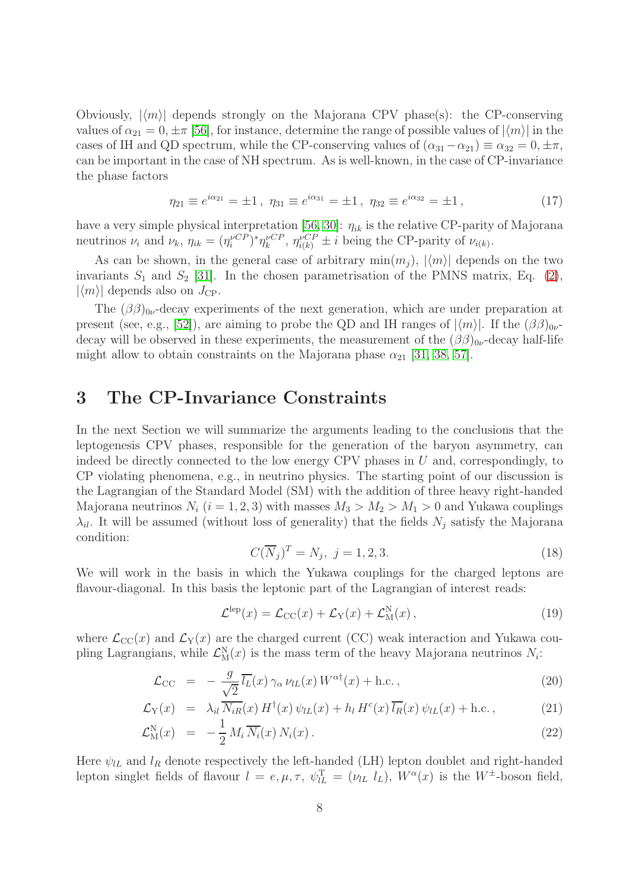Obviously, $|\langle m \rangle|$ depends strongly on the Majorana CPV phase(s): the CP-conserving values of $\alpha_{21} = 0, \pm\pi$ [56], for instance, determine the range of possible values of $|\langle m \rangle|$ in the cases of IH and QD spectrum, while the CP-conserving values of $(\alpha_{31} - \alpha_{21}) \equiv \alpha_{32} = 0, \pm\pi$, can be important in the case of NH spectrum. As is well-known, in the case of CP-invariance the phase factors

$$\eta_{21} \equiv e^{i\alpha_{21}} = \pm 1\,,\ \eta_{31} \equiv e^{i\alpha_{31}} = \pm 1\,,\ \eta_{32} \equiv e^{i\alpha_{32}} = \pm 1\,, \tag{17}$$

have a very simple physical interpretation [56, 30]: $\eta_{ik}$ is the relative CP-parity of Majorana neutrinos $\nu_i$ and $\nu_k$, $\eta_{ik} = (\eta_i^{\nu CP})^* \eta_k^{\nu CP}$, $\eta_{i(k)}^{\nu CP} \pm i$ being the CP-parity of $\nu_{i(k)}$.

As can be shown, in the general case of arbitrary $\min(m_j)$, $|\langle m \rangle|$ depends on the two invariants $S_1$ and $S_2$ [31]. In the chosen parametrisation of the PMNS matrix, Eq. (2), $|\langle m \rangle|$ depends also on $J_{\rm CP}$.

The $(\beta\beta)_{0\nu}$-decay experiments of the next generation, which are under preparation at present (see, e.g., [52]), are aiming to probe the QD and IH ranges of $|\langle m \rangle|$. If the $(\beta\beta)_{0\nu}$-decay will be observed in these experiments, the measurement of the $(\beta\beta)_{0\nu}$-decay half-life might allow to obtain constraints on the Majorana phase $\alpha_{21}$ [31, 38, 57].

# 3 The CP-Invariance Constraints

In the next Section we will summarize the arguments leading to the conclusions that the leptogenesis CPV phases, responsible for the generation of the baryon asymmetry, can indeed be directly connected to the low energy CPV phases in $U$ and, correspondingly, to CP violating phenomena, e.g., in neutrino physics. The starting point of our discussion is the Lagrangian of the Standard Model (SM) with the addition of three heavy right-handed Majorana neutrinos $N_i$ $(i = 1, 2, 3)$ with masses $M_3 > M_2 > M_1 > 0$ and Yukawa couplings $\lambda_{il}$. It will be assumed (without loss of generality) that the fields $N_j$ satisfy the Majorana condition:

$$C(\overline{N}_j)^T = N_j,\ j = 1, 2, 3. \tag{18}$$

We will work in the basis in which the Yukawa couplings for the charged leptons are flavour-diagonal. In this basis the leptonic part of the Lagrangian of interest reads:

$$\mathcal{L}^{\rm lep}(x) = \mathcal{L}_{\rm CC}(x) + \mathcal{L}_{\rm Y}(x) + \mathcal{L}_{\rm M}^{\rm N}(x)\,, \tag{19}$$

where $\mathcal{L}_{\rm CC}(x)$ and $\mathcal{L}_{\rm Y}(x)$ are the charged current (CC) weak interaction and Yukawa coupling Lagrangians, while $\mathcal{L}_{\rm M}^{\rm N}(x)$ is the mass term of the heavy Majorana neutrinos $N_i$:

$$\mathcal{L}_{\rm CC} = -\frac{g}{\sqrt{2}}\, \overline{l_L}(x)\, \gamma_\alpha\, \nu_{lL}(x)\, W^{\alpha\dagger}(x) + {\rm h.c.}\,, \tag{20}$$

$$\mathcal{L}_{\rm Y}(x) = \lambda_{il}\, \overline{N_{iR}}(x)\, H^\dagger(x)\, \psi_{lL}(x) + h_l\, H^c(x)\, \overline{l_R}(x)\, \psi_{lL}(x) + {\rm h.c.}\,, \tag{21}$$

$$\mathcal{L}_{\rm M}^{\rm N}(x) = -\frac{1}{2}\, M_i\, \overline{N_i}(x)\, N_i(x)\,. \tag{22}$$

Here $\psi_{lL}$ and $l_R$ denote respectively the left-handed (LH) lepton doublet and right-handed lepton singlet fields of flavour $l = e, \mu, \tau$, $\psi_{lL}^{\rm T} = (\nu_{lL}\ \ l_L)$, $W^\alpha(x)$ is the $W^\pm$-boson field,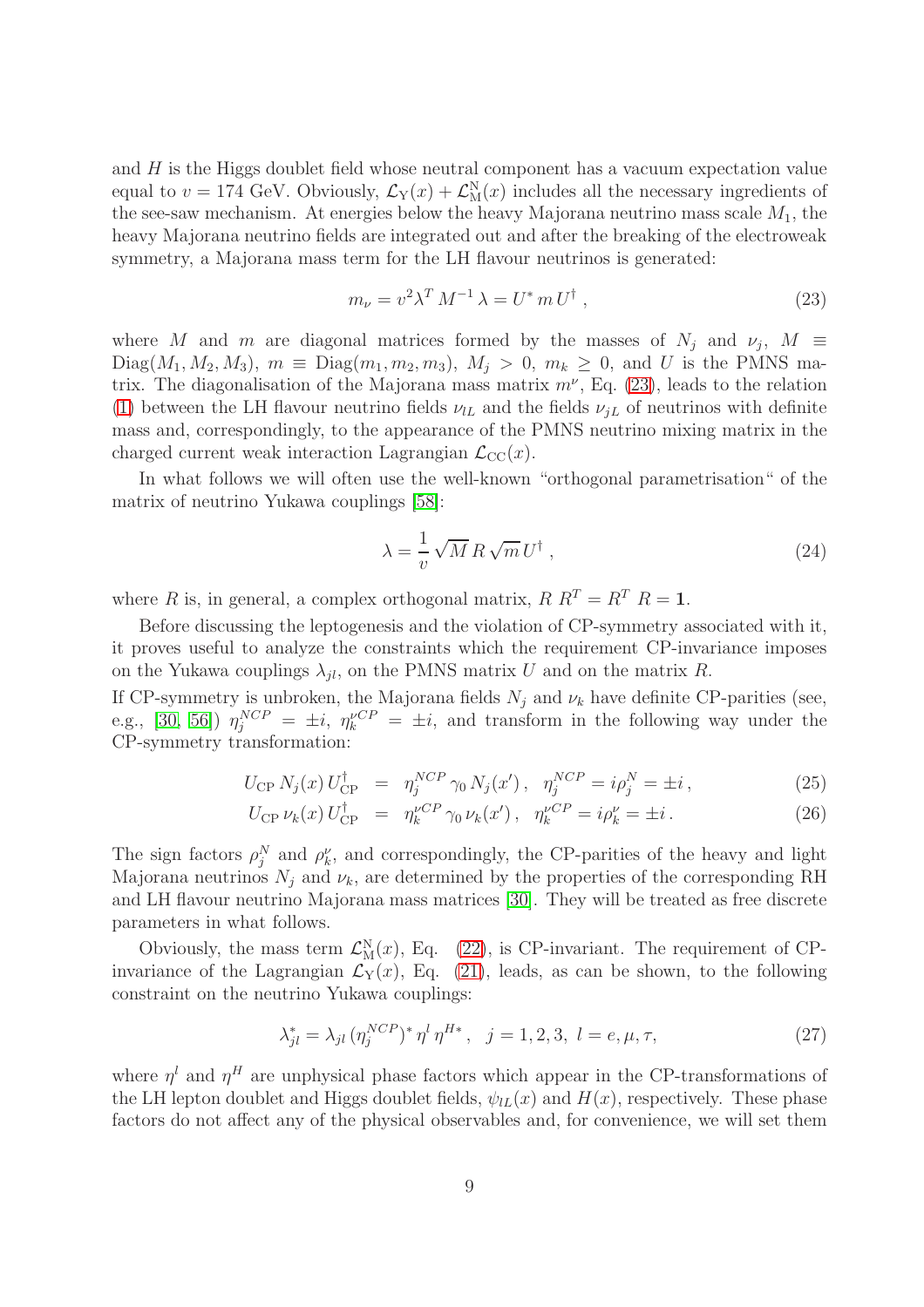and $H$ is the Higgs doublet field whose neutral component has a vacuum expectation value equal to $v = 174$ GeV. Obviously, $\mathcal{L}_{\rm Y}(x) + \mathcal{L}_{\rm M}^{\rm N}(x)$ includes all the necessary ingredients of the see-saw mechanism. At energies below the heavy Majorana neutrino mass scale $M_1$, the heavy Majorana neutrino fields are integrated out and after the breaking of the electroweak symmetry, a Majorana mass term for the LH flavour neutrinos is generated:

$$m_\nu = v^2 \lambda^T M^{-1} \lambda = U^* \, m \, U^\dagger \,, \tag{23}$$

where $M$ and $m$ are diagonal matrices formed by the masses of $N_j$ and $\nu_j$, $M \equiv {\rm Diag}(M_1, M_2, M_3)$, $m \equiv {\rm Diag}(m_1, m_2, m_3)$, $M_j > 0$, $m_k \geq 0$, and $U$ is the PMNS matrix. The diagonalisation of the Majorana mass matrix $m^\nu$, Eq. (23), leads to the relation (1) between the LH flavour neutrino fields $\nu_{lL}$ and the fields $\nu_{jL}$ of neutrinos with definite mass and, correspondingly, to the appearance of the PMNS neutrino mixing matrix in the charged current weak interaction Lagrangian $\mathcal{L}_{\rm CC}(x)$.

In what follows we will often use the well-known "orthogonal parametrisation" of the matrix of neutrino Yukawa couplings [58]:

$$\lambda = \frac{1}{v} \sqrt{M} \, R \, \sqrt{m} \, U^\dagger \,, \tag{24}$$

where $R$ is, in general, a complex orthogonal matrix, $R \, R^T = R^T \, R = \mathbf{1}$.

Before discussing the leptogenesis and the violation of CP-symmetry associated with it, it proves useful to analyze the constraints which the requirement CP-invariance imposes on the Yukawa couplings $\lambda_{jl}$, on the PMNS matrix $U$ and on the matrix $R$.

If CP-symmetry is unbroken, the Majorana fields $N_j$ and $\nu_k$ have definite CP-parities (see, e.g., [30, 56]) $\eta_j^{NCP} = \pm i$, $\eta_k^{\nu CP} = \pm i$, and transform in the following way under the CP-symmetry transformation:

$$U_{\rm CP} \, N_j(x) \, U_{\rm CP}^\dagger \;=\; \eta_j^{NCP} \, \gamma_0 \, N_j(x')\,, \quad \eta_j^{NCP} = i\rho_j^N = \pm i\,, \tag{25}$$

$$U_{\rm CP} \, \nu_k(x) \, U_{\rm CP}^\dagger \;=\; \eta_k^{\nu CP} \, \gamma_0 \, \nu_k(x')\,, \quad \eta_k^{\nu CP} = i\rho_k^\nu = \pm i\,. \tag{26}$$

The sign factors $\rho_j^N$ and $\rho_k^\nu$, and correspondingly, the CP-parities of the heavy and light Majorana neutrinos $N_j$ and $\nu_k$, are determined by the properties of the corresponding RH and LH flavour neutrino Majorana mass matrices [30]. They will be treated as free discrete parameters in what follows.

Obviously, the mass term $\mathcal{L}_{\rm M}^{\rm N}(x)$, Eq. (22), is CP-invariant. The requirement of CP-invariance of the Lagrangian $\mathcal{L}_{\rm Y}(x)$, Eq. (21), leads, as can be shown, to the following constraint on the neutrino Yukawa couplings:

$$\lambda_{jl}^* = \lambda_{jl} \, (\eta_j^{NCP})^* \, \eta^l \, \eta^{H*} \,, \quad j = 1,2,3, \; l = e, \mu, \tau, \tag{27}$$

where $\eta^l$ and $\eta^H$ are unphysical phase factors which appear in the CP-transformations of the LH lepton doublet and Higgs doublet fields, $\psi_{lL}(x)$ and $H(x)$, respectively. These phase factors do not affect any of the physical observables and, for convenience, we will set them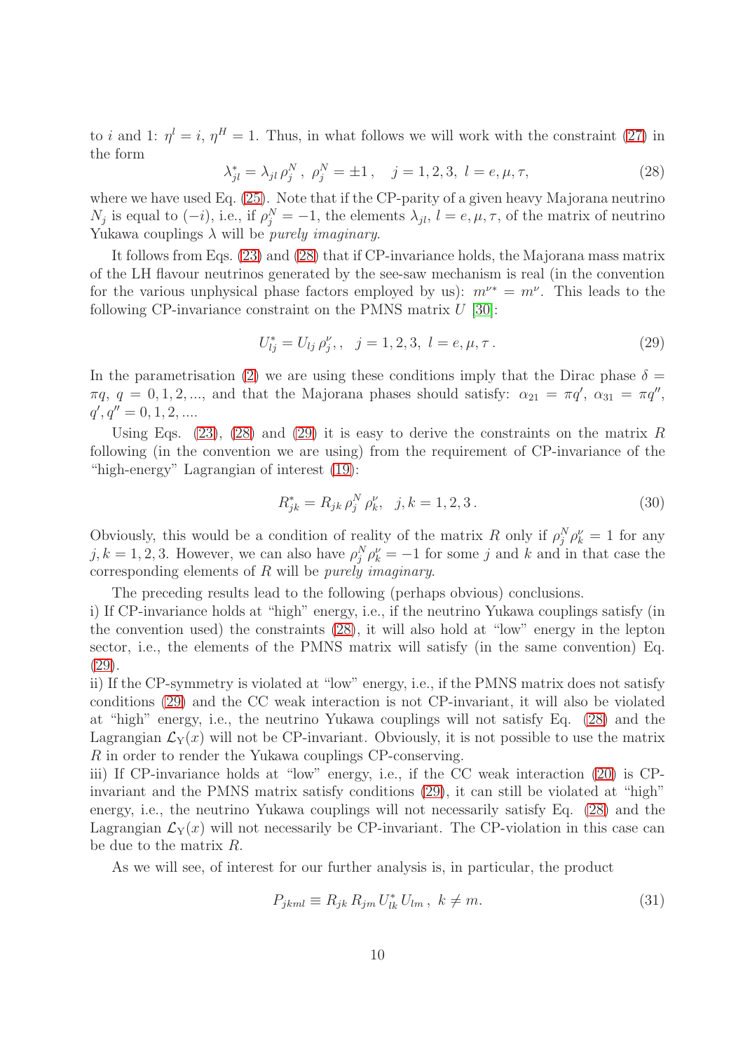to $i$ and 1: $\eta^l = i$, $\eta^H = 1$. Thus, in what follows we will work with the constraint (27) in the form

$$\lambda^*_{jl} = \lambda_{jl}\, \rho^N_j \,,\ \rho^N_j = \pm 1\,, \quad j = 1, 2, 3,\ l = e, \mu, \tau, \tag{28}$$

where we have used Eq. (25). Note that if the CP-parity of a given heavy Majorana neutrino $N_j$ is equal to $(-i)$, i.e., if $\rho^N_j = -1$, the elements $\lambda_{jl}$, $l = e, \mu, \tau$, of the matrix of neutrino Yukawa couplings $\lambda$ will be *purely imaginary*.

It follows from Eqs. (23) and (28) that if CP-invariance holds, the Majorana mass matrix of the LH flavour neutrinos generated by the see-saw mechanism is real (in the convention for the various unphysical phase factors employed by us): $m^{\nu *} = m^\nu$. This leads to the following CP-invariance constraint on the PMNS matrix $U$ [30]:

$$U^*_{lj} = U_{lj}\, \rho^\nu_j,\,, \quad j = 1, 2, 3,\ l = e, \mu, \tau\,. \tag{29}$$

In the parametrisation (2) we are using these conditions imply that the Dirac phase $\delta = \pi q$, $q = 0, 1, 2, ...$, and that the Majorana phases should satisfy: $\alpha_{21} = \pi q'$, $\alpha_{31} = \pi q''$, $q', q'' = 0, 1, 2, ...$.

Using Eqs. (23), (28) and (29) it is easy to derive the constraints on the matrix $R$ following (in the convention we are using) from the requirement of CP-invariance of the "high-energy" Lagrangian of interest (19):

$$R^*_{jk} = R_{jk}\, \rho^N_j\, \rho^\nu_k, \quad j, k = 1, 2, 3\,. \tag{30}$$

Obviously, this would be a condition of reality of the matrix $R$ only if $\rho^N_j \rho^\nu_k = 1$ for any $j, k = 1, 2, 3$. However, we can also have $\rho^N_j \rho^\nu_k = -1$ for some $j$ and $k$ and in that case the corresponding elements of $R$ will be *purely imaginary*.

The preceding results lead to the following (perhaps obvious) conclusions.

i) If CP-invariance holds at "high" energy, i.e., if the neutrino Yukawa couplings satisfy (in the convention used) the constraints (28), it will also hold at "low" energy in the lepton sector, i.e., the elements of the PMNS matrix will satisfy (in the same convention) Eq. (29).

ii) If the CP-symmetry is violated at "low" energy, i.e., if the PMNS matrix does not satisfy conditions (29) and the CC weak interaction is not CP-invariant, it will also be violated at "high" energy, i.e., the neutrino Yukawa couplings will not satisfy Eq. (28) and the Lagrangian $\mathcal{L}_Y(x)$ will not be CP-invariant. Obviously, it is not possible to use the matrix $R$ in order to render the Yukawa couplings CP-conserving.

iii) If CP-invariance holds at "low" energy, i.e., if the CC weak interaction (20) is CP-invariant and the PMNS matrix satisfy conditions (29), it can still be violated at "high" energy, i.e., the neutrino Yukawa couplings will not necessarily satisfy Eq. (28) and the Lagrangian $\mathcal{L}_Y(x)$ will not necessarily be CP-invariant. The CP-violation in this case can be due to the matrix $R$.

As we will see, of interest for our further analysis is, in particular, the product

$$P_{jkml} \equiv R_{jk}\, R_{jm}\, U^*_{lk}\, U_{lm}\,,\ k \neq m. \tag{31}$$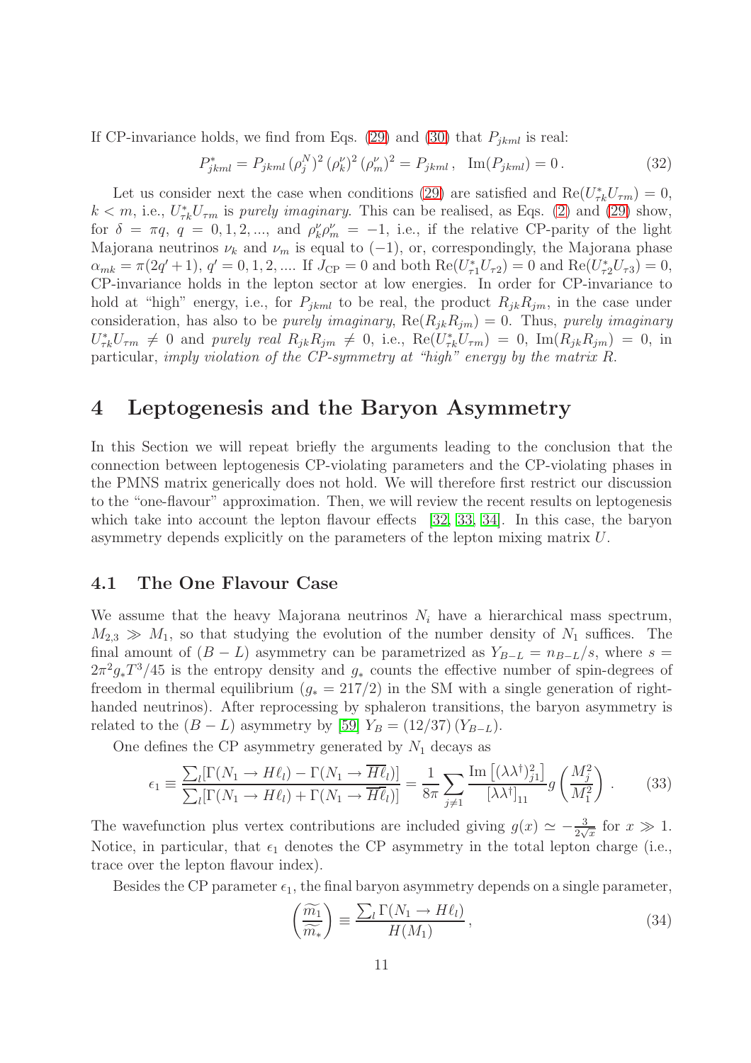If CP-invariance holds, we find from Eqs. (29) and (30) that $P_{jkml}$ is real:

$$P^*_{jkml} = P_{jkml}\,(\rho^N_j)^2\,(\rho^\nu_k)^2\,(\rho^\nu_m)^2 = P_{jkml}\,,\ \ \mathrm{Im}(P_{jkml}) = 0\,. \tag{32}$$

Let us consider next the case when conditions (29) are satisfied and $\mathrm{Re}(U^*_{\tau k}U_{\tau m}) = 0$, $k < m$, i.e., $U^*_{\tau k}U_{\tau m}$ is *purely imaginary*. This can be realised, as Eqs. (2) and (29) show, for $\delta = \pi q$, $q = 0, 1, 2, ...$, and $\rho^\nu_k \rho^\nu_m = -1$, i.e., if the relative CP-parity of the light Majorana neutrinos $\nu_k$ and $\nu_m$ is equal to $(-1)$, or, correspondingly, the Majorana phase $\alpha_{mk} = \pi(2q' + 1)$, $q' = 0, 1, 2, ....$ If $J_{\mathrm{CP}} = 0$ and both $\mathrm{Re}(U^*_{\tau 1}U_{\tau 2}) = 0$ and $\mathrm{Re}(U^*_{\tau 2}U_{\tau 3}) = 0$, CP-invariance holds in the lepton sector at low energies. In order for CP-invariance to hold at "high" energy, i.e., for $P_{jkml}$ to be real, the product $R_{jk}R_{jm}$, in the case under consideration, has also to be *purely imaginary*, $\mathrm{Re}(R_{jk}R_{jm}) = 0$. Thus, *purely imaginary* $U^*_{\tau k}U_{\tau m} \neq 0$ and *purely real* $R_{jk}R_{jm} \neq 0$, i.e., $\mathrm{Re}(U^*_{\tau k}U_{\tau m}) = 0$, $\mathrm{Im}(R_{jk}R_{jm}) = 0$, in particular, *imply violation of the CP-symmetry at "high" energy by the matrix R*.

# 4 Leptogenesis and the Baryon Asymmetry

In this Section we will repeat briefly the arguments leading to the conclusion that the connection between leptogenesis CP-violating parameters and the CP-violating phases in the PMNS matrix generically does not hold. We will therefore first restrict our discussion to the "one-flavour" approximation. Then, we will review the recent results on leptogenesis which take into account the lepton flavour effects [32, 33, 34]. In this case, the baryon asymmetry depends explicitly on the parameters of the lepton mixing matrix $U$.

## 4.1 The One Flavour Case

We assume that the heavy Majorana neutrinos $N_i$ have a hierarchical mass spectrum, $M_{2,3} \gg M_1$, so that studying the evolution of the number density of $N_1$ suffices. The final amount of $(B - L)$ asymmetry can be parametrized as $Y_{B-L} = n_{B-L}/s$, where $s = 2\pi^2 g_* T^3/45$ is the entropy density and $g_*$ counts the effective number of spin-degrees of freedom in thermal equilibrium ($g_* = 217/2$) in the SM with a single generation of right-handed neutrinos). After reprocessing by sphaleron transitions, the baryon asymmetry is related to the $(B - L)$ asymmetry by [59] $Y_B = (12/37)\,(Y_{B-L})$.

One defines the CP asymmetry generated by $N_1$ decays as

$$\epsilon_1 \equiv \frac{\sum_l [\Gamma(N_1 \to H\ell_l) - \Gamma(N_1 \to \overline{H}\overline{\ell}_l)]}{\sum_l [\Gamma(N_1 \to H\ell_l) + \Gamma(N_1 \to \overline{H}\overline{\ell}_l)]} = \frac{1}{8\pi}\sum_{j\neq 1}\frac{\mathrm{Im}\left[(\lambda\lambda^\dagger)^2_{j1}\right]}{[\lambda\lambda^\dagger]_{11}}\, g\left(\frac{M_j^2}{M_1^2}\right)\,. \tag{33}$$

The wavefunction plus vertex contributions are included giving $g(x) \simeq -\frac{3}{2\sqrt{x}}$ for $x \gg 1$. Notice, in particular, that $\epsilon_1$ denotes the CP asymmetry in the total lepton charge (i.e., trace over the lepton flavour index).

Besides the CP parameter $\epsilon_1$, the final baryon asymmetry depends on a single parameter,

$$\left(\frac{\widetilde{m_1}}{\widetilde{m_*}}\right) \equiv \frac{\sum_l \Gamma(N_1 \to H\ell_l)}{H(M_1)}\,, \tag{34}$$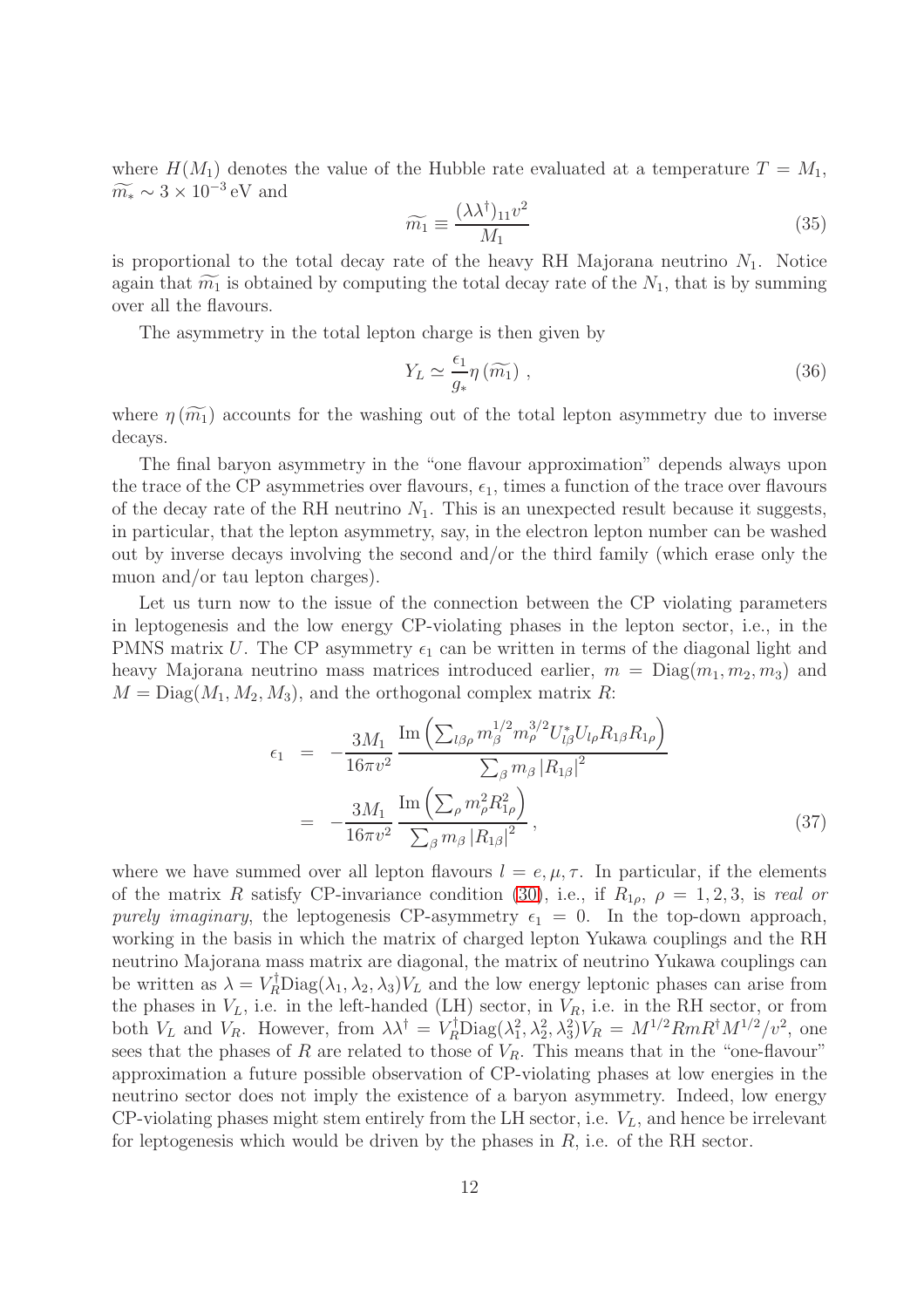where $H(M_1)$ denotes the value of the Hubble rate evaluated at a temperature $T = M_1$, $\widetilde{m_*} \sim 3 \times 10^{-3}\,\text{eV}$ and

$$
\widetilde{m_1} \equiv \frac{(\lambda\lambda^\dagger)_{11} v^2}{M_1} \tag{35}
$$

is proportional to the total decay rate of the heavy RH Majorana neutrino $N_1$. Notice again that $\widetilde{m_1}$ is obtained by computing the total decay rate of the $N_1$, that is by summing over all the flavours.

The asymmetry in the total lepton charge is then given by

$$
Y_L \simeq \frac{\epsilon_1}{g_*} \eta\left(\widetilde{m_1}\right) , \tag{36}
$$

where $\eta\left(\widetilde{m_1}\right)$ accounts for the washing out of the total lepton asymmetry due to inverse decays.

The final baryon asymmetry in the "one flavour approximation" depends always upon the trace of the CP asymmetries over flavours, $\epsilon_1$, times a function of the trace over flavours of the decay rate of the RH neutrino $N_1$. This is an unexpected result because it suggests, in particular, that the lepton asymmetry, say, in the electron lepton number can be washed out by inverse decays involving the second and/or the third family (which erase only the muon and/or tau lepton charges).

Let us turn now to the issue of the connection between the CP violating parameters in leptogenesis and the low energy CP-violating phases in the lepton sector, i.e., in the PMNS matrix $U$. The CP asymmetry $\epsilon_1$ can be written in terms of the diagonal light and heavy Majorana neutrino mass matrices introduced earlier, $m = \text{Diag}(m_1, m_2, m_3)$ and $M = \text{Diag}(M_1, M_2, M_3)$, and the orthogonal complex matrix $R$:

$$
\begin{aligned}
\epsilon_1 &= -\frac{3M_1}{16\pi v^2} \frac{\text{Im}\left(\sum_{l\beta\rho} m_\beta^{1/2} m_\rho^{3/2} U^*_{l\beta} U_{l\rho} R_{1\beta} R_{1\rho}\right)}{\sum_\beta m_\beta \left|R_{1\beta}\right|^2} \\
&= -\frac{3M_1}{16\pi v^2} \frac{\text{Im}\left(\sum_\rho m_\rho^2 R_{1\rho}^2\right)}{\sum_\beta m_\beta \left|R_{1\beta}\right|^2} ,
\end{aligned} \tag{37}
$$

where we have summed over all lepton flavours $l = e, \mu, \tau$. In particular, if the elements of the matrix $R$ satisfy CP-invariance condition (30), i.e., if $R_{1\rho}$, $\rho = 1, 2, 3$, is *real or purely imaginary*, the leptogenesis CP-asymmetry $\epsilon_1 = 0$. In the top-down approach, working in the basis in which the matrix of charged lepton Yukawa couplings and the RH neutrino Majorana mass matrix are diagonal, the matrix of neutrino Yukawa couplings can be written as $\lambda = V_R^\dagger \text{Diag}(\lambda_1, \lambda_2, \lambda_3) V_L$ and the low energy leptonic phases can arise from the phases in $V_L$, i.e. in the left-handed (LH) sector, in $V_R$, i.e. in the RH sector, or from both $V_L$ and $V_R$. However, from $\lambda\lambda^\dagger = V_R^\dagger \text{Diag}(\lambda_1^2, \lambda_2^2, \lambda_3^2) V_R = M^{1/2} R m R^\dagger M^{1/2}/v^2$, one sees that the phases of $R$ are related to those of $V_R$. This means that in the "one-flavour" approximation a future possible observation of CP-violating phases at low energies in the neutrino sector does not imply the existence of a baryon asymmetry. Indeed, low energy CP-violating phases might stem entirely from the LH sector, i.e. $V_L$, and hence be irrelevant for leptogenesis which would be driven by the phases in $R$, i.e. of the RH sector.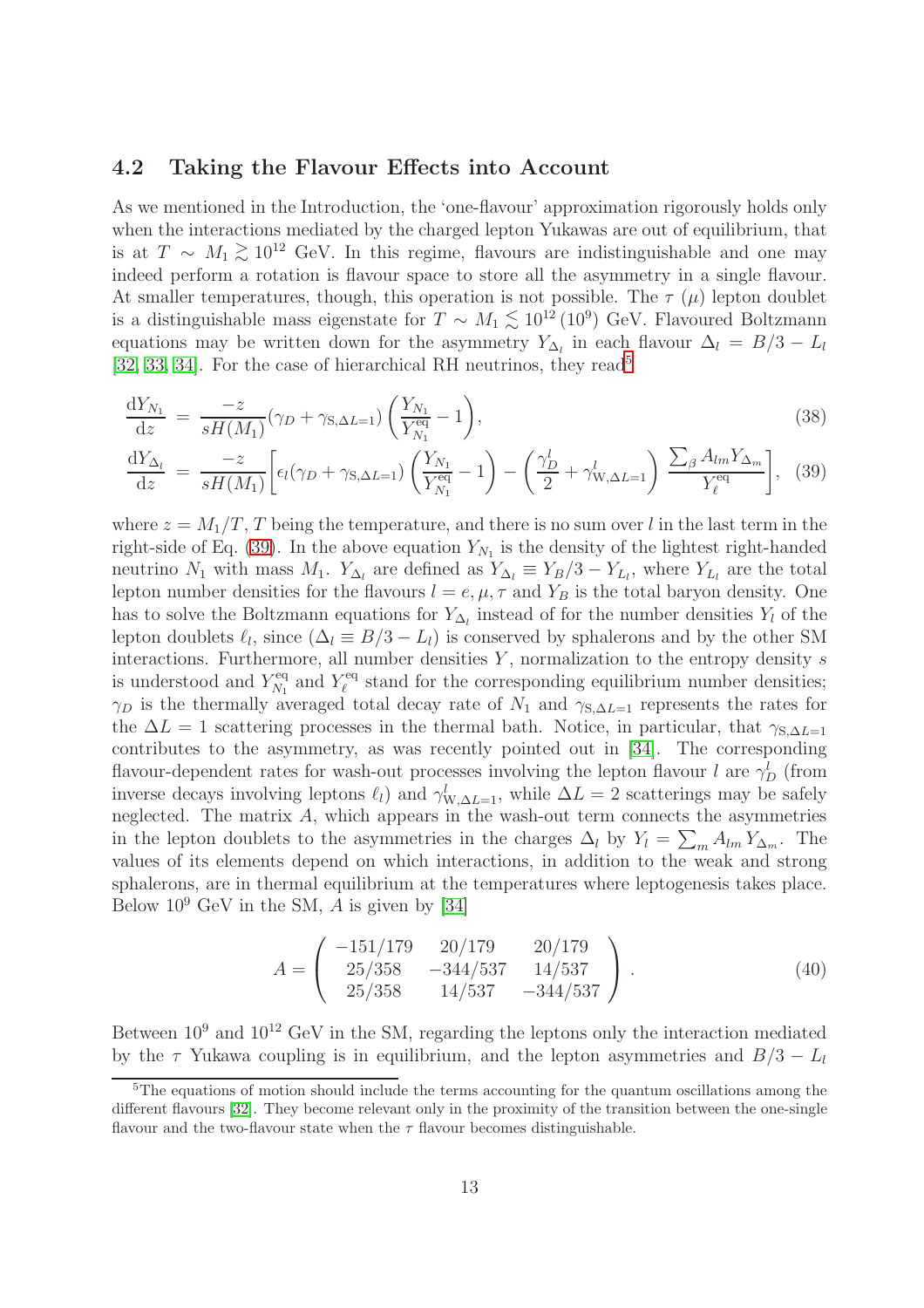### 4.2 Taking the Flavour Effects into Account

As we mentioned in the Introduction, the 'one-flavour' approximation rigorously holds only when the interactions mediated by the charged lepton Yukawas are out of equilibrium, that is at $T \sim M_1 \gtrsim 10^{12}$ GeV. In this regime, flavours are indistinguishable and one may indeed perform a rotation is flavour space to store all the asymmetry in a single flavour. At smaller temperatures, though, this operation is not possible. The $\tau$ ($\mu$) lepton doublet is a distinguishable mass eigenstate for $T \sim M_1 \lesssim 10^{12}\,(10^9)$ GeV. Flavoured Boltzmann equations may be written down for the asymmetry $Y_{\Delta_l}$ in each flavour $\Delta_l = B/3 - L_l$ [32, 33, 34]. For the case of hierarchical RH neutrinos, they read[5]

$$\frac{\mathrm{d}Y_{N_1}}{\mathrm{d}z} = \frac{-z}{sH(M_1)}(\gamma_D + \gamma_{\mathrm{S},\Delta L=1})\left(\frac{Y_{N_1}}{Y_{N_1}^{\mathrm{eq}}} - 1\right), \tag{38}$$

$$\frac{\mathrm{d}Y_{\Delta_l}}{\mathrm{d}z} = \frac{-z}{sH(M_1)}\left[\epsilon_l(\gamma_D + \gamma_{\mathrm{S},\Delta L=1})\left(\frac{Y_{N_1}}{Y_{N_1}^{\mathrm{eq}}} - 1\right) - \left(\frac{\gamma_D^l}{2} + \gamma_{\mathrm{W},\Delta L=1}^l\right)\frac{\sum_\beta A_{lm} Y_{\Delta_m}}{Y_\ell^{\mathrm{eq}}}\right], \tag{39}$$

where $z = M_1/T$, $T$ being the temperature, and there is no sum over $l$ in the last term in the right-side of Eq. (39). In the above equation $Y_{N_1}$ is the density of the lightest right-handed neutrino $N_1$ with mass $M_1$. $Y_{\Delta_l}$ are defined as $Y_{\Delta_l} \equiv Y_B/3 - Y_{L_l}$, where $Y_{L_l}$ are the total lepton number densities for the flavours $l = e, \mu, \tau$ and $Y_B$ is the total baryon density. One has to solve the Boltzmann equations for $Y_{\Delta_l}$ instead of for the number densities $Y_l$ of the lepton doublets $\ell_l$, since ($\Delta_l \equiv B/3 - L_l$) is conserved by sphalerons and by the other SM interactions. Furthermore, all number densities $Y$, normalization to the entropy density $s$ is understood and $Y_{N_1}^{\mathrm{eq}}$ and $Y_\ell^{\mathrm{eq}}$ stand for the corresponding equilibrium number densities; $\gamma_D$ is the thermally averaged total decay rate of $N_1$ and $\gamma_{\mathrm{S},\Delta L=1}$ represents the rates for the $\Delta L = 1$ scattering processes in the thermal bath. Notice, in particular, that $\gamma_{\mathrm{S},\Delta L=1}$ contributes to the asymmetry, as was recently pointed out in [34]. The corresponding flavour-dependent rates for wash-out processes involving the lepton flavour $l$ are $\gamma_D^l$ (from inverse decays involving leptons $\ell_l$) and $\gamma_{\mathrm{W},\Delta L=1}^l$, while $\Delta L = 2$ scatterings may be safely neglected. The matrix $A$, which appears in the wash-out term connects the asymmetries in the lepton doublets to the asymmetries in the charges $\Delta_l$ by $Y_l = \sum_m A_{lm} Y_{\Delta_m}$. The values of its elements depend on which interactions, in addition to the weak and strong sphalerons, are in thermal equilibrium at the temperatures where leptogenesis takes place. Below $10^9$ GeV in the SM, $A$ is given by [34]

$$A = \begin{pmatrix} -151/179 & 20/179 & 20/179 \\ 25/358 & -344/537 & 14/537 \\ 25/358 & 14/537 & -344/537 \end{pmatrix}. \tag{40}$$

Between $10^9$ and $10^{12}$ GeV in the SM, regarding the leptons only the interaction mediated by the $\tau$ Yukawa coupling is in equilibrium, and the lepton asymmetries and $B/3 - L_l$

[5] The equations of motion should include the terms accounting for the quantum oscillations among the different flavours [32]. They become relevant only in the proximity of the transition between the one-single flavour and the two-flavour state when the $\tau$ flavour becomes distinguishable.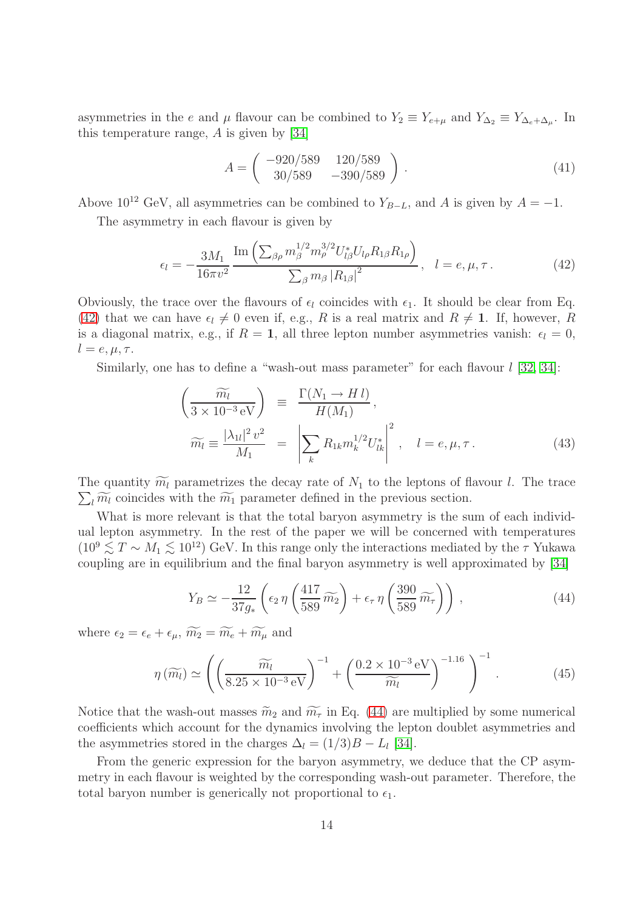asymmetries in the $e$ and $\mu$ flavour can be combined to $Y_2 \equiv Y_{e+\mu}$ and $Y_{\Delta_2} \equiv Y_{\Delta_e+\Delta_\mu}$. In this temperature range, $A$ is given by [34]

$$A = \begin{pmatrix} -920/589 & 120/589 \\ 30/589 & -390/589 \end{pmatrix} . \tag{41}$$

Above $10^{12}$ GeV, all asymmetries can be combined to $Y_{B-L}$, and $A$ is given by $A = -1$.

The asymmetry in each flavour is given by

$$\epsilon_l = -\frac{3M_1}{16\pi v^2} \frac{\operatorname{Im}\left(\sum_{\beta\rho} m_\beta^{1/2} m_\rho^{3/2} U_{l\beta}^* U_{l\rho} R_{1\beta} R_{1\rho}\right)}{\sum_\beta m_\beta \left|R_{1\beta}\right|^2}, \quad l = e, \mu, \tau . \tag{42}$$

Obviously, the trace over the flavours of $\epsilon_l$ coincides with $\epsilon_1$. It should be clear from Eq. (42) that we can have $\epsilon_l \neq 0$ even if, e.g., $R$ is a real matrix and $R \neq \mathbf{1}$. If, however, $R$ is a diagonal matrix, e.g., if $R = \mathbf{1}$, all three lepton number asymmetries vanish: $\epsilon_l = 0$, $l = e, \mu, \tau$.

Similarly, one has to define a "wash-out mass parameter" for each flavour $l$ [32, 34]:

$$\begin{aligned} \left(\frac{\widetilde{m_l}}{3 \times 10^{-3}\,\mathrm{eV}}\right) &\equiv \frac{\Gamma(N_1 \to H\, l)}{H(M_1)}, \\ \widetilde{m_l} \equiv \frac{|\lambda_{1l}|^2\, v^2}{M_1} &= \left|\sum_k R_{1k} m_k^{1/2} U_{lk}^*\right|^2, \quad l = e, \mu, \tau . \end{aligned} \tag{43}$$

The quantity $\widetilde{m_l}$ parametrizes the decay rate of $N_1$ to the leptons of flavour $l$. The trace $\sum_l \widetilde{m_l}$ coincides with the $\widetilde{m_1}$ parameter defined in the previous section.

What is more relevant is that the total baryon asymmetry is the sum of each individual lepton asymmetry. In the rest of the paper we will be concerned with temperatures ($10^9 \lesssim T \sim M_1 \lesssim 10^{12}$) GeV. In this range only the interactions mediated by the $\tau$ Yukawa coupling are in equilibrium and the final baryon asymmetry is well approximated by [34]

$$Y_B \simeq -\frac{12}{37 g_*} \left( \epsilon_2\, \eta\left(\frac{417}{589}\,\widetilde{m_2}\right) + \epsilon_\tau\, \eta\left(\frac{390}{589}\,\widetilde{m_\tau}\right) \right), \tag{44}$$

where $\epsilon_2 = \epsilon_e + \epsilon_\mu$, $\widetilde{m_2} = \widetilde{m_e} + \widetilde{m_\mu}$ and

$$\eta\left(\widetilde{m_l}\right) \simeq \left( \left(\frac{\widetilde{m_l}}{8.25 \times 10^{-3}\,\mathrm{eV}}\right)^{-1} + \left(\frac{0.2 \times 10^{-3}\,\mathrm{eV}}{\widetilde{m_l}}\right)^{-1.16} \right)^{-1} . \tag{45}$$

Notice that the wash-out masses $\widetilde{m}_2$ and $\widetilde{m_\tau}$ in Eq. (44) are multiplied by some numerical coefficients which account for the dynamics involving the lepton doublet asymmetries and the asymmetries stored in the charges $\Delta_l = (1/3)B - L_l$ [34].

From the generic expression for the baryon asymmetry, we deduce that the CP asymmetry in each flavour is weighted by the corresponding wash-out parameter. Therefore, the total baryon number is generically not proportional to $\epsilon_1$.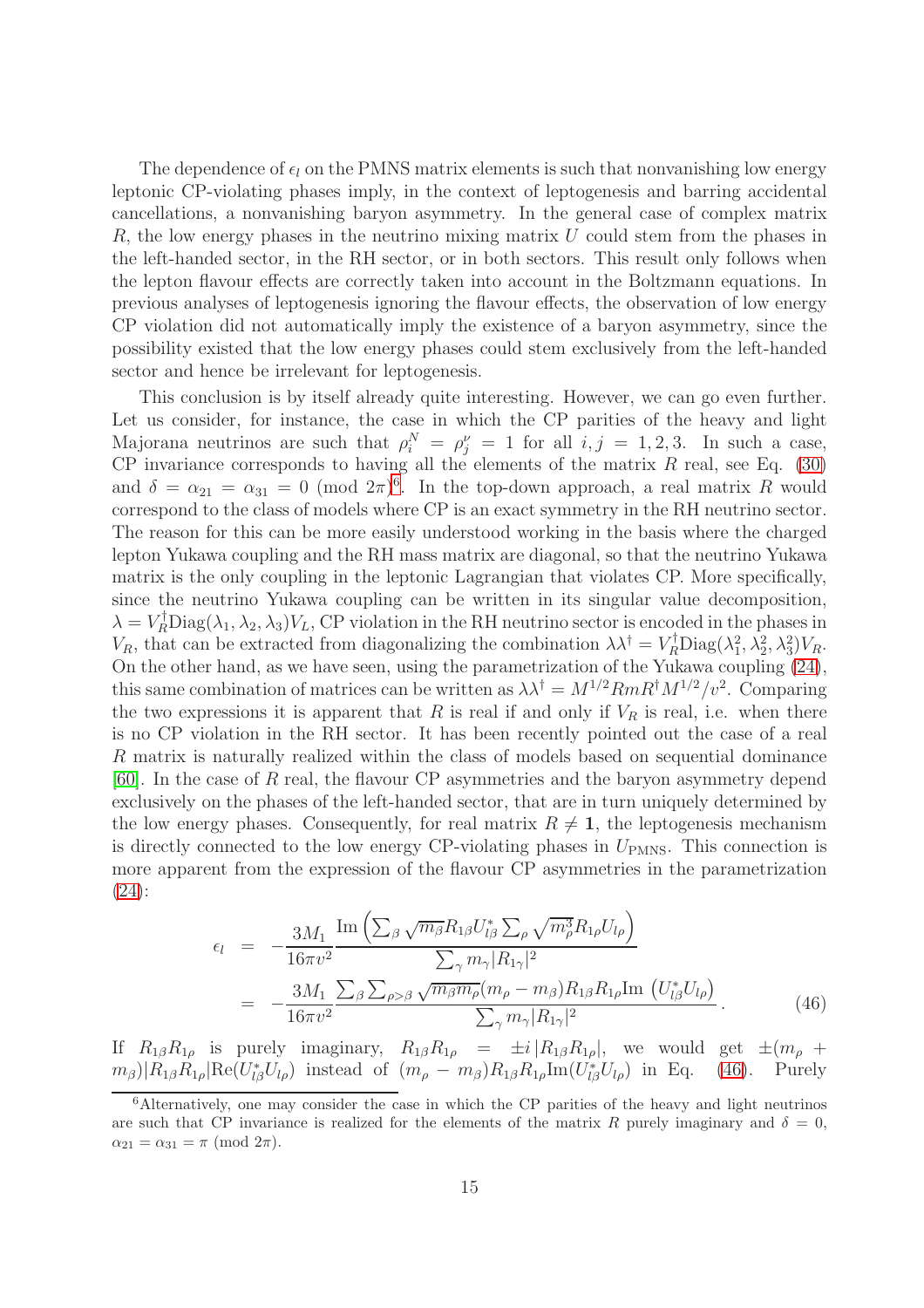The dependence of $\epsilon_l$ on the PMNS matrix elements is such that nonvanishing low energy leptonic CP-violating phases imply, in the context of leptogenesis and barring accidental cancellations, a nonvanishing baryon asymmetry. In the general case of complex matrix $R$, the low energy phases in the neutrino mixing matrix $U$ could stem from the phases in the left-handed sector, in the RH sector, or in both sectors. This result only follows when the lepton flavour effects are correctly taken into account in the Boltzmann equations. In previous analyses of leptogenesis ignoring the flavour effects, the observation of low energy CP violation did not automatically imply the existence of a baryon asymmetry, since the possibility existed that the low energy phases could stem exclusively from the left-handed sector and hence be irrelevant for leptogenesis.

This conclusion is by itself already quite interesting. However, we can go even further. Let us consider, for instance, the case in which the CP parities of the heavy and light Majorana neutrinos are such that $\rho^N_i = \rho^\nu_j = 1$ for all $i, j = 1, 2, 3$. In such a case, CP invariance corresponds to having all the elements of the matrix $R$ real, see Eq. (30) and $\delta = \alpha_{21} = \alpha_{31} = 0 \pmod{2\pi}$[6]. In the top-down approach, a real matrix $R$ would correspond to the class of models where CP is an exact symmetry in the RH neutrino sector. The reason for this can be more easily understood working in the basis where the charged lepton Yukawa coupling and the RH mass matrix are diagonal, so that the neutrino Yukawa matrix is the only coupling in the leptonic Lagrangian that violates CP. More specifically, since the neutrino Yukawa coupling can be written in its singular value decomposition, $\lambda = V_R^\dagger \mathrm{Diag}(\lambda_1, \lambda_2, \lambda_3) V_L$, CP violation in the RH neutrino sector is encoded in the phases in $V_R$, that can be extracted from diagonalizing the combination $\lambda\lambda^\dagger = V_R^\dagger \mathrm{Diag}(\lambda_1^2, \lambda_2^2, \lambda_3^2) V_R$. On the other hand, as we have seen, using the parametrization of the Yukawa coupling (24), this same combination of matrices can be written as $\lambda\lambda^\dagger = M^{1/2} R m R^\dagger M^{1/2}/v^2$. Comparing the two expressions it is apparent that $R$ is real if and only if $V_R$ is real, i.e. when there is no CP violation in the RH sector. It has been recently pointed out the case of a real $R$ matrix is naturally realized within the class of models based on sequential dominance [60]. In the case of $R$ real, the flavour CP asymmetries and the baryon asymmetry depend exclusively on the phases of the left-handed sector, that are in turn uniquely determined by the low energy phases. Consequently, for real matrix $R \neq \mathbf{1}$, the leptogenesis mechanism is directly connected to the low energy CP-violating phases in $U_{\mathrm{PMNS}}$. This connection is more apparent from the expression of the flavour CP asymmetries in the parametrization (24):

$$
\begin{aligned}
\epsilon_l &= -\frac{3M_1}{16\pi v^2} \frac{\mathrm{Im}\left(\sum_\beta \sqrt{m_\beta} R_{1\beta} U^*_{l\beta} \sum_\rho \sqrt{m^3_\rho} R_{1\rho} U_{l\rho}\right)}{\sum_\gamma m_\gamma |R_{1\gamma}|^2} \\
&= -\frac{3M_1}{16\pi v^2} \frac{\sum_\beta \sum_{\rho > \beta} \sqrt{m_\beta m_\rho} (m_\rho - m_\beta) R_{1\beta} R_{1\rho} \mathrm{Im}\left(U^*_{l\beta} U_{l\rho}\right)}{\sum_\gamma m_\gamma |R_{1\gamma}|^2} .
\end{aligned}
\tag{46}
$$

If $R_{1\beta}R_{1\rho}$ is purely imaginary, $R_{1\beta}R_{1\rho} = \pm i\,|R_{1\beta}R_{1\rho}|$, we would get $\pm(m_\rho + m_\beta)|R_{1\beta}R_{1\rho}|\mathrm{Re}(U^*_{l\beta}U_{l\rho})$ instead of $(m_\rho - m_\beta)R_{1\beta}R_{1\rho}\mathrm{Im}(U^*_{l\beta}U_{l\rho})$ in Eq. (46). Purely

[6] Alternatively, one may consider the case in which the CP parities of the heavy and light neutrinos are such that CP invariance is realized for the elements of the matrix $R$ purely imaginary and $\delta = 0$, $\alpha_{21} = \alpha_{31} = \pi \pmod{2\pi}$.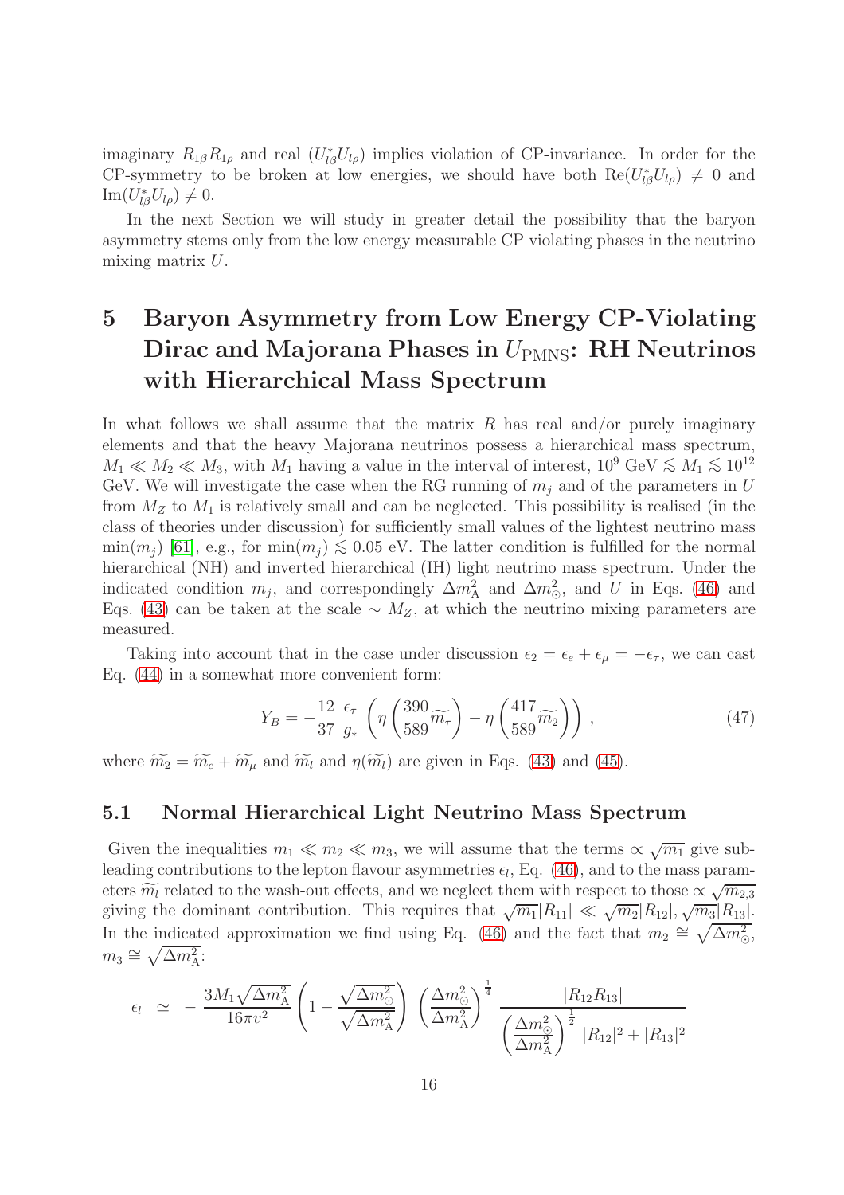imaginary $R_{1\beta}R_{1\rho}$ and real $(U^*_{l\beta}U_{l\rho})$ implies violation of CP-invariance. In order for the CP-symmetry to be broken at low energies, we should have both $\text{Re}(U^*_{l\beta}U_{l\rho}) \neq 0$ and $\text{Im}(U^*_{l\beta}U_{l\rho}) \neq 0$.

In the next Section we will study in greater detail the possibility that the baryon asymmetry stems only from the low energy measurable CP violating phases in the neutrino mixing matrix $U$.

# 5 Baryon Asymmetry from Low Energy CP-Violating Dirac and Majorana Phases in $U_{\text{PMNS}}$: RH Neutrinos with Hierarchical Mass Spectrum

In what follows we shall assume that the matrix $R$ has real and/or purely imaginary elements and that the heavy Majorana neutrinos possess a hierarchical mass spectrum, $M_1 \ll M_2 \ll M_3$, with $M_1$ having a value in the interval of interest, $10^9$ GeV $\lesssim M_1 \lesssim 10^{12}$ GeV. We will investigate the case when the RG running of $m_j$ and of the parameters in $U$ from $M_Z$ to $M_1$ is relatively small and can be neglected. This possibility is realised (in the class of theories under discussion) for sufficiently small values of the lightest neutrino mass $\min(m_j)$ [61], e.g., for $\min(m_j) \lesssim 0.05$ eV. The latter condition is fulfilled for the normal hierarchical (NH) and inverted hierarchical (IH) light neutrino mass spectrum. Under the indicated condition $m_j$, and correspondingly $\Delta m^2_{\text{A}}$ and $\Delta m^2_{\odot}$, and $U$ in Eqs. (46) and Eqs. (43) can be taken at the scale $\sim M_Z$, at which the neutrino mixing parameters are measured.

Taking into account that in the case under discussion $\epsilon_2 = \epsilon_e + \epsilon_\mu = -\epsilon_\tau$, we can cast Eq. (44) in a somewhat more convenient form:

$$Y_B = -\frac{12}{37}\,\frac{\epsilon_\tau}{g_*}\,\left(\eta\left(\frac{390}{589}\widetilde{m_\tau}\right) - \eta\left(\frac{417}{589}\widetilde{m_2}\right)\right)\,, \tag{47}$$

where $\widetilde{m_2} = \widetilde{m_e} + \widetilde{m_\mu}$ and $\widetilde{m_l}$ and $\eta(\widetilde{m_l})$ are given in Eqs. (43) and (45).

## 5.1 Normal Hierarchical Light Neutrino Mass Spectrum

Given the inequalities $m_1 \ll m_2 \ll m_3$, we will assume that the terms $\propto \sqrt{m_1}$ give subleading contributions to the lepton flavour asymmetries $\epsilon_l$, Eq. (46), and to the mass parameters $\widetilde{m_l}$ related to the wash-out effects, and we neglect them with respect to those $\propto \sqrt{m_{2,3}}$ giving the dominant contribution. This requires that $\sqrt{m_1}|R_{11}| \ll \sqrt{m_2}|R_{12}|, \sqrt{m_3}|R_{13}|$. In the indicated approximation we find using Eq. (46) and the fact that $m_2 \cong \sqrt{\Delta m^2_{\odot}}$, $m_3 \cong \sqrt{\Delta m^2_{\text{A}}}$:

$$\epsilon_l \;\simeq\; -\,\frac{3M_1\sqrt{\Delta m^2_{\text{A}}}}{16\pi v^2}\left(1 - \frac{\sqrt{\Delta m^2_{\odot}}}{\sqrt{\Delta m^2_{\text{A}}}}\right)\,\left(\frac{\Delta m^2_{\odot}}{\Delta m^2_{\text{A}}}\right)^{\frac{1}{4}}\,\frac{|R_{12}R_{13}|}{\left(\dfrac{\Delta m^2_{\odot}}{\Delta m^2_{\text{A}}}\right)^{\frac{1}{2}}|R_{12}|^2 + |R_{13}|^2}$$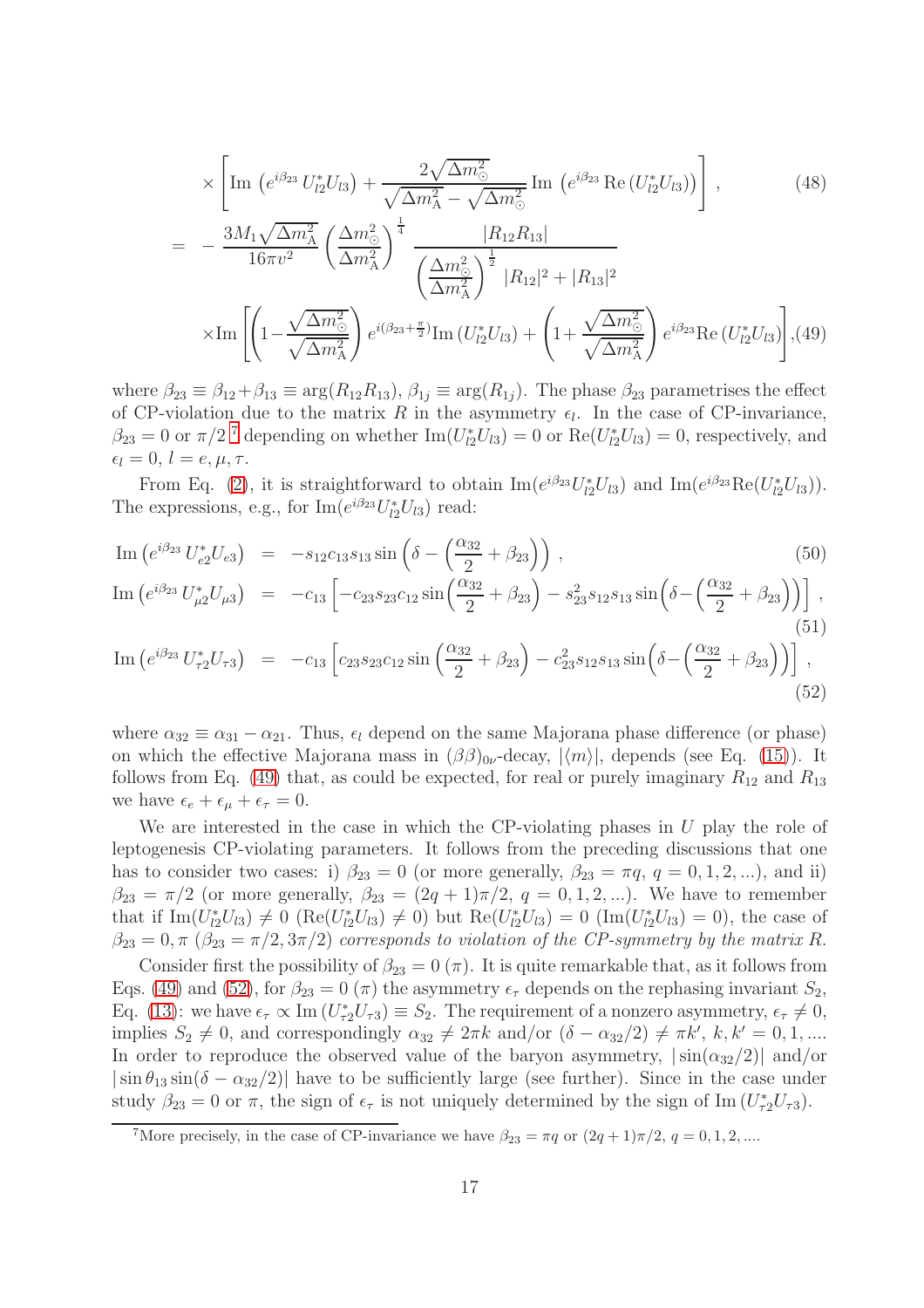$$\times \left[ \mathrm{Im}\,\left(e^{i\beta_{23}}\,U^*_{l2}U_{l3}\right) + \frac{2\sqrt{\Delta m^2_\odot}}{\sqrt{\Delta m^2_{\rm A}} - \sqrt{\Delta m^2_\odot}}\,\mathrm{Im}\,\left(e^{i\beta_{23}}\,\mathrm{Re}\,(U^*_{l2}U_{l3})\right)\right]\,, \tag{48}$$

$$= -\frac{3M_1\sqrt{\Delta m^2_{\rm A}}}{16\pi v^2}\left(\frac{\Delta m^2_\odot}{\Delta m^2_{\rm A}}\right)^{\frac{1}{4}} \frac{|R_{12}R_{13}|}{\left(\frac{\Delta m^2_\odot}{\Delta m^2_{\rm A}}\right)^{\frac{1}{2}}|R_{12}|^2+|R_{13}|^2}$$

$$\times \mathrm{Im}\left[\left(1-\frac{\sqrt{\Delta m^2_\odot}}{\sqrt{\Delta m^2_{\rm A}}}\right)e^{i(\beta_{23}+\frac{\pi}{2})}\mathrm{Im}\,(U^*_{l2}U_{l3}) + \left(1+\frac{\sqrt{\Delta m^2_\odot}}{\sqrt{\Delta m^2_{\rm A}}}\right)e^{i\beta_{23}}\mathrm{Re}\,(U^*_{l2}U_{l3})\right], \tag{49}$$

where $\beta_{23}\equiv\beta_{12}+\beta_{13}\equiv\arg(R_{12}R_{13})$, $\beta_{1j}\equiv\arg(R_{1j})$. The phase $\beta_{23}$ parametrises the effect of CP-violation due to the matrix $R$ in the asymmetry $\epsilon_l$. In the case of CP-invariance, $\beta_{23}=0$ or $\pi/2$ [7] depending on whether $\mathrm{Im}(U^*_{l2}U_{l3})=0$ or $\mathrm{Re}(U^*_{l2}U_{l3})=0$, respectively, and $\epsilon_l=0$, $l=e,\mu,\tau$.

From Eq. (2), it is straightforward to obtain $\mathrm{Im}(e^{i\beta_{23}}U^*_{l2}U_{l3})$ and $\mathrm{Im}(e^{i\beta_{23}}\mathrm{Re}(U^*_{l2}U_{l3}))$. The expressions, e.g., for $\mathrm{Im}(e^{i\beta_{23}}U^*_{l2}U_{l3})$ read:

$$\mathrm{Im}\left(e^{i\beta_{23}}\,U^*_{e2}U_{e3}\right) = -s_{12}c_{13}s_{13}\sin\left(\delta-\left(\frac{\alpha_{32}}{2}+\beta_{23}\right)\right)\,, \tag{50}$$

$$\mathrm{Im}\left(e^{i\beta_{23}}\,U^*_{\mu2}U_{\mu3}\right) = -c_{13}\left[-c_{23}s_{23}c_{12}\sin\left(\frac{\alpha_{32}}{2}+\beta_{23}\right) - s^2_{23}s_{12}s_{13}\sin\left(\delta-\left(\frac{\alpha_{32}}{2}+\beta_{23}\right)\right)\right]\,, \tag{51}$$

$$\mathrm{Im}\left(e^{i\beta_{23}}\,U^*_{\tau2}U_{\tau3}\right) = -c_{13}\left[c_{23}s_{23}c_{12}\sin\left(\frac{\alpha_{32}}{2}+\beta_{23}\right) - c^2_{23}s_{12}s_{13}\sin\left(\delta-\left(\frac{\alpha_{32}}{2}+\beta_{23}\right)\right)\right]\,, \tag{52}$$

where $\alpha_{32}\equiv\alpha_{31}-\alpha_{21}$. Thus, $\epsilon_l$ depend on the same Majorana phase difference (or phase) on which the effective Majorana mass in $(\beta\beta)_{0\nu}$-decay, $|\langle m\rangle|$, depends (see Eq. (15)). It follows from Eq. (49) that, as could be expected, for real or purely imaginary $R_{12}$ and $R_{13}$ we have $\epsilon_e+\epsilon_\mu+\epsilon_\tau=0$.

We are interested in the case in which the CP-violating phases in $U$ play the role of leptogenesis CP-violating parameters. It follows from the preceding discussions that one has to consider two cases: i) $\beta_{23}=0$ (or more generally, $\beta_{23}=\pi q$, $q=0,1,2,...$), and ii) $\beta_{23}=\pi/2$ (or more generally, $\beta_{23}=(2q+1)\pi/2$, $q=0,1,2,...$). We have to remember that if $\mathrm{Im}(U^*_{l2}U_{l3})\neq0$ ($\mathrm{Re}(U^*_{l2}U_{l3})\neq0$) but $\mathrm{Re}(U^*_{l2}U_{l3})=0$ ($\mathrm{Im}(U^*_{l2}U_{l3})=0$), the case of $\beta_{23}=0,\pi$ ($\beta_{23}=\pi/2,3\pi/2$) *corresponds to violation of the CP-symmetry by the matrix $R$.*

Consider first the possibility of $\beta_{23}=0$ $(\pi)$. It is quite remarkable that, as it follows from Eqs. (49) and (52), for $\beta_{23}=0$ $(\pi)$ the asymmetry $\epsilon_\tau$ depends on the rephasing invariant $S_2$, Eq. (13): we have $\epsilon_\tau\propto\mathrm{Im}\,(U^*_{\tau2}U_{\tau3})\equiv S_2$. The requirement of a nonzero asymmetry, $\epsilon_\tau\neq0$, implies $S_2\neq0$, and correspondingly $\alpha_{32}\neq2\pi k$ and/or $(\delta-\alpha_{32}/2)\neq\pi k'$, $k,k'=0,1,....$ In order to reproduce the observed value of the baryon asymmetry, $|\sin(\alpha_{32}/2)|$ and/or $|\sin\theta_{13}\sin(\delta-\alpha_{32}/2)|$ have to be sufficiently large (see further). Since in the case under study $\beta_{23}=0$ or $\pi$, the sign of $\epsilon_\tau$ is not uniquely determined by the sign of $\mathrm{Im}\,(U^*_{\tau2}U_{\tau3})$.

[7] More precisely, in the case of CP-invariance we have $\beta_{23}=\pi q$ or $(2q+1)\pi/2$, $q=0,1,2,....$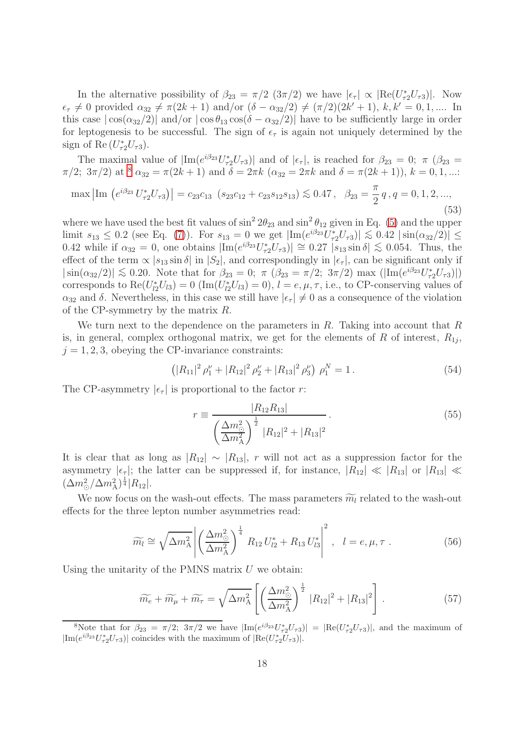In the alternative possibility of $\beta_{23} = \pi/2$ ($3\pi/2$) we have $|\epsilon_\tau| \propto |\mathrm{Re}(U^*_{\tau 2} U_{\tau 3})|$. Now $\epsilon_\tau \neq 0$ provided $\alpha_{32} \neq \pi(2k+1)$ and/or $(\delta - \alpha_{32}/2) \neq (\pi/2)(2k'+1)$, $k, k' = 0, 1, ....$ In this case $|\cos(\alpha_{32}/2)|$ and/or $|\cos\theta_{13}\cos(\delta - \alpha_{32}/2)|$ have to be sufficiently large in order for leptogenesis to be successful. The sign of $\epsilon_\tau$ is again not uniquely determined by the sign of $\mathrm{Re}\,(U^*_{\tau 2} U_{\tau 3})$.

The maximal value of $|\mathrm{Im}(e^{i\beta_{23}} U^*_{\tau 2} U_{\tau 3})|$ and of $|\epsilon_\tau|$, is reached for $\beta_{23} = 0;\ \pi$ ($\beta_{23} = \pi/2;\ 3\pi/2$) at [8] $\alpha_{32} = \pi(2k+1)$ and $\delta = 2\pi k$ ($\alpha_{32} = 2\pi k$ and $\delta = \pi(2k+1)$), $k = 0, 1, ...$:

$$\max\left|\mathrm{Im}\left(e^{i\beta_{23}}\, U^*_{\tau 2} U_{\tau 3}\right)\right| = c_{23} c_{13}\ \left(s_{23} c_{12} + c_{23} s_{12} s_{13}\right) \lesssim 0.47\,,\quad \beta_{23} = \frac{\pi}{2}\, q\,, q = 0, 1, 2, ..., \tag{53}$$

where we have used the best fit values of $\sin^2 2\theta_{23}$ and $\sin^2\theta_{12}$ given in Eq. (5) and the upper limit $s_{13} \leq 0.2$ (see Eq. (7)). For $s_{13} = 0$ we get $|\mathrm{Im}(e^{i\beta_{23}} U^*_{\tau 2} U_{\tau 3})| \lesssim 0.42\ |\sin(\alpha_{32}/2)| \leq 0.42$ while if $\alpha_{32} = 0$, one obtains $|\mathrm{Im}(e^{i\beta_{23}} U^*_{\tau 2} U_{\tau 3})| \cong 0.27\ |s_{13}\sin\delta| \lesssim 0.054$. Thus, the effect of the term $\propto |s_{13}\sin\delta|$ in $|S_2|$, and correspondingly in $|\epsilon_\tau|$, can be significant only if $|\sin(\alpha_{32}/2)| \lesssim 0.20$. Note that for $\beta_{23} = 0;\ \pi$ ($\beta_{23} = \pi/2;\ 3\pi/2$) max ($|\mathrm{Im}(e^{i\beta_{23}} U^*_{\tau 2} U_{\tau 3})|$) corresponds to $\mathrm{Re}(U^*_{l2} U_{l3}) = 0$ ($\mathrm{Im}(U^*_{l2} U_{l3}) = 0$), $l = e, \mu, \tau$, i.e., to CP-conserving values of $\alpha_{32}$ and $\delta$. Nevertheless, in this case we still have $|\epsilon_\tau| \neq 0$ as a consequence of the violation of the CP-symmetry by the matrix $R$.

We turn next to the dependence on the parameters in $R$. Taking into account that $R$ is, in general, complex orthogonal matrix, we get for the elements of $R$ of interest, $R_{1j}$, $j = 1, 2, 3$, obeying the CP-invariance constraints:

$$\left(|R_{11}|^2\,\rho^\nu_1 + |R_{12}|^2\,\rho^\nu_2 + |R_{13}|^2\,\rho^\nu_3\right)\ \rho^N_1 = 1\,. \tag{54}$$

The CP-asymmetry $|\epsilon_\tau|$ is proportional to the factor $r$:

$$r \equiv \frac{|R_{12} R_{13}|}{\left(\dfrac{\Delta m^2_\odot}{\Delta m^2_{\rm A}}\right)^{\frac{1}{2}}\, |R_{12}|^2 + |R_{13}|^2}\,. \tag{55}$$

It is clear that as long as $|R_{12}| \sim |R_{13}|$, $r$ will not act as a suppression factor for the asymmetry $|\epsilon_\tau|$; the latter can be suppressed if, for instance, $|R_{12}| \ll |R_{13}|$ or $|R_{13}| \ll (\Delta m^2_\odot/\Delta m^2_{\rm A})^{\frac{1}{4}} |R_{12}|$.

We now focus on the wash-out effects. The mass parameters $\widetilde{m_l}$ related to the wash-out effects for the three lepton number asymmetries read:

$$\widetilde{m_l} \cong \sqrt{\Delta m^2_{\rm A}}\left|\left(\frac{\Delta m^2_\odot}{\Delta m^2_{\rm A}}\right)^{\frac{1}{4}}\ R_{12}\, U^*_{l2} + R_{13}\, U^*_{l3}\right|^2\,,\quad l = e, \mu, \tau\ . \tag{56}$$

Using the unitarity of the PMNS matrix $U$ we obtain:

$$\widetilde{m_e} + \widetilde{m_\mu} + \widetilde{m_\tau} = \sqrt{\Delta m^2_{\rm A}}\left[\left(\frac{\Delta m^2_\odot}{\Delta m^2_{\rm A}}\right)^{\frac{1}{2}}\ |R_{12}|^2 + |R_{13}|^2\right]. \tag{57}$$

[8] Note that for $\beta_{23} = \pi/2;\ 3\pi/2$ we have $|\mathrm{Im}(e^{i\beta_{23}} U^*_{\tau 2} U_{\tau 3})| = |\mathrm{Re}(U^*_{\tau 2} U_{\tau 3})|$, and the maximum of $|\mathrm{Im}(e^{i\beta_{23}} U^*_{\tau 2} U_{\tau 3})|$ coincides with the maximum of $|\mathrm{Re}(U^*_{\tau 2} U_{\tau 3})|$.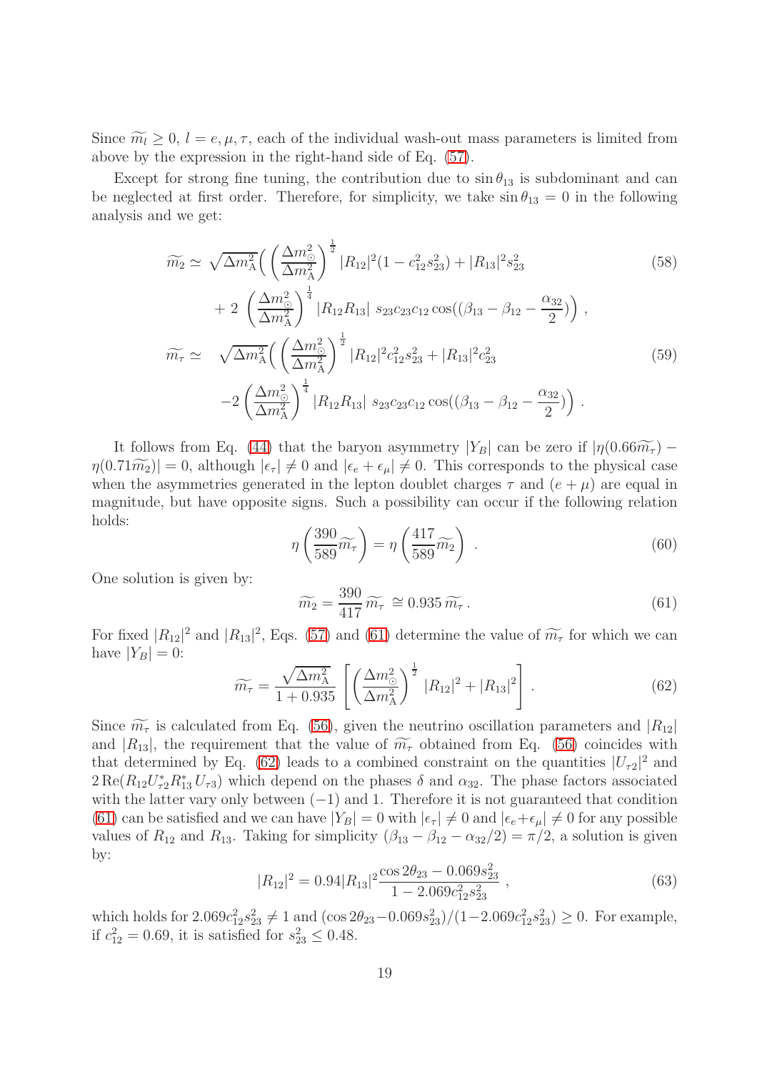Since $\widetilde{m_l} \geq 0$, $l = e, \mu, \tau$, each of the individual wash-out mass parameters is limited from above by the expression in the right-hand side of Eq. (57).

Except for strong fine tuning, the contribution due to $\sin\theta_{13}$ is subdominant and can be neglected at first order. Therefore, for simplicity, we take $\sin\theta_{13} = 0$ in the following analysis and we get:

$$
\begin{aligned}
\widetilde{m_2} \simeq\ & \sqrt{\Delta m^2_{\rm A}}\Big( \left(\frac{\Delta m^2_{\odot}}{\Delta m^2_{\rm A}}\right)^{\frac{1}{2}} |R_{12}|^2(1 - c_{12}^2 s_{23}^2) + |R_{13}|^2 s_{23}^2 \\
& + 2\,\left(\frac{\Delta m^2_{\odot}}{\Delta m^2_{\rm A}}\right)^{\frac{1}{4}} |R_{12}R_{13}|\ s_{23}c_{23}c_{12}\cos((\beta_{13} - \beta_{12} - \frac{\alpha_{32}}{2}))\Big)\,,
\end{aligned} \tag{58}
$$

$$
\begin{aligned}
\widetilde{m_\tau} \simeq\ & \sqrt{\Delta m^2_{\rm A}}\Big( \left(\frac{\Delta m^2_{\odot}}{\Delta m^2_{\rm A}}\right)^{\frac{1}{2}} |R_{12}|^2 c_{12}^2 s_{23}^2 + |R_{13}|^2 c_{23}^2 \\
& -2\left(\frac{\Delta m^2_{\odot}}{\Delta m^2_{\rm A}}\right)^{\frac{1}{4}} |R_{12}R_{13}|\ s_{23}c_{23}c_{12}\cos((\beta_{13} - \beta_{12} - \frac{\alpha_{32}}{2}))\Big)\,.
\end{aligned} \tag{59}
$$

It follows from Eq. (44) that the baryon asymmetry $|Y_B|$ can be zero if $|\eta(0.66\widetilde{m_\tau}) - \eta(0.71\widetilde{m_2})| = 0$, although $|\epsilon_\tau| \neq 0$ and $|\epsilon_e + \epsilon_\mu| \neq 0$. This corresponds to the physical case when the asymmetries generated in the lepton doublet charges $\tau$ and $(e+\mu)$ are equal in magnitude, but have opposite signs. Such a possibility can occur if the following relation holds:

$$
\eta\left(\frac{390}{589}\widetilde{m_\tau}\right) = \eta\left(\frac{417}{589}\widetilde{m_2}\right)\ . \tag{60}
$$

One solution is given by:

$$
\widetilde{m_2} = \frac{390}{417}\,\widetilde{m_\tau}\ \cong 0.935\,\widetilde{m_\tau}\,. \tag{61}
$$

For fixed $|R_{12}|^2$ and $|R_{13}|^2$, Eqs. (57) and (61) determine the value of $\widetilde{m_\tau}$ for which we can have $|Y_B| = 0$:

$$
\widetilde{m_\tau} = \frac{\sqrt{\Delta m^2_{\rm A}}}{1 + 0.935}\,\left[\left(\frac{\Delta m^2_{\odot}}{\Delta m^2_{\rm A}}\right)^{\frac{1}{2}} |R_{12}|^2 + |R_{13}|^2\right]\,. \tag{62}
$$

Since $\widetilde{m_\tau}$ is calculated from Eq. (56), given the neutrino oscillation parameters and $|R_{12}|$ and $|R_{13}|$, the requirement that the value of $\widetilde{m_\tau}$ obtained from Eq. (56) coincides with that determined by Eq. (62) leads to a combined constraint on the quantities $|U_{\tau 2}|^2$ and $2\,{\rm Re}(R_{12}U^*_{\tau 2}R^*_{13}U_{\tau 3})$ which depend on the phases $\delta$ and $\alpha_{32}$. The phase factors associated with the latter vary only between $(-1)$ and 1. Therefore it is not guaranteed that condition (61) can be satisfied and we can have $|Y_B| = 0$ with $|\epsilon_\tau| \neq 0$ and $|\epsilon_e + \epsilon_\mu| \neq 0$ for any possible values of $R_{12}$ and $R_{13}$. Taking for simplicity $(\beta_{13} - \beta_{12} - \alpha_{32}/2) = \pi/2$, a solution is given by:

$$
|R_{12}|^2 = 0.94|R_{13}|^2\frac{\cos 2\theta_{23} - 0.069 s_{23}^2}{1 - 2.069 c_{12}^2 s_{23}^2}\,, \tag{63}
$$

which holds for $2.069c_{12}^2 s_{23}^2 \neq 1$ and $(\cos 2\theta_{23} - 0.069 s_{23}^2)/(1 - 2.069 c_{12}^2 s_{23}^2) \geq 0$. For example, if $c_{12}^2 = 0.69$, it is satisfied for $s_{23}^2 \leq 0.48$.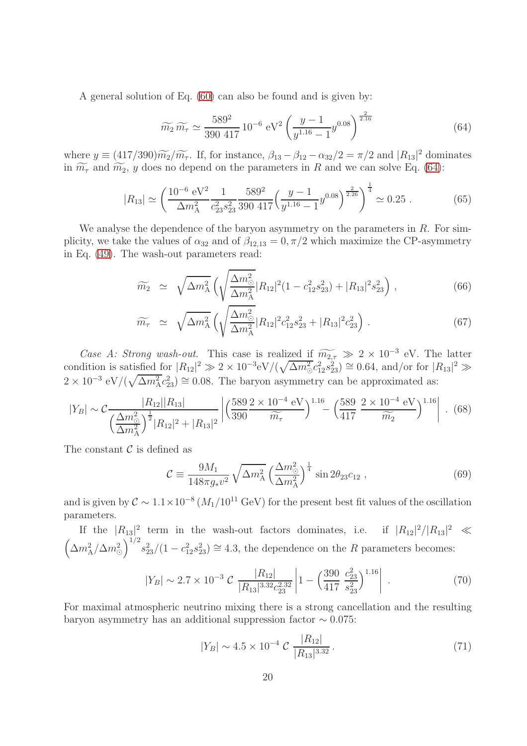A general solution of Eq. (60) can also be found and is given by:

$$\widetilde{m_2}\,\widetilde{m_\tau} \simeq \frac{589^2}{390\ 417}\,10^{-6}\ \mathrm{eV}^2\left(\frac{y-1}{y^{1.16}-1}y^{0.08}\right)^{\frac{2}{2.16}} \tag{64}$$

where $y \equiv (417/390)\widetilde{m_2}/\widetilde{m_\tau}$. If, for instance, $\beta_{13}-\beta_{12}-\alpha_{32}/2=\pi/2$ and $|R_{13}|^2$ dominates in $\widetilde{m_\tau}$ and $\widetilde{m_2}$, $y$ does no depend on the parameters in $R$ and we can solve Eq. (64):

$$|R_{13}| \simeq \left(\frac{10^{-6}\ \mathrm{eV}^2}{\Delta m^2_{\rm A}}\frac{1}{c^2_{23}s^2_{23}}\frac{589^2}{390\ 417}\left(\frac{y-1}{y^{1.16}-1}y^{0.08}\right)^{\frac{2}{2.26}}\right)^{\frac{1}{4}} \simeq 0.25\ . \tag{65}$$

We analyse the dependence of the baryon asymmetry on the parameters in $R$. For simplicity, we take the values of $\alpha_{32}$ and of $\beta_{12,13}=0,\pi/2$ which maximize the CP-asymmetry in Eq. (49). The wash-out parameters read:

$$\widetilde{m_2} \;\simeq\; \sqrt{\Delta m^2_{\rm A}}\left(\sqrt{\frac{\Delta m^2_\odot}{\Delta m^2_{\rm A}}}|R_{12}|^2(1-c^2_{12}s^2_{23})+|R_{13}|^2 s^2_{23}\right), \tag{66}$$

$$\widetilde{m_\tau} \;\simeq\; \sqrt{\Delta m^2_{\rm A}}\left(\sqrt{\frac{\Delta m^2_\odot}{\Delta m^2_{\rm A}}}|R_{12}|^2 c^2_{12}s^2_{23}+|R_{13}|^2 c^2_{23}\right). \tag{67}$$

*Case A: Strong wash-out.* This case is realized if $\widetilde{m_{2,\tau}} \gg 2\times10^{-3}$ eV. The latter condition is satisfied for $|R_{12}|^2 \gg 2\times10^{-3}\mathrm{eV}/(\sqrt{\Delta m^2_\odot}c^2_{12}s^2_{23}) \cong 0.64$, and/or for $|R_{13}|^2 \gg 2\times10^{-3}\ \mathrm{eV}/(\sqrt{\Delta m^2_{\rm A}}c^2_{23}) \cong 0.08$. The baryon asymmetry can be approximated as:

$$|Y_B| \sim \mathcal{C}\frac{|R_{12}||R_{13}|}{\left(\frac{\Delta m^2_\odot}{\Delta m^2_{\rm A}}\right)^{\frac{1}{2}}|R_{12}|^2+|R_{13}|^2}\left|\left(\frac{589}{390}\frac{2\times10^{-4}\ \mathrm{eV}}{\widetilde{m_\tau}}\right)^{1.16}-\left(\frac{589}{417}\ \frac{2\times10^{-4}\ \mathrm{eV}}{\widetilde{m_2}}\right)^{1.16}\right|. \tag{68}$$

The constant $\mathcal{C}$ is defined as

$$\mathcal{C} \equiv \frac{9M_1}{148\pi g_* v^2}\sqrt{\Delta m^2_{\rm A}}\left(\frac{\Delta m^2_\odot}{\Delta m^2_{\rm A}}\right)^{\frac{1}{4}}\sin2\theta_{23}c_{12}\ , \tag{69}$$

and is given by $\mathcal{C}\sim1.1\times10^{-8}\,(M_1/10^{11}\ \mathrm{GeV})$ for the present best fit values of the oscillation parameters.

If the $|R_{13}|^2$ term in the wash-out factors dominates, i.e. if $|R_{12}|^2/|R_{13}|^2 \ll \left(\Delta m^2_{\rm A}/\Delta m^2_\odot\right)^{1/2}s^2_{23}/(1-c^2_{12}s^2_{23}) \cong 4.3$, the dependence on the $R$ parameters becomes:

$$|Y_B| \sim 2.7\times10^{-3}\ \mathcal{C}\ \frac{|R_{12}|}{|R_{13}|^{3.32}c^{2.32}_{23}}\left|1-\left(\frac{390}{417}\ \frac{c^2_{23}}{s^2_{23}}\right)^{1.16}\right|\ . \tag{70}$$

For maximal atmospheric neutrino mixing there is a strong cancellation and the resulting baryon asymmetry has an additional suppression factor $\sim 0.075$:

$$|Y_B| \sim 4.5\times10^{-4}\ \mathcal{C}\ \frac{|R_{12}|}{|R_{13}|^{3.32}}\,. \tag{71}$$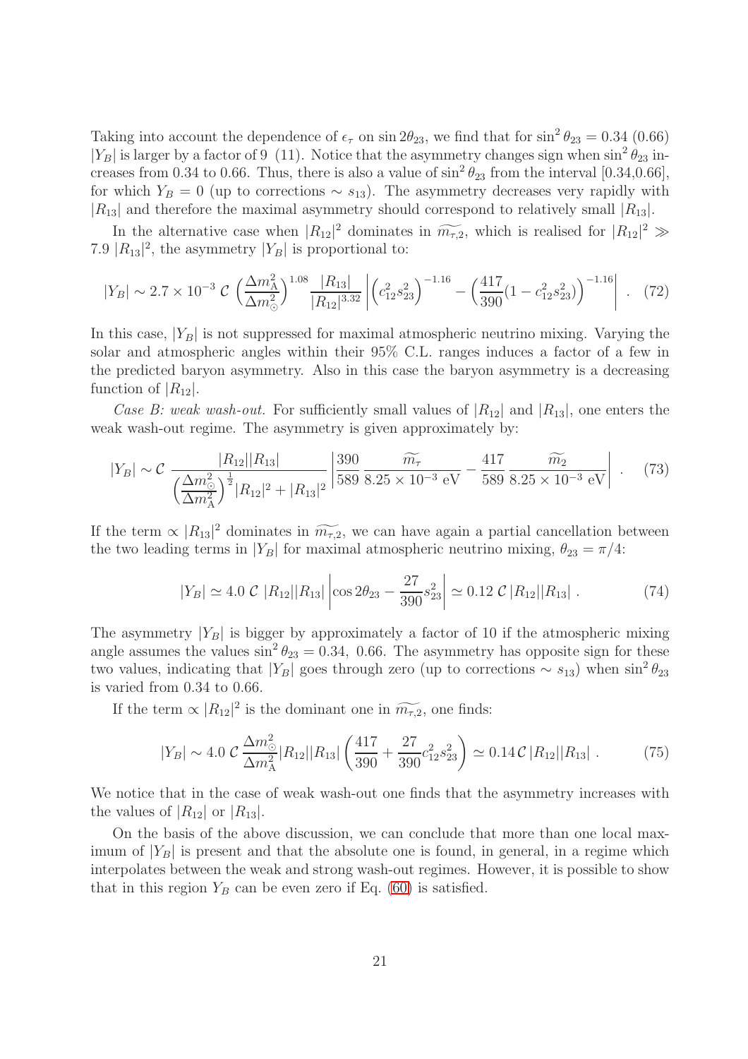Taking into account the dependence of $\epsilon_\tau$ on $\sin 2\theta_{23}$, we find that for $\sin^2\theta_{23} = 0.34$ (0.66) $|Y_B|$ is larger by a factor of 9 (11). Notice that the asymmetry changes sign when $\sin^2\theta_{23}$ increases from 0.34 to 0.66. Thus, there is also a value of $\sin^2\theta_{23}$ from the interval [0.34,0.66], for which $Y_B = 0$ (up to corrections $\sim s_{13}$). The asymmetry decreases very rapidly with $|R_{13}|$ and therefore the maximal asymmetry should correspond to relatively small $|R_{13}|$.

In the alternative case when $|R_{12}|^2$ dominates in $\widetilde{m_{\tau,2}}$, which is realised for $|R_{12}|^2 \gg 7.9\ |R_{13}|^2$, the asymmetry $|Y_B|$ is proportional to:

$$|Y_B| \sim 2.7\times 10^{-3}\ \mathcal{C}\ \left(\frac{\Delta m^2_{\rm A}}{\Delta m^2_\odot}\right)^{1.08} \frac{|R_{13}|}{|R_{12}|^{3.32}} \left| \left(c_{12}^2 s_{23}^2\right)^{-1.16} - \left(\frac{417}{390}(1-c_{12}^2 s_{23}^2)\right)^{-1.16} \right| . \quad (72)$$

In this case, $|Y_B|$ is not suppressed for maximal atmospheric neutrino mixing. Varying the solar and atmospheric angles within their 95% C.L. ranges induces a factor of a few in the predicted baryon asymmetry. Also in this case the baryon asymmetry is a decreasing function of $|R_{12}|$.

*Case B: weak wash-out.* For sufficiently small values of $|R_{12}|$ and $|R_{13}|$, one enters the weak wash-out regime. The asymmetry is given approximately by:

$$|Y_B| \sim \mathcal{C}\ \frac{|R_{12}||R_{13}|}{\left(\frac{\Delta m^2_\odot}{\Delta m^2_{\rm A}}\right)^{\frac{1}{2}}|R_{12}|^2 + |R_{13}|^2} \left| \frac{390}{589}\, \frac{\widetilde{m_\tau}}{8.25\times 10^{-3}\ {\rm eV}} - \frac{417}{589}\, \frac{\widetilde{m_2}}{8.25\times 10^{-3}\ {\rm eV}} \right| . \quad (73)$$

If the term $\propto |R_{13}|^2$ dominates in $\widetilde{m_{\tau,2}}$, we can have again a partial cancellation between the two leading terms in $|Y_B|$ for maximal atmospheric neutrino mixing, $\theta_{23} = \pi/4$:

$$|Y_B| \simeq 4.0\ \mathcal{C}\ |R_{12}||R_{13}| \left| \cos 2\theta_{23} - \frac{27}{390} s_{23}^2 \right| \simeq 0.12\ \mathcal{C}\, |R_{12}||R_{13}|\ . \quad (74)$$

The asymmetry $|Y_B|$ is bigger by approximately a factor of 10 if the atmospheric mixing angle assumes the values $\sin^2\theta_{23} = 0.34,\ 0.66$. The asymmetry has opposite sign for these two values, indicating that $|Y_B|$ goes through zero (up to corrections $\sim s_{13}$) when $\sin^2\theta_{23}$ is varied from 0.34 to 0.66.

If the term $\propto |R_{12}|^2$ is the dominant one in $\widetilde{m_{\tau,2}}$, one finds:

$$|Y_B| \sim 4.0\ \mathcal{C}\ \frac{\Delta m^2_\odot}{\Delta m^2_{\rm A}} |R_{12}||R_{13}| \left(\frac{417}{390} + \frac{27}{390} c_{12}^2 s_{23}^2\right) \simeq 0.14\,\mathcal{C}\, |R_{12}||R_{13}|\ . \quad (75)$$

We notice that in the case of weak wash-out one finds that the asymmetry increases with the values of $|R_{12}|$ or $|R_{13}|$.

On the basis of the above discussion, we can conclude that more than one local maximum of $|Y_B|$ is present and that the absolute one is found, in general, in a regime which interpolates between the weak and strong wash-out regimes. However, it is possible to show that in this region $Y_B$ can be even zero if Eq. (60) is satisfied.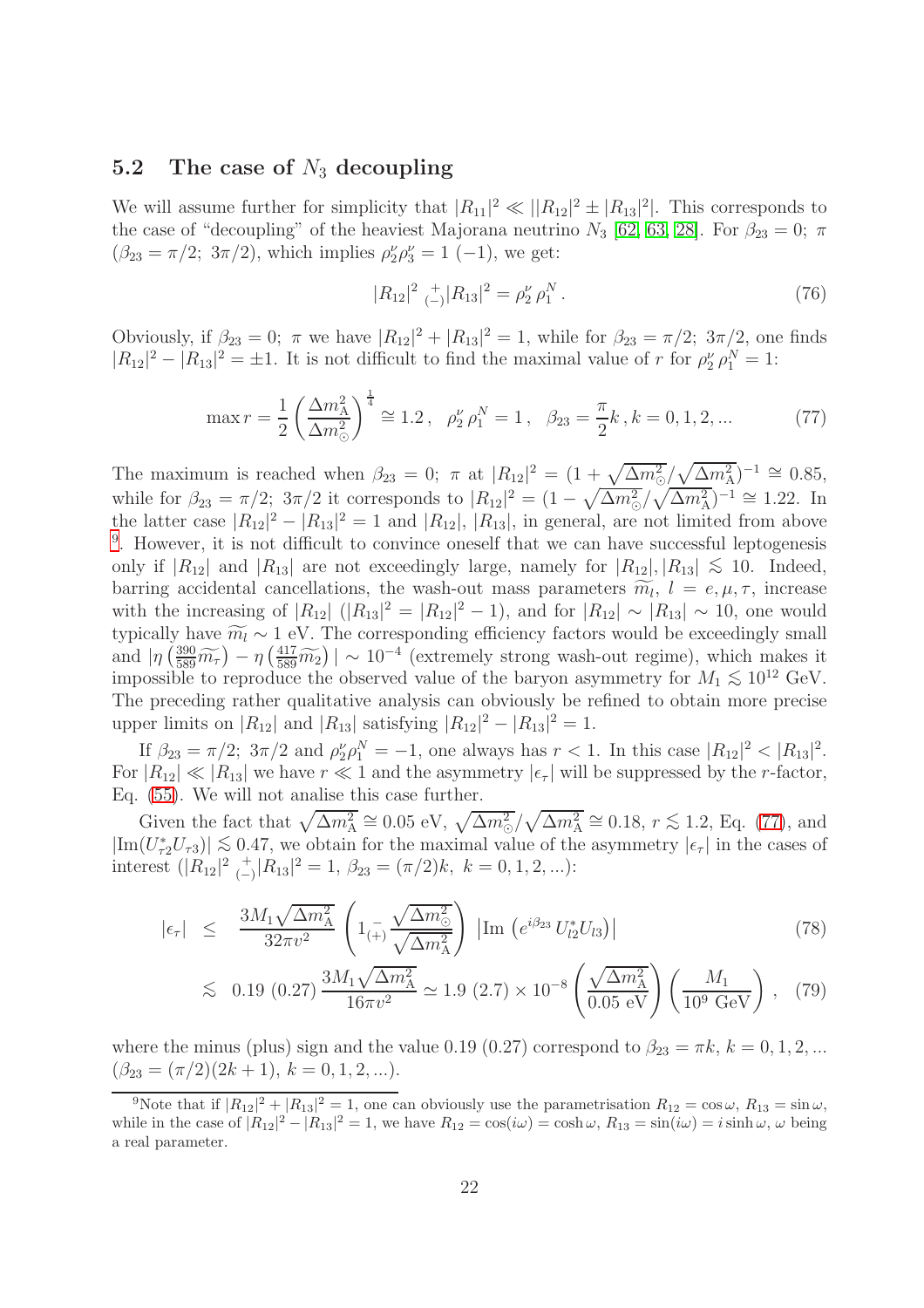### 5.2 The case of $N_3$ decoupling

We will assume further for simplicity that $|R_{11}|^2 \ll ||R_{12}|^2 \pm |R_{13}|^2|$. This corresponds to the case of "decoupling" of the heaviest Majorana neutrino $N_3$ [62, 63, 28]. For $\beta_{23} = 0;\ \pi$ ($\beta_{23} = \pi/2;\ 3\pi/2$), which implies $\rho_2^\nu \rho_3^\nu = 1$ ($-1$), we get:

$$|R_{12}|^2 \underset{(-)}{+} |R_{13}|^2 = \rho_2^\nu\, \rho_1^N\,. \tag{76}$$

Obviously, if $\beta_{23} = 0;\ \pi$ we have $|R_{12}|^2 + |R_{13}|^2 = 1$, while for $\beta_{23} = \pi/2;\ 3\pi/2$, one finds $|R_{12}|^2 - |R_{13}|^2 = \pm 1$. It is not difficult to find the maximal value of $r$ for $\rho_2^\nu \rho_1^N = 1$:

$$\max r = \frac{1}{2}\left(\frac{\Delta m^2_{\rm A}}{\Delta m^2_\odot}\right)^{\frac{1}{4}} \cong 1.2\,,\quad \rho_2^\nu\, \rho_1^N = 1\,,\quad \beta_{23} = \frac{\pi}{2}k\,, k = 0, 1, 2, ... \tag{77}$$

The maximum is reached when $\beta_{23} = 0;\ \pi$ at $|R_{12}|^2 = (1 + \sqrt{\Delta m^2_\odot}/\sqrt{\Delta m^2_{\rm A}})^{-1} \cong 0.85$, while for $\beta_{23} = \pi/2;\ 3\pi/2$ it corresponds to $|R_{12}|^2 = (1 - \sqrt{\Delta m^2_\odot}/\sqrt{\Delta m^2_{\rm A}})^{-1} \cong 1.22$. In the latter case $|R_{12}|^2 - |R_{13}|^2 = 1$ and $|R_{12}|$, $|R_{13}|$, in general, are not limited from above [9]. However, it is not difficult to convince oneself that we can have successful leptogenesis only if $|R_{12}|$ and $|R_{13}|$ are not exceedingly large, namely for $|R_{12}|, |R_{13}| \lesssim 10$. Indeed, barring accidental cancellations, the wash-out mass parameters $\widetilde{m_l}$, $l = e, \mu, \tau$, increase with the increasing of $|R_{12}|$ ($|R_{13}|^2 = |R_{12}|^2 - 1$), and for $|R_{12}| \sim |R_{13}| \sim 10$, one would typically have $\widetilde{m_l} \sim 1$ eV. The corresponding efficiency factors would be exceedingly small and $|\eta\left(\frac{390}{589}\widetilde{m_\tau}\right) - \eta\left(\frac{417}{589}\widetilde{m_2}\right)| \sim 10^{-4}$ (extremely strong wash-out regime), which makes it impossible to reproduce the observed value of the baryon asymmetry for $M_1 \lesssim 10^{12}$ GeV. The preceding rather qualitative analysis can obviously be refined to obtain more precise upper limits on $|R_{12}|$ and $|R_{13}|$ satisfying $|R_{12}|^2 - |R_{13}|^2 = 1$.

If $\beta_{23} = \pi/2;\ 3\pi/2$ and $\rho_2^\nu \rho_1^N = -1$, one always has $r < 1$. In this case $|R_{12}|^2 < |R_{13}|^2$. For $|R_{12}| \ll |R_{13}|$ we have $r \ll 1$ and the asymmetry $|\epsilon_\tau|$ will be suppressed by the $r$-factor, Eq. (55). We will not analise this case further.

Given the fact that $\sqrt{\Delta m^2_{\rm A}} \cong 0.05$ eV, $\sqrt{\Delta m^2_\odot}/\sqrt{\Delta m^2_{\rm A}} \cong 0.18$, $r \lesssim 1.2$, Eq. (77), and $|{\rm Im}(U^*_{\tau 2} U_{\tau 3})| \lesssim 0.47$, we obtain for the maximal value of the asymmetry $|\epsilon_\tau|$ in the cases of interest ($|R_{12}|^2 \underset{(-)}{+} |R_{13}|^2 = 1$, $\beta_{23} = (\pi/2)k,\ k = 0, 1, 2, ...$):

$$|\epsilon_\tau| \;\leq\; \frac{3 M_1 \sqrt{\Delta m^2_{\rm A}}}{32 \pi v^2}\left(1 \underset{(+)}{-} \frac{\sqrt{\Delta m^2_\odot}}{\sqrt{\Delta m^2_{\rm A}}}\right)\left|{\rm Im}\left(e^{i\beta_{23}}\, U^*_{l2} U_{l3}\right)\right| \tag{78}$$

$$\lesssim\; 0.19\ (0.27)\, \frac{3 M_1 \sqrt{\Delta m^2_{\rm A}}}{16 \pi v^2} \simeq 1.9\ (2.7) \times 10^{-8}\left(\frac{\sqrt{\Delta m^2_{\rm A}}}{0.05 \text{ eV}}\right)\left(\frac{M_1}{10^9 \text{ GeV}}\right), \tag{79}$$

where the minus (plus) sign and the value 0.19 (0.27) correspond to $\beta_{23} = \pi k$, $k = 0, 1, 2, ...$ ($\beta_{23} = (\pi/2)(2k + 1)$, $k = 0, 1, 2, ...$).

---

[9] Note that if $|R_{12}|^2 + |R_{13}|^2 = 1$, one can obviously use the parametrisation $R_{12} = \cos\omega$, $R_{13} = \sin\omega$, while in the case of $|R_{12}|^2 - |R_{13}|^2 = 1$, we have $R_{12} = \cos(i\omega) = \cosh\omega$, $R_{13} = \sin(i\omega) = i\sinh\omega$, $\omega$ being a real parameter.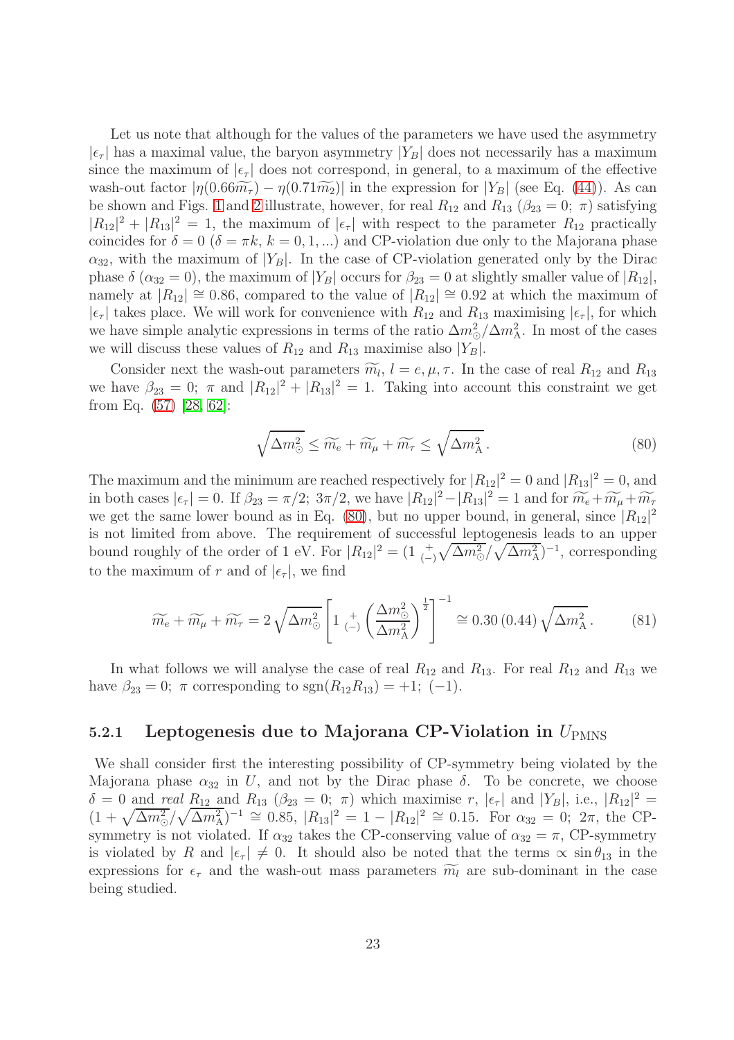Let us note that although for the values of the parameters we have used the asymmetry $|\epsilon_\tau|$ has a maximal value, the baryon asymmetry $|Y_B|$ does not necessarily has a maximum since the maximum of $|\epsilon_\tau|$ does not correspond, in general, to a maximum of the effective wash-out factor $|\eta(0.66\widetilde{m_\tau}) - \eta(0.71\widetilde{m_2})|$ in the expression for $|Y_B|$ (see Eq. (44)). As can be shown and Figs. 1 and 2 illustrate, however, for real $R_{12}$ and $R_{13}$ ($\beta_{23} = 0;\ \pi$) satisfying $|R_{12}|^2 + |R_{13}|^2 = 1$, the maximum of $|\epsilon_\tau|$ with respect to the parameter $R_{12}$ practically coincides for $\delta = 0$ ($\delta = \pi k$, $k = 0, 1, ...$) and CP-violation due only to the Majorana phase $\alpha_{32}$, with the maximum of $|Y_B|$. In the case of CP-violation generated only by the Dirac phase $\delta$ ($\alpha_{32} = 0$), the maximum of $|Y_B|$ occurs for $\beta_{23} = 0$ at slightly smaller value of $|R_{12}|$, namely at $|R_{12}| \cong 0.86$, compared to the value of $|R_{12}| \cong 0.92$ at which the maximum of $|\epsilon_\tau|$ takes place. We will work for convenience with $R_{12}$ and $R_{13}$ maximising $|\epsilon_\tau|$, for which we have simple analytic expressions in terms of the ratio $\Delta m^2_\odot / \Delta m^2_{\rm A}$. In most of the cases we will discuss these values of $R_{12}$ and $R_{13}$ maximise also $|Y_B|$.

Consider next the wash-out parameters $\widetilde{m_l}$, $l = e, \mu, \tau$. In the case of real $R_{12}$ and $R_{13}$ we have $\beta_{23} = 0;\ \pi$ and $|R_{12}|^2 + |R_{13}|^2 = 1$. Taking into account this constraint we get from Eq. (57) [28, 62]:

$$\sqrt{\Delta m^2_\odot} \leq \widetilde{m_e} + \widetilde{m_\mu} + \widetilde{m_\tau} \leq \sqrt{\Delta m^2_{\rm A}}\,. \tag{80}$$

The maximum and the minimum are reached respectively for $|R_{12}|^2 = 0$ and $|R_{13}|^2 = 0$, and in both cases $|\epsilon_\tau| = 0$. If $\beta_{23} = \pi/2;\ 3\pi/2$, we have $|R_{12}|^2 - |R_{13}|^2 = 1$ and for $\widetilde{m_e} + \widetilde{m_\mu} + \widetilde{m_\tau}$ we get the same lower bound as in Eq. (80), but no upper bound, in general, since $|R_{12}|^2$ is not limited from above. The requirement of successful leptogenesis leads to an upper bound roughly of the order of 1 eV. For $|R_{12}|^2 = (1 \ {}^{+}_{(-)} \sqrt{\Delta m^2_\odot}/\sqrt{\Delta m^2_{\rm A}})^{-1}$, corresponding to the maximum of $r$ and of $|\epsilon_\tau|$, we find

$$\widetilde{m_e} + \widetilde{m_\mu} + \widetilde{m_\tau} = 2\sqrt{\Delta m^2_\odot}\left[1 \ {}^{+}_{(-)} \left(\frac{\Delta m^2_\odot}{\Delta m^2_{\rm A}}\right)^{\frac{1}{2}}\right]^{-1} \cong 0.30\,(0.44)\,\sqrt{\Delta m^2_{\rm A}}\,. \tag{81}$$

In what follows we will analyse the case of real $R_{12}$ and $R_{13}$. For real $R_{12}$ and $R_{13}$ we have $\beta_{23} = 0;\ \pi$ corresponding to ${\rm sgn}(R_{12}R_{13}) = +1;\ (-1)$.

### 5.2.1 Leptogenesis due to Majorana CP-Violation in $U_{\rm PMNS}$

We shall consider first the interesting possibility of CP-symmetry being violated by the Majorana phase $\alpha_{32}$ in $U$, and not by the Dirac phase $\delta$. To be concrete, we choose $\delta = 0$ and *real* $R_{12}$ and $R_{13}$ ($\beta_{23} = 0;\ \pi$) which maximise $r$, $|\epsilon_\tau|$ and $|Y_B|$, i.e., $|R_{12}|^2 = (1 + \sqrt{\Delta m^2_\odot}/\sqrt{\Delta m^2_{\rm A}})^{-1} \cong 0.85$, $|R_{13}|^2 = 1 - |R_{12}|^2 \cong 0.15$. For $\alpha_{32} = 0;\ 2\pi$, the CP-symmetry is not violated. If $\alpha_{32}$ takes the CP-conserving value of $\alpha_{32} = \pi$, CP-symmetry is violated by $R$ and $|\epsilon_\tau| \neq 0$. It should also be noted that the terms $\propto \sin\theta_{13}$ in the expressions for $\epsilon_\tau$ and the wash-out mass parameters $\widetilde{m_l}$ are sub-dominant in the case being studied.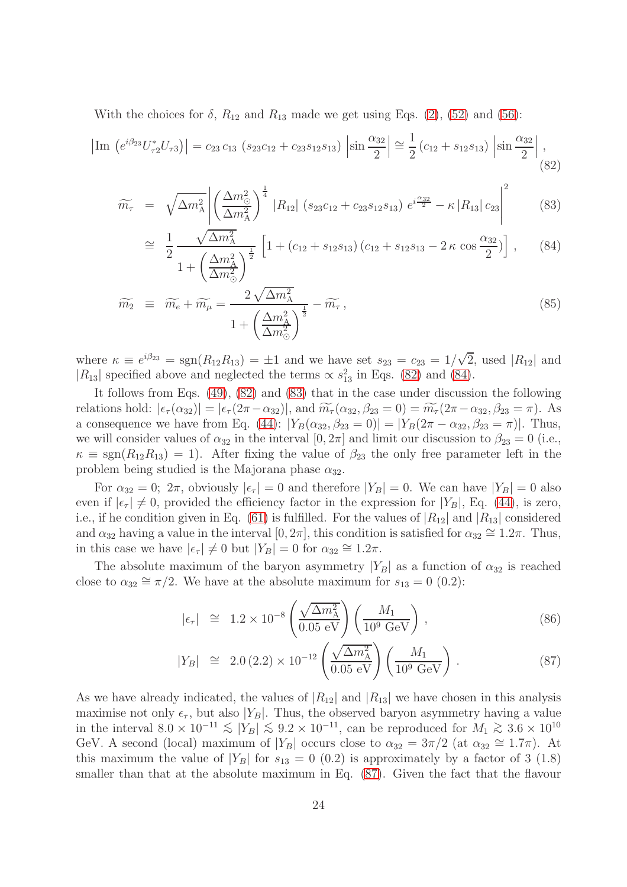With the choices for $\delta$, $R_{12}$ and $R_{13}$ made we get using Eqs. (2), (52) and (56):

$$\left|\text{Im}\left(e^{i\beta_{23}} U^*_{\tau 2} U_{\tau 3}\right)\right| = c_{23}\, c_{13}\, \left(s_{23} c_{12} + c_{23} s_{12} s_{13}\right) \left|\sin\frac{\alpha_{32}}{2}\right| \cong \frac{1}{2}\left(c_{12} + s_{12} s_{13}\right) \left|\sin\frac{\alpha_{32}}{2}\right| , \tag{82}$$

$$\widetilde{m_\tau} = \sqrt{\Delta m^2_{\rm A}} \left| \left(\frac{\Delta m^2_\odot}{\Delta m^2_{\rm A}}\right)^{\frac{1}{4}} |R_{12}|\, \left(s_{23} c_{12} + c_{23} s_{12} s_{13}\right) e^{i\frac{\alpha_{32}}{2}} - \kappa\, |R_{13}|\, c_{23} \right|^2 \tag{83}$$

$$\cong \frac{1}{2} \frac{\sqrt{\Delta m^2_{\rm A}}}{1 + \left(\frac{\Delta m^2_{\rm A}}{\Delta m^2_\odot}\right)^{\frac{1}{2}}} \left[1 + \left(c_{12} + s_{12} s_{13}\right)\left(c_{12} + s_{12} s_{13} - 2\,\kappa\, \cos\frac{\alpha_{32}}{2}\right)\right] , \tag{84}$$

$$\widetilde{m_2} \equiv \widetilde{m_e} + \widetilde{m_\mu} = \frac{2\,\sqrt{\Delta m^2_{\rm A}}}{1 + \left(\frac{\Delta m^2_{\rm A}}{\Delta m^2_\odot}\right)^{\frac{1}{2}}} - \widetilde{m_\tau} , \tag{85}$$

where $\kappa \equiv e^{i\beta_{23}} = \text{sgn}(R_{12} R_{13}) = \pm 1$ and we have set $s_{23} = c_{23} = 1/\sqrt{2}$, used $|R_{12}|$ and $|R_{13}|$ specified above and neglected the terms $\propto s^2_{13}$ in Eqs. (82) and (84).

It follows from Eqs. (49), (82) and (83) that in the case under discussion the following relations hold: $|\epsilon_\tau(\alpha_{32})| = |\epsilon_\tau(2\pi - \alpha_{32})|$, and $\widetilde{m_\tau}(\alpha_{32}, \beta_{23} = 0) = \widetilde{m_\tau}(2\pi - \alpha_{32}, \beta_{23} = \pi)$. As a consequence we have from Eq. (44): $|Y_B(\alpha_{32}, \beta_{23} = 0)| = |Y_B(2\pi - \alpha_{32}, \beta_{23} = \pi)|$. Thus, we will consider values of $\alpha_{32}$ in the interval $[0, 2\pi]$ and limit our discussion to $\beta_{23} = 0$ (i.e., $\kappa \equiv \text{sgn}(R_{12} R_{13}) = 1$). After fixing the value of $\beta_{23}$ the only free parameter left in the problem being studied is the Majorana phase $\alpha_{32}$.

For $\alpha_{32} = 0$; $2\pi$, obviously $|\epsilon_\tau| = 0$ and therefore $|Y_B| = 0$. We can have $|Y_B| = 0$ also even if $|\epsilon_\tau| \neq 0$, provided the efficiency factor in the expression for $|Y_B|$, Eq. (44), is zero, i.e., if he condition given in Eq. (61) is fulfilled. For the values of $|R_{12}|$ and $|R_{13}|$ considered and $\alpha_{32}$ having a value in the interval $[0, 2\pi]$, this condition is satisfied for $\alpha_{32} \cong 1.2\pi$. Thus, in this case we have $|\epsilon_\tau| \neq 0$ but $|Y_B| = 0$ for $\alpha_{32} \cong 1.2\pi$.

The absolute maximum of the baryon asymmetry $|Y_B|$ as a function of $\alpha_{32}$ is reached close to $\alpha_{32} \cong \pi/2$. We have at the absolute maximum for $s_{13} = 0$ (0.2):

$$|\epsilon_\tau| \cong 1.2 \times 10^{-8} \left(\frac{\sqrt{\Delta m^2_{\rm A}}}{0.05 \text{ eV}}\right) \left(\frac{M_1}{10^9 \text{ GeV}}\right) , \tag{86}$$

$$|Y_B| \cong 2.0\,(2.2) \times 10^{-12} \left(\frac{\sqrt{\Delta m^2_{\rm A}}}{0.05 \text{ eV}}\right) \left(\frac{M_1}{10^9 \text{ GeV}}\right) . \tag{87}$$

As we have already indicated, the values of $|R_{12}|$ and $|R_{13}|$ we have chosen in this analysis maximise not only $\epsilon_\tau$, but also $|Y_B|$. Thus, the observed baryon asymmetry having a value in the interval $8.0 \times 10^{-11} \lesssim |Y_B| \lesssim 9.2 \times 10^{-11}$, can be reproduced for $M_1 \gtrsim 3.6 \times 10^{10}$ GeV. A second (local) maximum of $|Y_B|$ occurs close to $\alpha_{32} = 3\pi/2$ (at $\alpha_{32} \cong 1.7\pi$). At this maximum the value of $|Y_B|$ for $s_{13} = 0$ (0.2) is approximately by a factor of 3 (1.8) smaller than that at the absolute maximum in Eq. (87). Given the fact that the flavour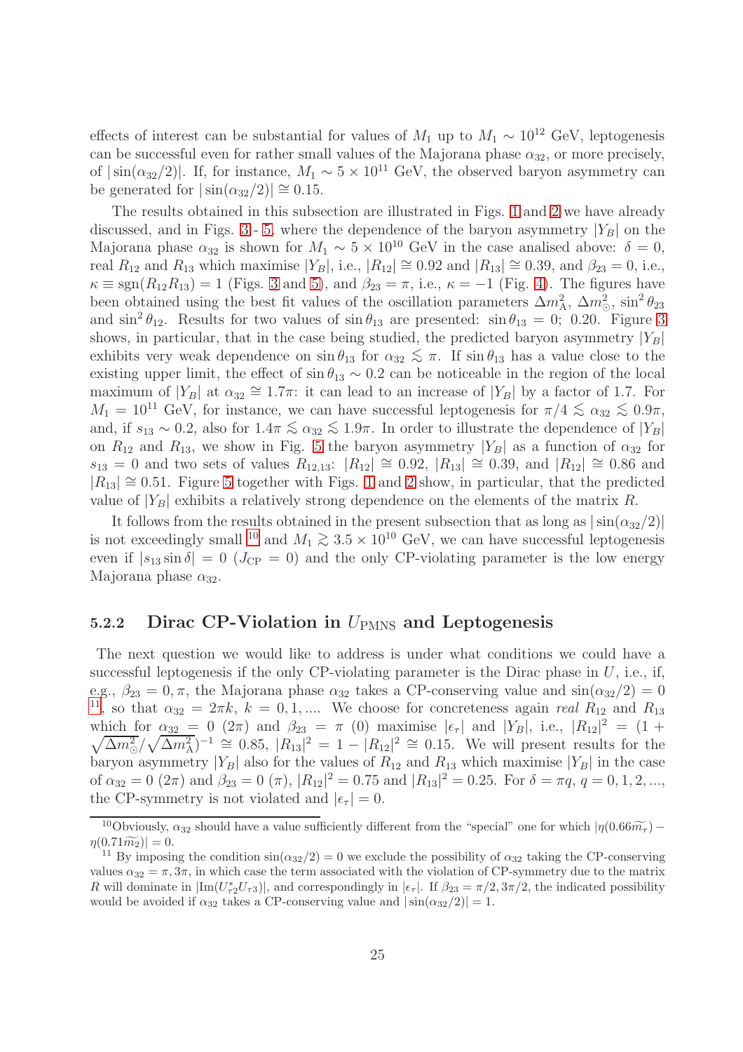effects of interest can be substantial for values of $M_1$ up to $M_1 \sim 10^{12}$ GeV, leptogenesis can be successful even for rather small values of the Majorana phase $\alpha_{32}$, or more precisely, of $|\sin(\alpha_{32}/2)|$. If, for instance, $M_1 \sim 5 \times 10^{11}$ GeV, the observed baryon asymmetry can be generated for $|\sin(\alpha_{32}/2)| \cong 0.15$.

The results obtained in this subsection are illustrated in Figs. 1 and 2 we have already discussed, and in Figs. 3 - 5, where the dependence of the baryon asymmetry $|Y_B|$ on the Majorana phase $\alpha_{32}$ is shown for $M_1 \sim 5 \times 10^{10}$ GeV in the case analised above: $\delta = 0$, real $R_{12}$ and $R_{13}$ which maximise $|Y_B|$, i.e., $|R_{12}| \cong 0.92$ and $|R_{13}| \cong 0.39$, and $\beta_{23} = 0$, i.e., $\kappa \equiv \text{sgn}(R_{12}R_{13}) = 1$ (Figs. 3 and 5), and $\beta_{23} = \pi$, i.e., $\kappa = -1$ (Fig. 4). The figures have been obtained using the best fit values of the oscillation parameters $\Delta m^2_{\rm A}$, $\Delta m^2_{\odot}$, $\sin^2\theta_{23}$ and $\sin^2\theta_{12}$. Results for two values of $\sin\theta_{13}$ are presented: $\sin\theta_{13} = 0$; $0.20$. Figure 3 shows, in particular, that in the case being studied, the predicted baryon asymmetry $|Y_B|$ exhibits very weak dependence on $\sin\theta_{13}$ for $\alpha_{32} \lesssim \pi$. If $\sin\theta_{13}$ has a value close to the existing upper limit, the effect of $\sin\theta_{13} \sim 0.2$ can be noticeable in the region of the local maximum of $|Y_B|$ at $\alpha_{32} \cong 1.7\pi$: it can lead to an increase of $|Y_B|$ by a factor of 1.7. For $M_1 = 10^{11}$ GeV, for instance, we can have successful leptogenesis for $\pi/4 \lesssim \alpha_{32} \lesssim 0.9\pi$, and, if $s_{13} \sim 0.2$, also for $1.4\pi \lesssim \alpha_{32} \lesssim 1.9\pi$. In order to illustrate the dependence of $|Y_B|$ on $R_{12}$ and $R_{13}$, we show in Fig. 5 the baryon asymmetry $|Y_B|$ as a function of $\alpha_{32}$ for $s_{13} = 0$ and two sets of values $R_{12,13}$: $|R_{12}| \cong 0.92$, $|R_{13}| \cong 0.39$, and $|R_{12}| \cong 0.86$ and $|R_{13}| \cong 0.51$. Figure 5 together with Figs. 1 and 2 show, in particular, that the predicted value of $|Y_B|$ exhibits a relatively strong dependence on the elements of the matrix $R$.

It follows from the results obtained in the present subsection that as long as $|\sin(\alpha_{32}/2)|$ is not exceedingly small [10] and $M_1 \gtrsim 3.5 \times 10^{10}$ GeV, we can have successful leptogenesis even if $|s_{13}\sin\delta| = 0$ ($J_{\rm CP} = 0$) and the only CP-violating parameter is the low energy Majorana phase $\alpha_{32}$.

### 5.2.2 Dirac CP-Violation in $U_{\rm PMNS}$ and Leptogenesis

The next question we would like to address is under what conditions we could have a successful leptogenesis if the only CP-violating parameter is the Dirac phase in $U$, i.e., if, e.g., $\beta_{23} = 0, \pi$, the Majorana phase $\alpha_{32}$ takes a CP-conserving value and $\sin(\alpha_{32}/2) = 0$ [11], so that $\alpha_{32} = 2\pi k$, $k = 0, 1, ....$ We choose for concreteness again *real* $R_{12}$ and $R_{13}$ which for $\alpha_{32} = 0$ $(2\pi)$ and $\beta_{23} = \pi$ $(0)$ maximise $|\epsilon_\tau|$ and $|Y_B|$, i.e., $|R_{12}|^2 = (1 + \sqrt{\Delta m^2_{\odot}}/\sqrt{\Delta m^2_{\rm A}})^{-1} \cong 0.85$, $|R_{13}|^2 = 1 - |R_{12}|^2 \cong 0.15$. We will present results for the baryon asymmetry $|Y_B|$ also for the values of $R_{12}$ and $R_{13}$ which maximise $|Y_B|$ in the case of $\alpha_{32} = 0$ $(2\pi)$ and $\beta_{23} = 0$ $(\pi)$, $|R_{12}|^2 = 0.75$ and $|R_{13}|^2 = 0.25$. For $\delta = \pi q$, $q = 0, 1, 2, ...,$ the CP-symmetry is not violated and $|\epsilon_\tau| = 0$.

---

[10] Obviously, $\alpha_{32}$ should have a value sufficiently different from the "special" one for which $|\eta(0.66\widetilde{m_\tau}) - \eta(0.71\widetilde{m_2})| = 0$.

[11] By imposing the condition $\sin(\alpha_{32}/2) = 0$ we exclude the possibility of $\alpha_{32}$ taking the CP-conserving values $\alpha_{32} = \pi, 3\pi$, in which case the term associated with the violation of CP-symmetry due to the matrix $R$ will dominate in $|{\rm Im}(U^*_{\tau 2}U_{\tau 3})|$, and correspondingly in $|\epsilon_\tau|$. If $\beta_{23} = \pi/2, 3\pi/2$, the indicated possibility would be avoided if $\alpha_{32}$ takes a CP-conserving value and $|\sin(\alpha_{32}/2)| = 1$.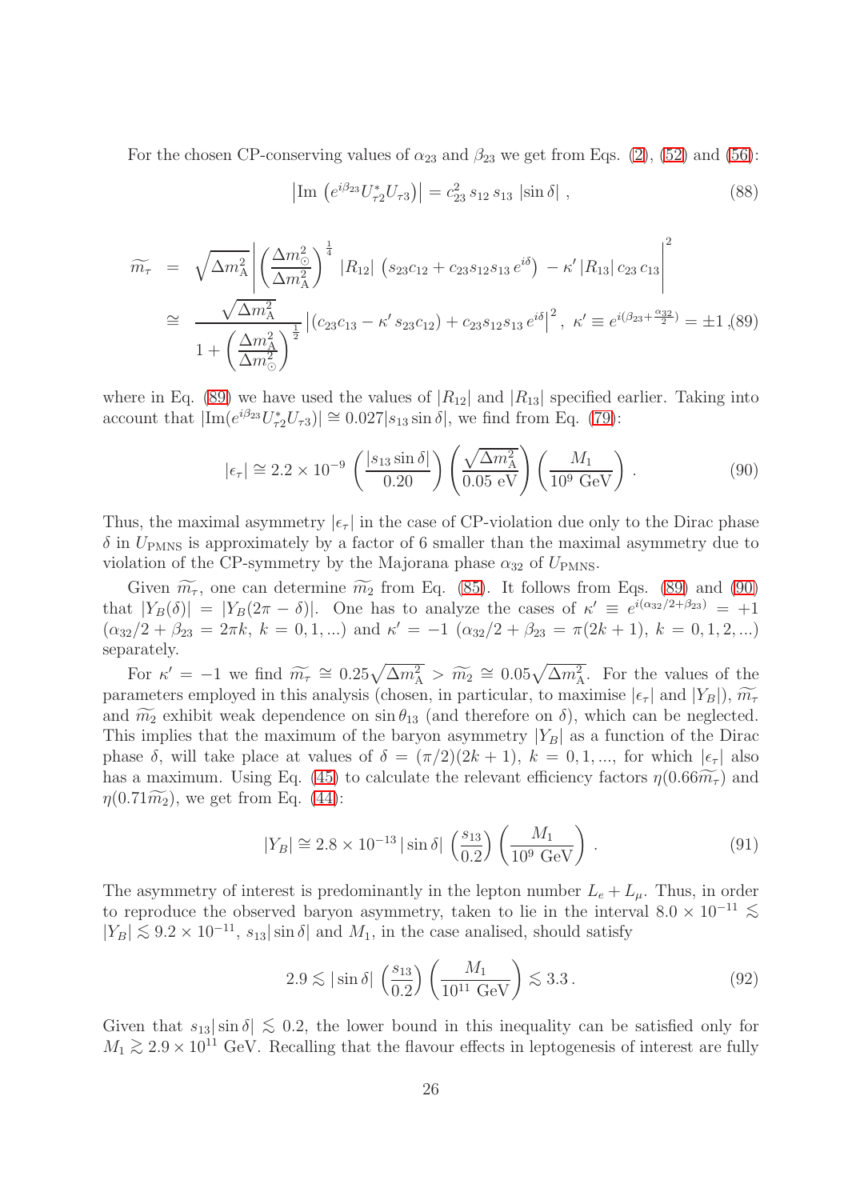For the chosen CP-conserving values of $\alpha_{23}$ and $\beta_{23}$ we get from Eqs. (2), (52) and (56):

$$\left|\mathrm{Im}\left(e^{i\beta_{23}} U^*_{\tau 2} U_{\tau 3}\right)\right| = c_{23}^2\, s_{12}\, s_{13}\, |\sin\delta| \,, \tag{88}$$

$$\begin{aligned}
\widetilde{m_\tau} &= \sqrt{\Delta m^2_{\rm A}}\left|\left(\frac{\Delta m^2_\odot}{\Delta m^2_{\rm A}}\right)^{\frac{1}{4}} |R_{12}|\,\left(s_{23}c_{12} + c_{23}s_{12}s_{13}\,e^{i\delta}\right) - \kappa' \,|R_{13}|\, c_{23}\, c_{13}\right|^2 \\
&\cong \frac{\sqrt{\Delta m^2_{\rm A}}}{1 + \left(\frac{\Delta m^2_{\rm A}}{\Delta m^2_\odot}\right)^{\frac{1}{2}}}\left|(c_{23}c_{13} - \kappa'\, s_{23}c_{12}) + c_{23}s_{12}s_{13}\,e^{i\delta}\right|^2,\ \ \kappa' \equiv e^{i(\beta_{23}+\frac{\alpha_{32}}{2})} = \pm 1\,,
\end{aligned} \tag{89}$$

where in Eq. (89) we have used the values of $|R_{12}|$ and $|R_{13}|$ specified earlier. Taking into account that $|\mathrm{Im}(e^{i\beta_{23}}U^*_{\tau 2}U_{\tau 3})| \cong 0.027|s_{13}\sin\delta|$, we find from Eq. (79):

$$|\epsilon_\tau| \cong 2.2\times 10^{-9}\left(\frac{|s_{13}\sin\delta|}{0.20}\right)\left(\frac{\sqrt{\Delta m^2_{\rm A}}}{0.05 \text{ eV}}\right)\left(\frac{M_1}{10^9 \text{ GeV}}\right). \tag{90}$$

Thus, the maximal asymmetry $|\epsilon_\tau|$ in the case of CP-violation due only to the Dirac phase $\delta$ in $U_{\rm PMNS}$ is approximately by a factor of 6 smaller than the maximal asymmetry due to violation of the CP-symmetry by the Majorana phase $\alpha_{32}$ of $U_{\rm PMNS}$.

Given $\widetilde{m_\tau}$, one can determine $\widetilde{m_2}$ from Eq. (85). It follows from Eqs. (89) and (90) that $|Y_B(\delta)| = |Y_B(2\pi - \delta)|$. One has to analyze the cases of $\kappa' \equiv e^{i(\alpha_{32}/2+\beta_{23})} = +1$ ($\alpha_{32}/2 + \beta_{23} = 2\pi k,\ k = 0, 1, ...$) and $\kappa' = -1$ ($\alpha_{32}/2 + \beta_{23} = \pi(2k+1),\ k = 0, 1, 2, ...$) separately.

For $\kappa' = -1$ we find $\widetilde{m_\tau} \cong 0.25\sqrt{\Delta m^2_{\rm A}} > \widetilde{m_2} \cong 0.05\sqrt{\Delta m^2_{\rm A}}$. For the values of the parameters employed in this analysis (chosen, in particular, to maximise $|\epsilon_\tau|$ and $|Y_B|$), $\widetilde{m_\tau}$ and $\widetilde{m_2}$ exhibit weak dependence on $\sin\theta_{13}$ (and therefore on $\delta$), which can be neglected. This implies that the maximum of the baryon asymmetry $|Y_B|$ as a function of the Dirac phase $\delta$, will take place at values of $\delta = (\pi/2)(2k+1),\ k = 0, 1, ...,$ for which $|\epsilon_\tau|$ also has a maximum. Using Eq. (45) to calculate the relevant efficiency factors $\eta(0.66\widetilde{m_\tau})$ and $\eta(0.71\widetilde{m_2})$, we get from Eq. (44):

$$|Y_B| \cong 2.8\times 10^{-13}\,|\sin\delta|\,\left(\frac{s_{13}}{0.2}\right)\left(\frac{M_1}{10^9 \text{ GeV}}\right). \tag{91}$$

The asymmetry of interest is predominantly in the lepton number $L_e + L_\mu$. Thus, in order to reproduce the observed baryon asymmetry, taken to lie in the interval $8.0\times 10^{-11} \lesssim |Y_B| \lesssim 9.2\times 10^{-11}$, $s_{13}|\sin\delta|$ and $M_1$, in the case analised, should satisfy

$$2.9 \lesssim |\sin\delta|\,\left(\frac{s_{13}}{0.2}\right)\left(\frac{M_1}{10^{11} \text{ GeV}}\right) \lesssim 3.3\,. \tag{92}$$

Given that $s_{13}|\sin\delta| \lesssim 0.2$, the lower bound in this inequality can be satisfied only for $M_1 \gtrsim 2.9\times 10^{11}$ GeV. Recalling that the flavour effects in leptogenesis of interest are fully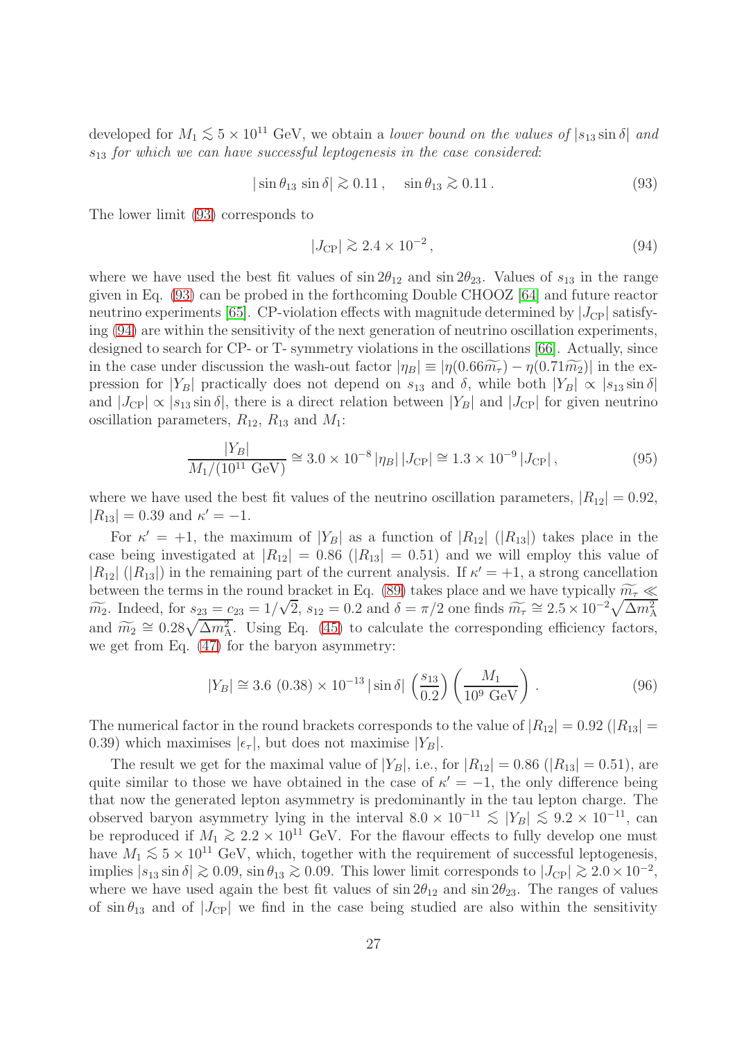developed for $M_1 \lesssim 5 \times 10^{11}$ GeV, we obtain a *lower bound on the values of* $|s_{13} \sin\delta|$ *and* $s_{13}$ *for which we can have successful leptogenesis in the case considered*:

$$|\sin\theta_{13}\, \sin\delta| \gtrsim 0.11\,, \quad \sin\theta_{13} \gtrsim 0.11\,. \tag{93}$$

The lower limit (93) corresponds to

$$|J_{\rm CP}| \gtrsim 2.4 \times 10^{-2}\,, \tag{94}$$

where we have used the best fit values of $\sin 2\theta_{12}$ and $\sin 2\theta_{23}$. Values of $s_{13}$ in the range given in Eq. (93) can be probed in the forthcoming Double CHOOZ [64] and future reactor neutrino experiments [65]. CP-violation effects with magnitude determined by $|J_{\rm CP}|$ satisfying (94) are within the sensitivity of the next generation of neutrino oscillation experiments, designed to search for CP- or T- symmetry violations in the oscillations [66]. Actually, since in the case under discussion the wash-out factor $|\eta_B| \equiv |\eta(0.66\widetilde{m_\tau}) - \eta(0.71\widetilde{m_2})|$ in the expression for $|Y_B|$ practically does not depend on $s_{13}$ and $\delta$, while both $|Y_B| \propto |s_{13}\sin\delta|$ and $|J_{\rm CP}| \propto |s_{13}\sin\delta|$, there is a direct relation between $|Y_B|$ and $|J_{\rm CP}|$ for given neutrino oscillation parameters, $R_{12}$, $R_{13}$ and $M_1$:

$$\frac{|Y_B|}{M_1/(10^{11}\ {\rm GeV})} \cong 3.0 \times 10^{-8}\, |\eta_B|\, |J_{\rm CP}| \cong 1.3 \times 10^{-9}\, |J_{\rm CP}|\,, \tag{95}$$

where we have used the best fit values of the neutrino oscillation parameters, $|R_{12}| = 0.92$, $|R_{13}| = 0.39$ and $\kappa' = -1$.

For $\kappa' = +1$, the maximum of $|Y_B|$ as a function of $|R_{12}|$ ($|R_{13}|$) takes place in the case being investigated at $|R_{12}| = 0.86$ ($|R_{13}| = 0.51$) and we will employ this value of $|R_{12}|$ ($|R_{13}|$) in the remaining part of the current analysis. If $\kappa' = +1$, a strong cancellation between the terms in the round bracket in Eq. (89) takes place and we have typically $\widetilde{m_\tau} \ll \widetilde{m_2}$. Indeed, for $s_{23} = c_{23} = 1/\sqrt{2}$, $s_{12} = 0.2$ and $\delta = \pi/2$ one finds $\widetilde{m_\tau} \cong 2.5 \times 10^{-2}\sqrt{\Delta m^2_{\rm A}}$ and $\widetilde{m_2} \cong 0.28\sqrt{\Delta m^2_{\rm A}}$. Using Eq. (45) to calculate the corresponding efficiency factors, we get from Eq. (47) for the baryon asymmetry:

$$|Y_B| \cong 3.6\ (0.38) \times 10^{-13}\, |\sin\delta|\, \left(\frac{s_{13}}{0.2}\right) \left(\frac{M_1}{10^9\ {\rm GeV}}\right)\,. \tag{96}$$

The numerical factor in the round brackets corresponds to the value of $|R_{12}| = 0.92$ ($|R_{13}| = 0.39$) which maximises $|\epsilon_\tau|$, but does not maximise $|Y_B|$.

The result we get for the maximal value of $|Y_B|$, i.e., for $|R_{12}| = 0.86$ ($|R_{13}| = 0.51$), are quite similar to those we have obtained in the case of $\kappa' = -1$, the only difference being that now the generated lepton asymmetry is predominantly in the tau lepton charge. The observed baryon asymmetry lying in the interval $8.0 \times 10^{-11} \lesssim |Y_B| \lesssim 9.2 \times 10^{-11}$, can be reproduced if $M_1 \gtrsim 2.2 \times 10^{11}$ GeV. For the flavour effects to fully develop one must have $M_1 \lesssim 5 \times 10^{11}$ GeV, which, together with the requirement of successful leptogenesis, implies $|s_{13}\sin\delta| \gtrsim 0.09$, $\sin\theta_{13} \gtrsim 0.09$. This lower limit corresponds to $|J_{\rm CP}| \gtrsim 2.0 \times 10^{-2}$, where we have used again the best fit values of $\sin 2\theta_{12}$ and $\sin 2\theta_{23}$. The ranges of values of $\sin\theta_{13}$ and of $|J_{\rm CP}|$ we find in the case being studied are also within the sensitivity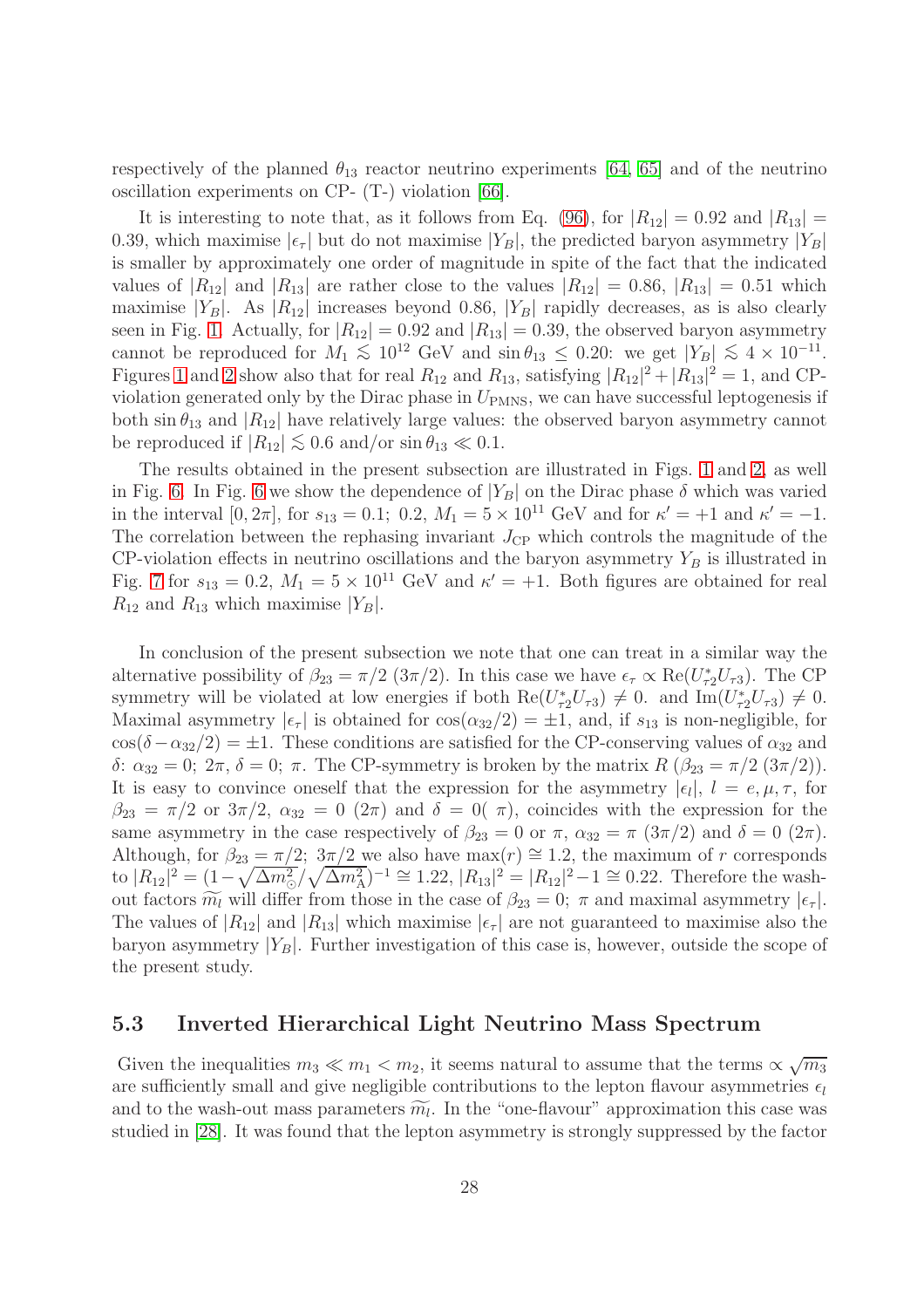respectively of the planned $\theta_{13}$ reactor neutrino experiments [64, 65] and of the neutrino oscillation experiments on CP- (T-) violation [66].

It is interesting to note that, as it follows from Eq. (96), for $|R_{12}| = 0.92$ and $|R_{13}| = 0.39$, which maximise $|\epsilon_\tau|$ but do not maximise $|Y_B|$, the predicted baryon asymmetry $|Y_B|$ is smaller by approximately one order of magnitude in spite of the fact that the indicated values of $|R_{12}|$ and $|R_{13}|$ are rather close to the values $|R_{12}| = 0.86$, $|R_{13}| = 0.51$ which maximise $|Y_B|$. As $|R_{12}|$ increases beyond 0.86, $|Y_B|$ rapidly decreases, as is also clearly seen in Fig. 1. Actually, for $|R_{12}| = 0.92$ and $|R_{13}| = 0.39$, the observed baryon asymmetry cannot be reproduced for $M_1 \lesssim 10^{12}$ GeV and $\sin\theta_{13} \leq 0.20$: we get $|Y_B| \lesssim 4 \times 10^{-11}$. Figures 1 and 2 show also that for real $R_{12}$ and $R_{13}$, satisfying $|R_{12}|^2 + |R_{13}|^2 = 1$, and CP-violation generated only by the Dirac phase in $U_{\rm PMNS}$, we can have successful leptogenesis if both $\sin\theta_{13}$ and $|R_{12}|$ have relatively large values: the observed baryon asymmetry cannot be reproduced if $|R_{12}| \lesssim 0.6$ and/or $\sin\theta_{13} \ll 0.1$.

The results obtained in the present subsection are illustrated in Figs. 1 and 2, as well in Fig. 6. In Fig. 6 we show the dependence of $|Y_B|$ on the Dirac phase $\delta$ which was varied in the interval $[0, 2\pi]$, for $s_{13} = 0.1;\ 0.2$, $M_1 = 5 \times 10^{11}$ GeV and for $\kappa' = +1$ and $\kappa' = -1$. The correlation between the rephasing invariant $J_{\rm CP}$ which controls the magnitude of the CP-violation effects in neutrino oscillations and the baryon asymmetry $Y_B$ is illustrated in Fig. 7 for $s_{13} = 0.2$, $M_1 = 5 \times 10^{11}$ GeV and $\kappa' = +1$. Both figures are obtained for real $R_{12}$ and $R_{13}$ which maximise $|Y_B|$.

In conclusion of the present subsection we note that one can treat in a similar way the alternative possibility of $\beta_{23} = \pi/2$ $(3\pi/2)$. In this case we have $\epsilon_\tau \propto {\rm Re}(U^*_{\tau 2} U_{\tau 3})$. The CP symmetry will be violated at low energies if both ${\rm Re}(U^*_{\tau 2} U_{\tau 3}) \neq 0.$ and ${\rm Im}(U^*_{\tau 2} U_{\tau 3}) \neq 0$. Maximal asymmetry $|\epsilon_\tau|$ is obtained for $\cos(\alpha_{32}/2) = \pm 1$, and, if $s_{13}$ is non-negligible, for $\cos(\delta - \alpha_{32}/2) = \pm 1$. These conditions are satisfied for the CP-conserving values of $\alpha_{32}$ and $\delta$: $\alpha_{32} = 0;\ 2\pi$, $\delta = 0;\ \pi$. The CP-symmetry is broken by the matrix $R$ $(\beta_{23} = \pi/2\ (3\pi/2))$. It is easy to convince oneself that the expression for the asymmetry $|\epsilon_l|$, $l = e, \mu, \tau$, for $\beta_{23} = \pi/2$ or $3\pi/2$, $\alpha_{32} = 0$ $(2\pi)$ and $\delta = 0(\ \pi)$, coincides with the expression for the same asymmetry in the case respectively of $\beta_{23} = 0$ or $\pi$, $\alpha_{32} = \pi$ $(3\pi/2)$ and $\delta = 0$ $(2\pi)$. Although, for $\beta_{23} = \pi/2;\ 3\pi/2$ we also have $\max(r) \cong 1.2$, the maximum of $r$ corresponds to $|R_{12}|^2 = (1 - \sqrt{\Delta m^2_\odot}/\sqrt{\Delta m^2_{\rm A}})^{-1} \cong 1.22$, $|R_{13}|^2 = |R_{12}|^2 - 1 \cong 0.22$. Therefore the wash-out factors $\widetilde{m_l}$ will differ from those in the case of $\beta_{23} = 0;\ \pi$ and maximal asymmetry $|\epsilon_\tau|$. The values of $|R_{12}|$ and $|R_{13}|$ which maximise $|\epsilon_\tau|$ are not guaranteed to maximise also the baryon asymmetry $|Y_B|$. Further investigation of this case is, however, outside the scope of the present study.

### 5.3 Inverted Hierarchical Light Neutrino Mass Spectrum

Given the inequalities $m_3 \ll m_1 < m_2$, it seems natural to assume that the terms $\propto \sqrt{m_3}$ are sufficiently small and give negligible contributions to the lepton flavour asymmetries $\epsilon_l$ and to the wash-out mass parameters $\widetilde{m_l}$. In the "one-flavour" approximation this case was studied in [28]. It was found that the lepton asymmetry is strongly suppressed by the factor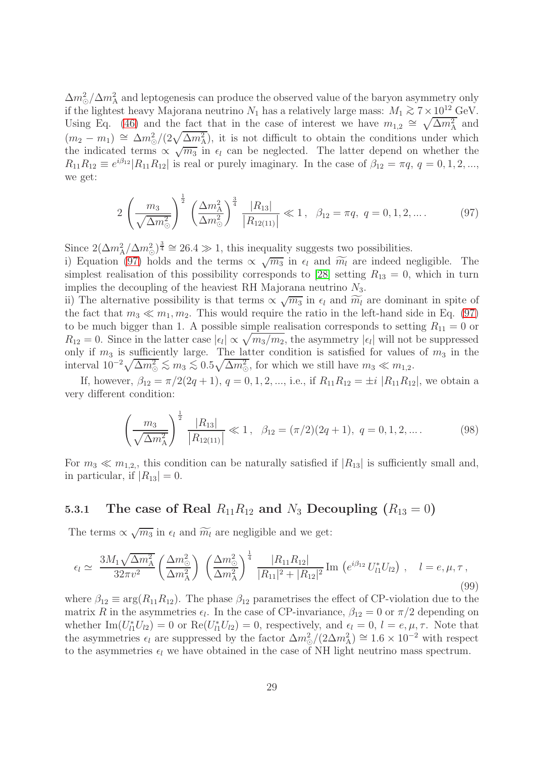$\Delta m^2_\odot/\Delta m^2_{\rm A}$ and leptogenesis can produce the observed value of the baryon asymmetry only if the lightest heavy Majorana neutrino $N_1$ has a relatively large mass: $M_1 \gtrsim 7\times 10^{12}$ GeV. Using Eq. (46) and the fact that in the case of interest we have $m_{1,2} \cong \sqrt{\Delta m^2_{\rm A}}$ and $(m_2 - m_1) \cong \Delta m^2_\odot/(2\sqrt{\Delta m^2_{\rm A}})$, it is not difficult to obtain the conditions under which the indicated terms $\propto \sqrt{m_3}$ in $\epsilon_l$ can be neglected. The latter depend on whether the $R_{11}R_{12} \equiv e^{i\beta_{12}}|R_{11}R_{12}|$ is real or purely imaginary. In the case of $\beta_{12} = \pi q$, $q = 0,1,2,...$, we get:

$$2\,\left(\frac{m_3}{\sqrt{\Delta m^2_\odot}}\right)^{\frac{1}{2}}\,\left(\frac{\Delta m^2_{\rm A}}{\Delta m^2_\odot}\right)^{\frac{3}{4}}\,\frac{|R_{13}|}{\left|R_{12(11)}\right|} \ll 1\,,\quad \beta_{12} = \pi q,\ q = 0,1,2,\ldots\,. \tag{97}$$

Since $2(\Delta m^2_{\rm A}/\Delta m^2_\odot)^{\frac{3}{4}} \cong 26.4 \gg 1$, this inequality suggests two possibilities.

i) Equation (97) holds and the terms $\propto \sqrt{m_3}$ in $\epsilon_l$ and $\widetilde{m_l}$ are indeed negligible. The simplest realisation of this possibility corresponds to [28] setting $R_{13} = 0$, which in turn implies the decoupling of the heaviest RH Majorana neutrino $N_3$.

ii) The alternative possibility is that terms $\propto \sqrt{m_3}$ in $\epsilon_l$ and $\widetilde{m_l}$ are dominant in spite of the fact that $m_3 \ll m_1, m_2$. This would require the ratio in the left-hand side in Eq. (97) to be much bigger than 1. A possible simple realisation corresponds to setting $R_{11} = 0$ or $R_{12} = 0$. Since in the latter case $|\epsilon_l| \propto \sqrt{m_3/m_2}$, the asymmetry $|\epsilon_l|$ will not be suppressed only if $m_3$ is sufficiently large. The latter condition is satisfied for values of $m_3$ in the interval $10^{-2}\sqrt{\Delta m^2_\odot} \lesssim m_3 \lesssim 0.5\sqrt{\Delta m^2_\odot}$, for which we still have $m_3 \ll m_{1,2}$.

If, however, $\beta_{12} = \pi/2(2q+1)$, $q = 0,1,2,...$, i.e., if $R_{11}R_{12} = \pm i\;|R_{11}R_{12}|$, we obtain a very different condition:

$$\left(\frac{m_3}{\sqrt{\Delta m^2_{\rm A}}}\right)^{\frac{1}{2}}\,\frac{|R_{13}|}{\left|R_{12(11)}\right|} \ll 1\,,\quad \beta_{12} = (\pi/2)(2q+1),\ q = 0,1,2,\ldots\,. \tag{98}$$

For $m_3 \ll m_{1,2,}$, this condition can be naturally satisfied if $|R_{13}|$ is sufficiently small and, in particular, if $|R_{13}| = 0$.

### 5.3.1 The case of Real $R_{11}R_{12}$ and $N_3$ Decoupling ($R_{13} = 0$)

The terms $\propto \sqrt{m_3}$ in $\epsilon_l$ and $\widetilde{m_l}$ are negligible and we get:

$$\epsilon_l \simeq\ \frac{3M_1\sqrt{\Delta m^2_{\rm A}}}{32\pi v^2}\left(\frac{\Delta m^2_\odot}{\Delta m^2_{\rm A}}\right)\,\left(\frac{\Delta m^2_\odot}{\Delta m^2_{\rm A}}\right)^{\frac{1}{4}}\,\frac{|R_{11}R_{12}|}{|R_{11}|^2+|R_{12}|^2}\,{\rm Im}\left(e^{i\beta_{12}}\,U^*_{l1}U_{l2}\right)\,,\quad l = e,\mu,\tau\,, \tag{99}$$

where $\beta_{12} \equiv \arg(R_{11}R_{12})$. The phase $\beta_{12}$ parametrises the effect of CP-violation due to the matrix $R$ in the asymmetries $\epsilon_l$. In the case of CP-invariance, $\beta_{12} = 0$ or $\pi/2$ depending on whether ${\rm Im}(U^*_{l1}U_{l2}) = 0$ or ${\rm Re}(U^*_{l1}U_{l2}) = 0$, respectively, and $\epsilon_l = 0$, $l = e,\mu,\tau$. Note that the asymmetries $\epsilon_l$ are suppressed by the factor $\Delta m^2_\odot/(2\Delta m^2_{\rm A}) \cong 1.6\times 10^{-2}$ with respect to the asymmetries $\epsilon_l$ we have obtained in the case of NH light neutrino mass spectrum.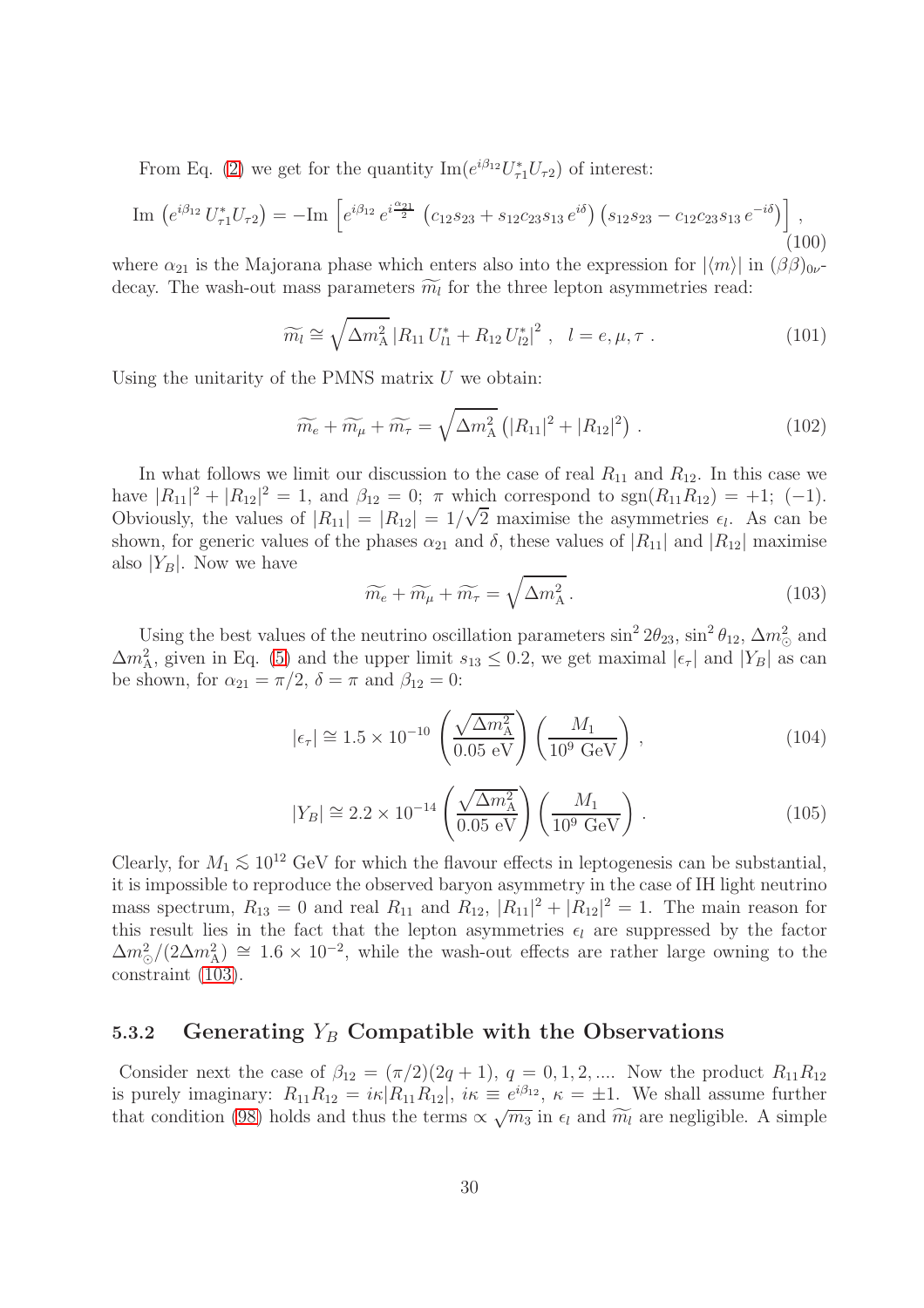From Eq. (2) we get for the quantity $\text{Im}(e^{i\beta_{12}} U^*_{\tau 1} U_{\tau 2})$ of interest:

$$\text{Im}\,\left(e^{i\beta_{12}}\,U^*_{\tau 1} U_{\tau 2}\right) = -\text{Im}\,\left[e^{i\beta_{12}}\,e^{i\frac{\alpha_{21}}{2}}\,\left(c_{12}s_{23} + s_{12}c_{23}s_{13}\,e^{i\delta}\right)\left(s_{12}s_{23} - c_{12}c_{23}s_{13}\,e^{-i\delta}\right)\right]\,, \tag{100}$$

where $\alpha_{21}$ is the Majorana phase which enters also into the expression for $|\langle m\rangle|$ in $(\beta\beta)_{0\nu}$-decay. The wash-out mass parameters $\widetilde{m_l}$ for the three lepton asymmetries read:

$$\widetilde{m_l} \cong \sqrt{\Delta m^2_{\rm A}}\,|R_{11}\,U^*_{l1} + R_{12}\,U^*_{l2}|^2\;,\quad l = e, \mu, \tau\;. \tag{101}$$

Using the unitarity of the PMNS matrix $U$ we obtain:

$$\widetilde{m_e} + \widetilde{m_\mu} + \widetilde{m_\tau} = \sqrt{\Delta m^2_{\rm A}}\left(|R_{11}|^2 + |R_{12}|^2\right)\,. \tag{102}$$

In what follows we limit our discussion to the case of real $R_{11}$ and $R_{12}$. In this case we have $|R_{11}|^2 + |R_{12}|^2 = 1$, and $\beta_{12} = 0;\ \pi$ which correspond to $\text{sgn}(R_{11}R_{12}) = +1;\ (-1)$. Obviously, the values of $|R_{11}| = |R_{12}| = 1/\sqrt{2}$ maximise the asymmetries $\epsilon_l$. As can be shown, for generic values of the phases $\alpha_{21}$ and $\delta$, these values of $|R_{11}|$ and $|R_{12}|$ maximise also $|Y_B|$. Now we have

$$\widetilde{m_e} + \widetilde{m_\mu} + \widetilde{m_\tau} = \sqrt{\Delta m^2_{\rm A}}\,. \tag{103}$$

Using the best values of the neutrino oscillation parameters $\sin^2 2\theta_{23}$, $\sin^2\theta_{12}$, $\Delta m^2_\odot$ and $\Delta m^2_{\rm A}$, given in Eq. (5) and the upper limit $s_{13} \leq 0.2$, we get maximal $|\epsilon_\tau|$ and $|Y_B|$ as can be shown, for $\alpha_{21} = \pi/2$, $\delta = \pi$ and $\beta_{12} = 0$:

$$|\epsilon_\tau| \cong 1.5 \times 10^{-10}\left(\frac{\sqrt{\Delta m^2_{\rm A}}}{0.05\ \text{eV}}\right)\left(\frac{M_1}{10^9\ \text{GeV}}\right)\,, \tag{104}$$

$$|Y_B| \cong 2.2 \times 10^{-14}\left(\frac{\sqrt{\Delta m^2_{\rm A}}}{0.05\ \text{eV}}\right)\left(\frac{M_1}{10^9\ \text{GeV}}\right)\,. \tag{105}$$

Clearly, for $M_1 \lesssim 10^{12}$ GeV for which the flavour effects in leptogenesis can be substantial, it is impossible to reproduce the observed baryon asymmetry in the case of IH light neutrino mass spectrum, $R_{13} = 0$ and real $R_{11}$ and $R_{12}$, $|R_{11}|^2 + |R_{12}|^2 = 1$. The main reason for this result lies in the fact that the lepton asymmetries $\epsilon_l$ are suppressed by the factor $\Delta m^2_\odot/(2\Delta m^2_{\rm A}) \cong 1.6 \times 10^{-2}$, while the wash-out effects are rather large owning to the constraint (103).

### 5.3.2 Generating $Y_B$ Compatible with the Observations

Consider next the case of $\beta_{12} = (\pi/2)(2q+1)$, $q = 0, 1, 2, ....$ Now the product $R_{11}R_{12}$ is purely imaginary: $R_{11}R_{12} = i\kappa|R_{11}R_{12}|$, $i\kappa \equiv e^{i\beta_{12}}$, $\kappa = \pm 1$. We shall assume further that condition (98) holds and thus the terms $\propto \sqrt{m_3}$ in $\epsilon_l$ and $\widetilde{m_l}$ are negligible. A simple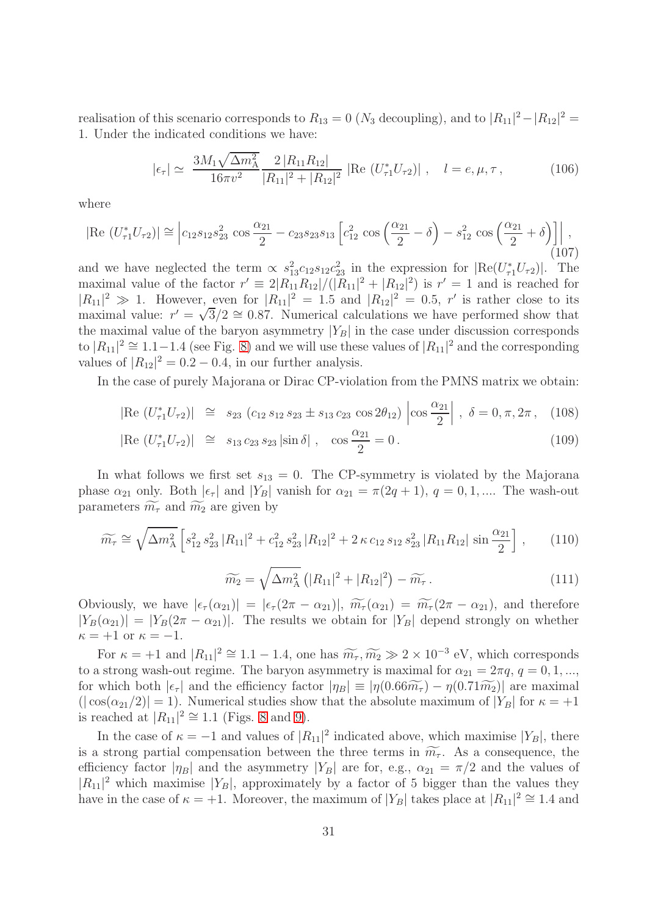realisation of this scenario corresponds to $R_{13} = 0$ ($N_3$ decoupling), and to $|R_{11}|^2 - |R_{12}|^2 = 1$. Under the indicated conditions we have:

$$|\epsilon_\tau| \simeq \frac{3M_1\sqrt{\Delta m^2_{\rm A}}}{16\pi v^2} \frac{2\,|R_{11}R_{12}|}{|R_{11}|^2 + |R_{12}|^2}\, |{\rm Re}\,(U^*_{\tau 1}U_{\tau 2})|\,, \quad l = e, \mu, \tau\,, \tag{106}$$

where

$$|{\rm Re}\,(U^*_{\tau 1}U_{\tau 2})| \cong \left| c_{12}s_{12}s^2_{23}\,\cos\frac{\alpha_{21}}{2} - c_{23}s_{23}s_{13}\left[c^2_{12}\,\cos\left(\frac{\alpha_{21}}{2} - \delta\right) - s^2_{12}\,\cos\left(\frac{\alpha_{21}}{2} + \delta\right)\right]\right|\,, \tag{107}$$

and we have neglected the term $\propto s^2_{13}c_{12}s_{12}c^2_{23}$ in the expression for $|{\rm Re}(U^*_{\tau 1}U_{\tau 2})|$. The maximal value of the factor $r' \equiv 2|R_{11}R_{12}|/(|R_{11}|^2 + |R_{12}|^2)$ is $r' = 1$ and is reached for $|R_{11}|^2 \gg 1$. However, even for $|R_{11}|^2 = 1.5$ and $|R_{12}|^2 = 0.5$, $r'$ is rather close to its maximal value: $r' = \sqrt{3}/2 \cong 0.87$. Numerical calculations we have performed show that the maximal value of the baryon asymmetry $|Y_B|$ in the case under discussion corresponds to $|R_{11}|^2 \cong 1.1-1.4$ (see Fig. 8) and we will use these values of $|R_{11}|^2$ and the corresponding values of $|R_{12}|^2 = 0.2 - 0.4$, in our further analysis.

In the case of purely Majorana or Dirac CP-violation from the PMNS matrix we obtain:

$$|{\rm Re}\,(U^*_{\tau 1}U_{\tau 2})| \;\cong\; s_{23}\,(c_{12}\,s_{12}\,s_{23} \pm s_{13}\,c_{23}\,\cos 2\theta_{12})\,\left|\cos\frac{\alpha_{21}}{2}\right|\,,\;\; \delta = 0, \pi, 2\pi\,, \tag{108}$$

$$|{\rm Re}\,(U^*_{\tau 1}U_{\tau 2})| \;\cong\; s_{13}\,c_{23}\,s_{23}\,|\sin\delta|\,, \quad \cos\frac{\alpha_{21}}{2} = 0\,. \tag{109}$$

In what follows we first set $s_{13} = 0$. The CP-symmetry is violated by the Majorana phase $\alpha_{21}$ only. Both $|\epsilon_\tau|$ and $|Y_B|$ vanish for $\alpha_{21} = \pi(2q+1)$, $q = 0, 1, ....$ The wash-out parameters $\widetilde{m_\tau}$ and $\widetilde{m_2}$ are given by

$$\widetilde{m_\tau} \cong \sqrt{\Delta m^2_{\rm A}}\left[s^2_{12}\,s^2_{23}\,|R_{11}|^2 + c^2_{12}\,s^2_{23}\,|R_{12}|^2 + 2\,\kappa\,c_{12}\,s_{12}\,s^2_{23}\,|R_{11}R_{12}|\,\sin\frac{\alpha_{21}}{2}\right]\,, \tag{110}$$

$$\widetilde{m_2} = \sqrt{\Delta m^2_{\rm A}}\left(|R_{11}|^2 + |R_{12}|^2\right) - \widetilde{m_\tau}\,. \tag{111}$$

Obviously, we have $|\epsilon_\tau(\alpha_{21})| = |\epsilon_\tau(2\pi - \alpha_{21})|$, $\widetilde{m_\tau}(\alpha_{21}) = \widetilde{m_\tau}(2\pi - \alpha_{21})$, and therefore $|Y_B(\alpha_{21})| = |Y_B(2\pi - \alpha_{21})|$. The results we obtain for $|Y_B|$ depend strongly on whether $\kappa = +1$ or $\kappa = -1$.

For $\kappa = +1$ and $|R_{11}|^2 \cong 1.1 - 1.4$, one has $\widetilde{m_\tau}, \widetilde{m_2} \gg 2 \times 10^{-3}$ eV, which corresponds to a strong wash-out regime. The baryon asymmetry is maximal for $\alpha_{21} = 2\pi q$, $q = 0, 1, ...$, for which both $|\epsilon_\tau|$ and the efficiency factor $|\eta_B| \equiv |\eta(0.66\widetilde{m_\tau}) - \eta(0.71\widetilde{m_2})|$ are maximal ($|\cos(\alpha_{21}/2)| = 1$). Numerical studies show that the absolute maximum of $|Y_B|$ for $\kappa = +1$ is reached at $|R_{11}|^2 \cong 1.1$ (Figs. 8 and 9).

In the case of $\kappa = -1$ and values of $|R_{11}|^2$ indicated above, which maximise $|Y_B|$, there is a strong partial compensation between the three terms in $\widetilde{m_\tau}$. As a consequence, the efficiency factor $|\eta_B|$ and the asymmetry $|Y_B|$ are for, e.g., $\alpha_{21} = \pi/2$ and the values of $|R_{11}|^2$ which maximise $|Y_B|$, approximately by a factor of 5 bigger than the values they have in the case of $\kappa = +1$. Moreover, the maximum of $|Y_B|$ takes place at $|R_{11}|^2 \cong 1.4$ and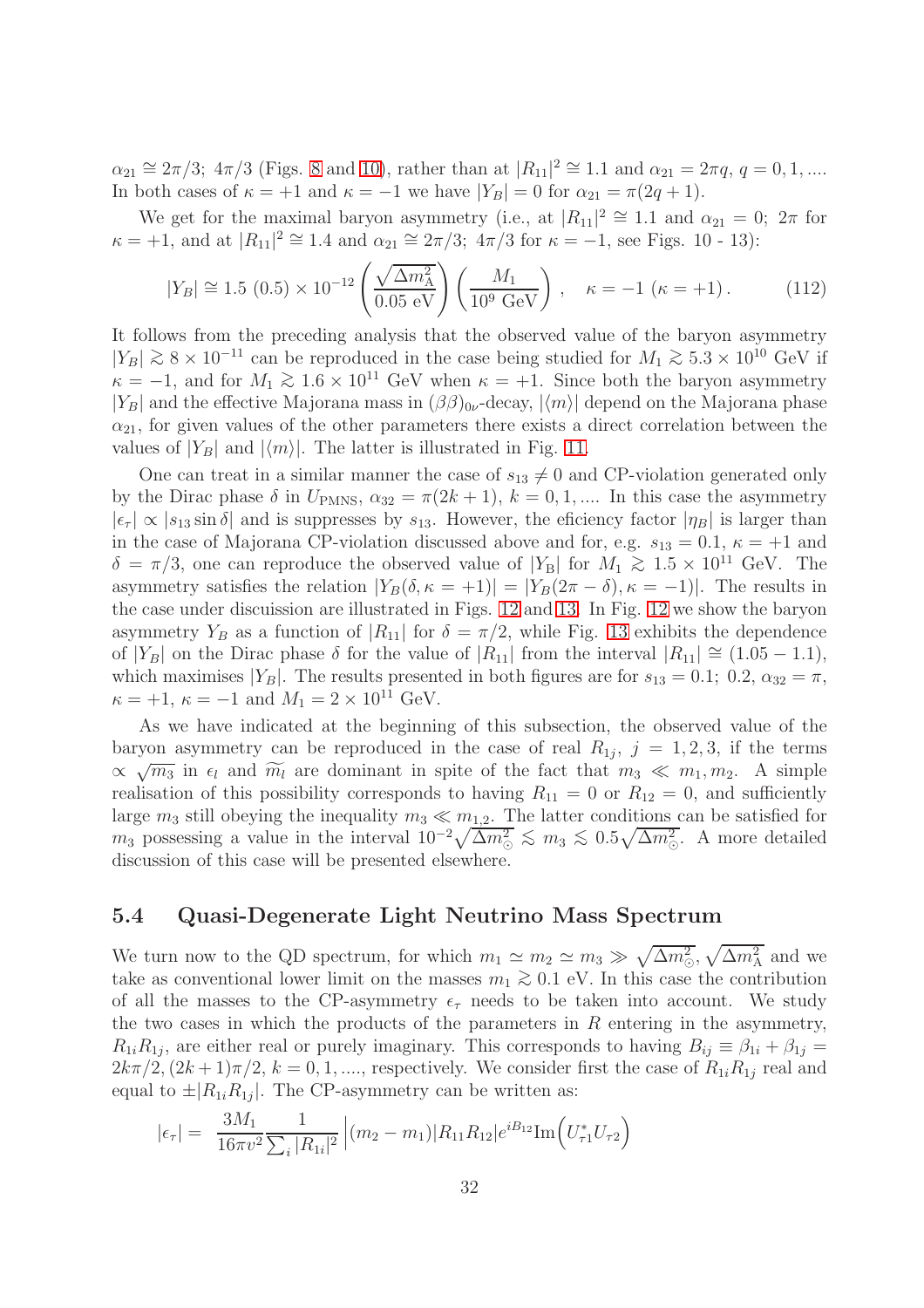$\alpha_{21} \cong 2\pi/3;\ 4\pi/3$ (Figs. 8 and 10), rather than at $|R_{11}|^2 \cong 1.1$ and $\alpha_{21} = 2\pi q$, $q = 0, 1, ....$ In both cases of $\kappa = +1$ and $\kappa = -1$ we have $|Y_B| = 0$ for $\alpha_{21} = \pi(2q+1)$.

We get for the maximal baryon asymmetry (i.e., at $|R_{11}|^2 \cong 1.1$ and $\alpha_{21} = 0;\ 2\pi$ for $\kappa = +1$, and at $|R_{11}|^2 \cong 1.4$ and $\alpha_{21} \cong 2\pi/3;\ 4\pi/3$ for $\kappa = -1$, see Figs. 10 - 13):

$$|Y_B| \cong 1.5\ (0.5) \times 10^{-12} \left(\frac{\sqrt{\Delta m^2_{\rm A}}}{0.05\ {\rm eV}}\right)\left(\frac{M_1}{10^9\ {\rm GeV}}\right), \quad \kappa = -1\ (\kappa = +1)\,. \tag{112}$$

It follows from the preceding analysis that the observed value of the baryon asymmetry $|Y_B| \gtrsim 8 \times 10^{-11}$ can be reproduced in the case being studied for $M_1 \gtrsim 5.3 \times 10^{10}$ GeV if $\kappa = -1$, and for $M_1 \gtrsim 1.6 \times 10^{11}$ GeV when $\kappa = +1$. Since both the baryon asymmetry $|Y_B|$ and the effective Majorana mass in $(\beta\beta)_{0\nu}$-decay, $|\langle m \rangle|$ depend on the Majorana phase $\alpha_{21}$, for given values of the other parameters there exists a direct correlation between the values of $|Y_B|$ and $|\langle m \rangle|$. The latter is illustrated in Fig. 11.

One can treat in a similar manner the case of $s_{13} \neq 0$ and CP-violation generated only by the Dirac phase $\delta$ in $U_{\rm PMNS}$, $\alpha_{32} = \pi(2k+1)$, $k = 0, 1, ....$ In this case the asymmetry $|\epsilon_\tau| \propto |s_{13} \sin\delta|$ and is suppresses by $s_{13}$. However, the efeciency factor $|\eta_B|$ is larger than in the case of Majorana CP-violation discussed above and for, e.g. $s_{13} = 0.1$, $\kappa = +1$ and $\delta = \pi/3$, one can reproduce the observed value of $|Y_{\rm B}|$ for $M_1 \gtrsim 1.5 \times 10^{11}$ GeV. The asymmetry satisfies the relation $|Y_B(\delta, \kappa = +1)| = |Y_B(2\pi - \delta), \kappa = -1)|$. The results in the case under discuission are illustrated in Figs. 12 and 13. In Fig. 12 we show the baryon asymmetry $Y_B$ as a function of $|R_{11}|$ for $\delta = \pi/2$, while Fig. 13 exhibits the dependence of $|Y_B|$ on the Dirac phase $\delta$ for the value of $|R_{11}|$ from the interval $|R_{11}| \cong (1.05 - 1.1)$, which maximises $|Y_B|$. The results presented in both figures are for $s_{13} = 0.1;\ 0.2$, $\alpha_{32} = \pi$, $\kappa = +1$, $\kappa = -1$ and $M_1 = 2 \times 10^{11}$ GeV.

As we have indicated at the beginning of this subsection, the observed value of the baryon asymmetry can be reproduced in the case of real $R_{1j}$, $j = 1, 2, 3$, if the terms $\propto \sqrt{m_3}$ in $\epsilon_l$ and $\widetilde{m_l}$ are dominant in spite of the fact that $m_3 \ll m_1, m_2$. A simple realisation of this possibility corresponds to having $R_{11} = 0$ or $R_{12} = 0$, and sufficiently large $m_3$ still obeying the inequality $m_3 \ll m_{1,2}$. The latter conditions can be satisfied for $m_3$ possessing a value in the interval $10^{-2}\sqrt{\Delta m^2_\odot} \lesssim m_3 \lesssim 0.5\sqrt{\Delta m^2_\odot}$. A more detailed discussion of this case will be presented elsewhere.

### 5.4 Quasi-Degenerate Light Neutrino Mass Spectrum

We turn now to the QD spectrum, for which $m_1 \simeq m_2 \simeq m_3 \gg \sqrt{\Delta m^2_\odot}, \sqrt{\Delta m^2_{\rm A}}$ and we take as conventional lower limit on the masses $m_1 \gtrsim 0.1$ eV. In this case the contribution of all the masses to the CP-asymmetry $\epsilon_\tau$ needs to be taken into account. We study the two cases in which the products of the parameters in $R$ entering in the asymmetry, $R_{1i}R_{1j}$, are either real or purely imaginary. This corresponds to having $B_{ij} \equiv \beta_{1i} + \beta_{1j} = 2k\pi/2, (2k+1)\pi/2$, $k = 0, 1, ....$, respectively. We consider first the case of $R_{1i}R_{1j}$ real and equal to $\pm|R_{1i}R_{1j}|$. The CP-asymmetry can be written as:

$$|\epsilon_\tau| = \frac{3M_1}{16\pi v^2}\frac{1}{\sum_i |R_{1i}|^2}\left|(m_2 - m_1)|R_{11}R_{12}|e^{iB_{12}}{\rm Im}\Big(U^*_{\tau 1}U_{\tau 2}\Big)\right.$$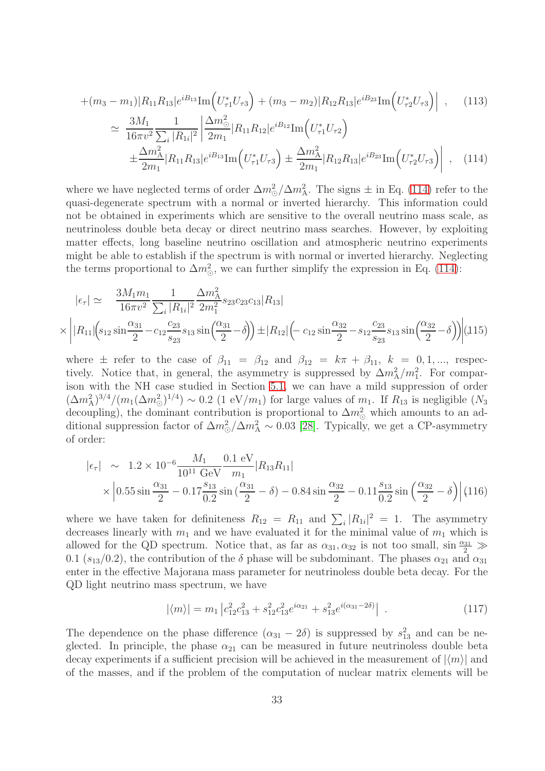$$
+(m_3 - m_1)|R_{11}R_{13}|e^{iB_{13}}\mathrm{Im}\Big(U^*_{\tau 1}U_{\tau 3}\Big) + (m_3 - m_2)|R_{12}R_{13}|e^{iB_{23}}\mathrm{Im}\Big(U^*_{\tau 2}U_{\tau 3}\Big)\Big| \ , \quad (113)
$$

$$
\simeq \frac{3M_1}{16\pi v^2}\frac{1}{\sum_i |R_{1i}|^2}\left|\frac{\Delta m^2_\odot}{2m_1}|R_{11}R_{12}|e^{iB_{12}}\mathrm{Im}\Big(U^*_{\tau 1}U_{\tau 2}\Big)\right.
$$

$$
\left.\pm\frac{\Delta m^2_{\mathrm{A}}}{2m_1}|R_{11}R_{13}|e^{iB_{13}}\mathrm{Im}\Big(U^*_{\tau 1}U_{\tau 3}\Big) \pm \frac{\Delta m^2_{\mathrm{A}}}{2m_1}|R_{12}R_{13}|e^{iB_{23}}\mathrm{Im}\Big(U^*_{\tau 2}U_{\tau 3}\Big)\right| \ , \quad (114)
$$

where we have neglected terms of order $\Delta m^2_\odot/\Delta m^2_{\mathrm{A}}$. The signs $\pm$ in Eq. (114) refer to the quasi-degenerate spectrum with a normal or inverted hierarchy. This information could not be obtained in experiments which are sensitive to the overall neutrino mass scale, as neutrinoless double beta decay or direct neutrino mass searches. However, by exploiting matter effects, long baseline neutrino oscillation and atmospheric neutrino experiments might be able to establish if the spectrum is with normal or inverted hierarchy. Neglecting the terms proportional to $\Delta m^2_\odot$, we can further simplify the expression in Eq. (114):

$$
|\epsilon_\tau| \simeq \frac{3M_1 m_1}{16\pi v^2}\frac{1}{\sum_i |R_{1i}|^2}\frac{\Delta m^2_{\mathrm{A}}}{2m_1^2}s_{23}c_{23}c_{13}|R_{13}|
$$

$$
\times\left|\,|R_{11}|\Big(s_{12}\sin\frac{\alpha_{31}}{2} - c_{12}\frac{c_{23}}{s_{23}}s_{13}\sin\Big(\frac{\alpha_{31}}{2}-\delta\Big)\Big) \pm |R_{12}|\Big(-c_{12}\sin\frac{\alpha_{32}}{2} - s_{12}\frac{c_{23}}{s_{23}}s_{13}\sin\Big(\frac{\alpha_{32}}{2}-\delta\Big)\Big)\right| \quad (115)
$$

where $\pm$ refer to the case of $\beta_{11} = \beta_{12}$ and $\beta_{12} = k\pi + \beta_{11}$, $k = 0, 1, ...$, respectively. Notice that, in general, the asymmetry is suppressed by $\Delta m^2_{\mathrm{A}}/m_1^2$. For comparison with the NH case studied in Section 5.1, we can have a mild suppression of order $(\Delta m^2_{\mathrm{A}})^{3/4}/(m_1(\Delta m^2_\odot)^{1/4}) \sim 0.2\ (1\ \mathrm{eV}/m_1)$ for large values of $m_1$. If $R_{13}$ is negligible ($N_3$ decoupling), the dominant contribution is proportional to $\Delta m^2_\odot$ which amounts to an additional suppression factor of $\Delta m^2_\odot/\Delta m^2_{\mathrm{A}} \sim 0.03$ [28]. Typically, we get a CP-asymmetry of order:

$$
|\epsilon_\tau| \sim 1.2\times 10^{-6}\frac{M_1}{10^{11}\ \mathrm{GeV}}\frac{0.1\ \mathrm{eV}}{m_1}|R_{13}R_{11}|
$$

$$
\times\left|0.55\sin\frac{\alpha_{31}}{2} - 0.17\frac{s_{13}}{0.2}\sin\big(\frac{\alpha_{31}}{2}-\delta\big) - 0.84\sin\frac{\alpha_{32}}{2} - 0.11\frac{s_{13}}{0.2}\sin\Big(\frac{\alpha_{32}}{2}-\delta\Big)\right| \quad (116)
$$

where we have taken for definiteness $R_{12} = R_{11}$ and $\sum_i |R_{1i}|^2 = 1$. The asymmetry decreases linearly with $m_1$ and we have evaluated it for the minimal value of $m_1$ which is allowed for the QD spectrum. Notice that, as far as $\alpha_{31}, \alpha_{32}$ is not too small, $\sin\frac{\alpha_{31}}{2} \gg 0.1\ (s_{13}/0.2)$, the contribution of the $\delta$ phase will be subdominant. The phases $\alpha_{21}$ and $\alpha_{31}$ enter in the effective Majorana mass parameter for neutrinoless double beta decay. For the QD light neutrino mass spectrum, we have

$$
|\langle m\rangle| = m_1\left|c^2_{12}c^2_{13} + s^2_{12}c^2_{13}e^{i\alpha_{21}} + s^2_{13}e^{i(\alpha_{31}-2\delta)}\right| \ . \quad (117)
$$

The dependence on the phase difference $(\alpha_{31} - 2\delta)$ is suppressed by $s^2_{13}$ and can be neglected. In principle, the phase $\alpha_{21}$ can be measured in future neutrinoless double beta decay experiments if a sufficient precision will be achieved in the measurement of $|\langle m\rangle|$ and of the masses, and if the problem of the computation of nuclear matrix elements will be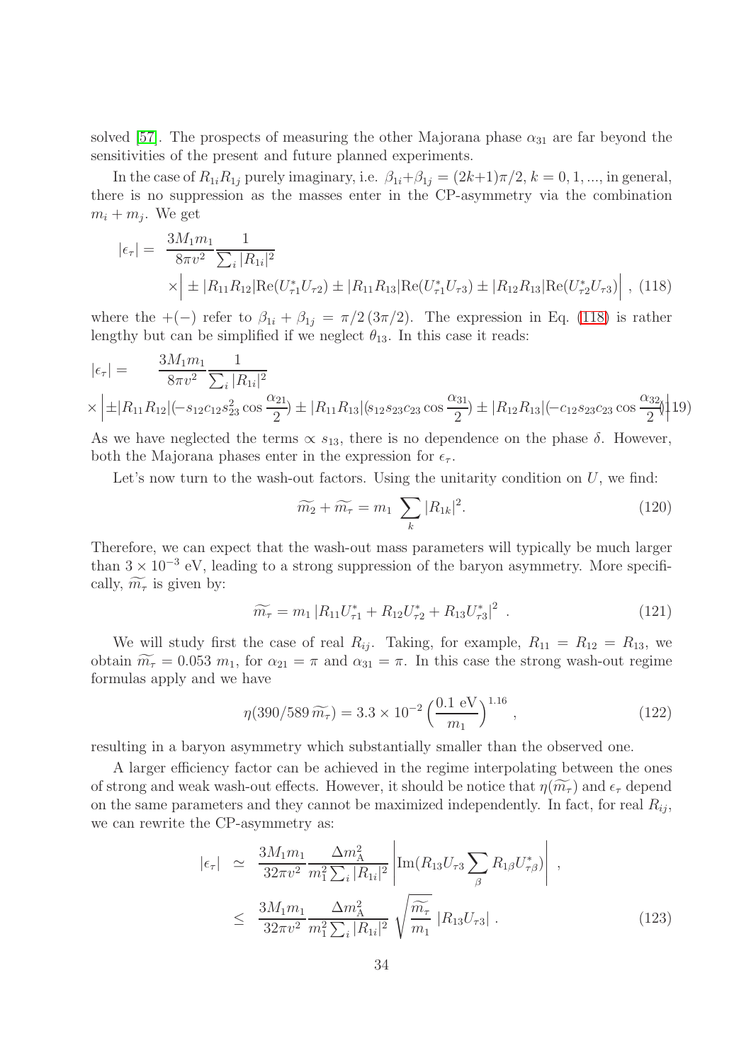solved [57]. The prospects of measuring the other Majorana phase $\alpha_{31}$ are far beyond the sensitivities of the present and future planned experiments.

In the case of $R_{1i}R_{1j}$ purely imaginary, i.e. $\beta_{1i}+\beta_{1j} = (2k+1)\pi/2$, $k = 0, 1, ...$, in general, there is no suppression as the masses enter in the CP-asymmetry via the combination $m_i + m_j$. We get

$$|\epsilon_\tau| = \frac{3M_1 m_1}{8\pi v^2} \frac{1}{\sum_i |R_{1i}|^2} \times \Big| \pm |R_{11}R_{12}| \mathrm{Re}(U^*_{\tau 1} U_{\tau 2}) \pm |R_{11}R_{13}| \mathrm{Re}(U^*_{\tau 1} U_{\tau 3}) \pm |R_{12}R_{13}| \mathrm{Re}(U^*_{\tau 2} U_{\tau 3}) \Big| \ , \tag{118}$$

where the $+(-)$ refer to $\beta_{1i} + \beta_{1j} = \pi/2\,(3\pi/2)$. The expression in Eq. (118) is rather lengthy but can be simplified if we neglect $\theta_{13}$. In this case it reads:

$$|\epsilon_\tau| = \frac{3M_1 m_1}{8\pi v^2} \frac{1}{\sum_i |R_{1i}|^2} \times \left| \pm |R_{11}R_{12}| (-s_{12}c_{12}s_{23}^2 \cos\frac{\alpha_{21}}{2}) \pm |R_{11}R_{13}| (s_{12}s_{23}c_{23}\cos\frac{\alpha_{31}}{2}) \pm |R_{12}R_{13}| (-c_{12}s_{23}c_{23}\cos\frac{\alpha_{32}}{2}) \right| \tag{119}$$

As we have neglected the terms $\propto s_{13}$, there is no dependence on the phase $\delta$. However, both the Majorana phases enter in the expression for $\epsilon_\tau$.

Let's now turn to the wash-out factors. Using the unitarity condition on $U$, we find:

$$\widetilde{m_2} + \widetilde{m_\tau} = m_1 \sum_k |R_{1k}|^2. \tag{120}$$

Therefore, we can expect that the wash-out mass parameters will typically be much larger than $3 \times 10^{-3}$ eV, leading to a strong suppression of the baryon asymmetry. More specifically, $\widetilde{m_\tau}$ is given by:

$$\widetilde{m_\tau} = m_1 \left| R_{11}U^*_{\tau 1} + R_{12}U^*_{\tau 2} + R_{13}U^*_{\tau 3} \right|^2 \ . \tag{121}$$

We will study first the case of real $R_{ij}$. Taking, for example, $R_{11} = R_{12} = R_{13}$, we obtain $\widetilde{m_\tau} = 0.053\ m_1$, for $\alpha_{21} = \pi$ and $\alpha_{31} = \pi$. In this case the strong wash-out regime formulas apply and we have

$$\eta(390/589\,\widetilde{m_\tau}) = 3.3 \times 10^{-2} \left(\frac{0.1\ \mathrm{eV}}{m_1}\right)^{1.16} , \tag{122}$$

resulting in a baryon asymmetry which substantially smaller than the observed one.

A larger efficiency factor can be achieved in the regime interpolating between the ones of strong and weak wash-out effects. However, it should be notice that $\eta(\widetilde{m_\tau})$ and $\epsilon_\tau$ depend on the same parameters and they cannot be maximized independently. In fact, for real $R_{ij}$, we can rewrite the CP-asymmetry as:

$$\begin{aligned} |\epsilon_\tau| &\simeq \frac{3M_1 m_1}{32\pi v^2} \frac{\Delta m^2_{\mathrm{A}}}{m_1^2 \sum_i |R_{1i}|^2} \left| \mathrm{Im}(R_{13}U_{\tau 3} \sum_\beta R_{1\beta}U^*_{\tau\beta}) \right| \ , \\ &\leq \frac{3M_1 m_1}{32\pi v^2} \frac{\Delta m^2_{\mathrm{A}}}{m_1^2 \sum_i |R_{1i}|^2} \sqrt{\frac{\widetilde{m_\tau}}{m_1}}\ |R_{13}U_{\tau 3}| \ . \end{aligned} \tag{123}$$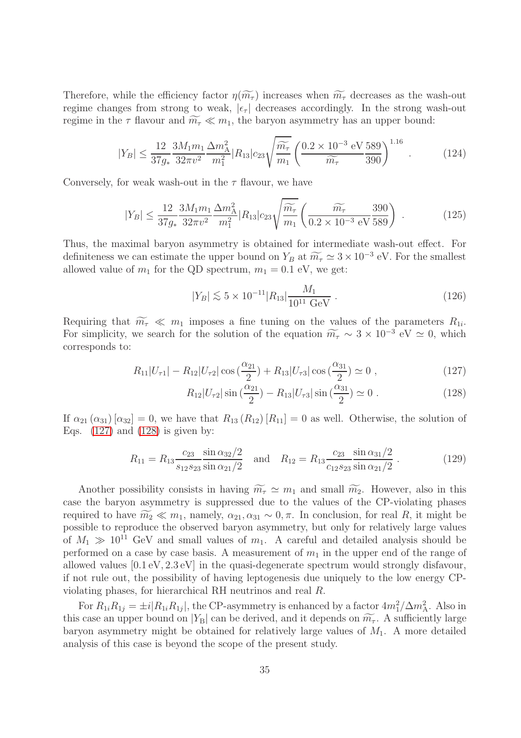Therefore, while the efficiency factor $\eta(\widetilde{m_\tau})$ increases when $\widetilde{m_\tau}$ decreases as the wash-out regime changes from strong to weak, $|\epsilon_\tau|$ decreases accordingly. In the strong wash-out regime in the $\tau$ flavour and $\widetilde{m_\tau} \ll m_1$, the baryon asymmetry has an upper bound:

$$|Y_B| \leq \frac{12}{37 g_*} \frac{3 M_1 m_1}{32 \pi v^2} \frac{\Delta m^2_{\rm A}}{m_1^2} |R_{13}| c_{23} \sqrt{\frac{\widetilde{m_\tau}}{m_1}} \left( \frac{0.2 \times 10^{-3}\ {\rm eV}}{\widetilde{m_\tau}} \frac{589}{390} \right)^{1.16} . \tag{124}$$

Conversely, for weak wash-out in the $\tau$ flavour, we have

$$|Y_B| \leq \frac{12}{37 g_*} \frac{3 M_1 m_1}{32 \pi v^2} \frac{\Delta m^2_{\rm A}}{m_1^2} |R_{13}| c_{23} \sqrt{\frac{\widetilde{m_\tau}}{m_1}} \left( \frac{\widetilde{m_\tau}}{0.2 \times 10^{-3}\ {\rm eV}} \frac{390}{589} \right) . \tag{125}$$

Thus, the maximal baryon asymmetry is obtained for intermediate wash-out effect. For definiteness we can estimate the upper bound on $Y_B$ at $\widetilde{m_\tau} \simeq 3 \times 10^{-3}$ eV. For the smallest allowed value of $m_1$ for the QD spectrum, $m_1 = 0.1$ eV, we get:

$$|Y_B| \lesssim 5 \times 10^{-11} |R_{13}| \frac{M_1}{10^{11}\ {\rm GeV}} . \tag{126}$$

Requiring that $\widetilde{m_\tau} \ll m_1$ imposes a fine tuning on the values of the parameters $R_{1i}$. For simplicity, we search for the solution of the equation $\widetilde{m_\tau} \sim 3 \times 10^{-3}$ eV $\simeq 0$, which corresponds to:

$$R_{11} |U_{\tau 1}| - R_{12} |U_{\tau 2}| \cos\left(\frac{\alpha_{21}}{2}\right) + R_{13} |U_{\tau 3}| \cos\left(\frac{\alpha_{31}}{2}\right) \simeq 0 , \tag{127}$$

$$R_{12} |U_{\tau 2}| \sin\left(\frac{\alpha_{21}}{2}\right) - R_{13} |U_{\tau 3}| \sin\left(\frac{\alpha_{31}}{2}\right) \simeq 0 . \tag{128}$$

If $\alpha_{21}\,(\alpha_{31})\,[\alpha_{32}] = 0$, we have that $R_{13}\,(R_{12})\,[R_{11}] = 0$ as well. Otherwise, the solution of Eqs. (127) and (128) is given by:

$$R_{11} = R_{13} \frac{c_{23}}{s_{12} s_{23}} \frac{\sin \alpha_{32}/2}{\sin \alpha_{21}/2} \quad \text{and} \quad R_{12} = R_{13} \frac{c_{23}}{c_{12} s_{23}} \frac{\sin \alpha_{31}/2}{\sin \alpha_{21}/2} . \tag{129}$$

Another possibility consists in having $\widetilde{m_\tau} \simeq m_1$ and small $\widetilde{m_2}$. However, also in this case the baryon asymmetry is suppressed due to the values of the CP-violating phases required to have $\widetilde{m_2} \ll m_1$, namely, $\alpha_{21}, \alpha_{31} \sim 0, \pi$. In conclusion, for real $R$, it might be possible to reproduce the observed baryon asymmetry, but only for relatively large values of $M_1 \gg 10^{11}$ GeV and small values of $m_1$. A careful and detailed analysis should be performed on a case by case basis. A measurement of $m_1$ in the upper end of the range of allowed values $[0.1\,{\rm eV}, 2.3\,{\rm eV}]$ in the quasi-degenerate spectrum would strongly disfavour, if not rule out, the possibility of having leptogenesis due uniquely to the low energy CP-violating phases, for hierarchical RH neutrinos and real $R$.

For $R_{1i} R_{1j} = \pm i |R_{1i} R_{1j}|$, the CP-asymmetry is enhanced by a factor $4 m_1^2 / \Delta m^2_{\rm A}$. Also in this case an upper bound on $|Y_{\rm B}|$ can be derived, and it depends on $\widetilde{m_\tau}$. A sufficiently large baryon asymmetry might be obtained for relatively large values of $M_1$. A more detailed analysis of this case is beyond the scope of the present study.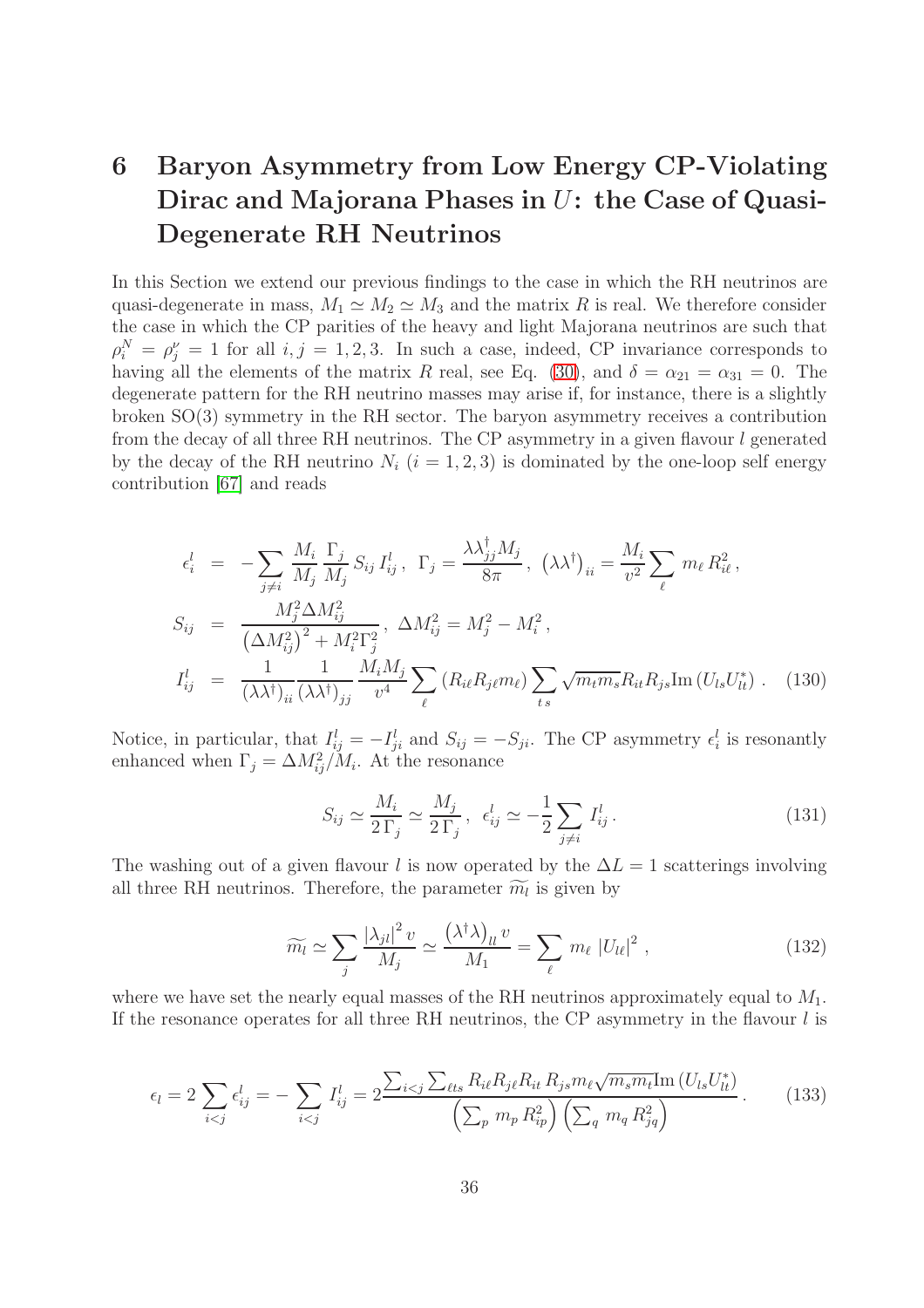# 6 Baryon Asymmetry from Low Energy CP-Violating Dirac and Majorana Phases in $U$: the Case of Quasi-Degenerate RH Neutrinos

In this Section we extend our previous findings to the case in which the RH neutrinos are quasi-degenerate in mass, $M_1 \simeq M_2 \simeq M_3$ and the matrix $R$ is real. We therefore consider the case in which the CP parities of the heavy and light Majorana neutrinos are such that $\rho_i^N = \rho_j^\nu = 1$ for all $i, j = 1, 2, 3$. In such a case, indeed, CP invariance corresponds to having all the elements of the matrix $R$ real, see Eq. (30), and $\delta = \alpha_{21} = \alpha_{31} = 0$. The degenerate pattern for the RH neutrino masses may arise if, for instance, there is a slightly broken SO(3) symmetry in the RH sector. The baryon asymmetry receives a contribution from the decay of all three RH neutrinos. The CP asymmetry in a given flavour $l$ generated by the decay of the RH neutrino $N_i$ ($i = 1, 2, 3$) is dominated by the one-loop self energy contribution [67] and reads

$$
\begin{aligned}
\epsilon_i^l &= -\sum_{j \neq i} \frac{M_i}{M_j} \frac{\Gamma_j}{M_j} S_{ij} I_{ij}^l \,, \;\; \Gamma_j = \frac{\lambda\lambda^\dagger_{jj} M_j}{8\pi} \,, \;\; \left(\lambda\lambda^\dagger\right)_{ii} = \frac{M_i}{v^2} \sum_\ell m_\ell R_{i\ell}^2 \,, \\
S_{ij} &= \frac{M_j^2 \Delta M_{ij}^2}{\left(\Delta M_{ij}^2\right)^2 + M_i^2 \Gamma_j^2} \,, \;\; \Delta M_{ij}^2 = M_j^2 - M_i^2 \,, \\
I_{ij}^l &= \frac{1}{(\lambda\lambda^\dagger)_{ii}} \frac{1}{(\lambda\lambda^\dagger)_{jj}} \frac{M_i M_j}{v^4} \sum_\ell \left(R_{i\ell} R_{j\ell} m_\ell\right) \sum_{t\,s} \sqrt{m_t m_s} R_{it} R_{js} \mathrm{Im}\left(U_{ls} U_{lt}^*\right) \,. \qquad (130)
\end{aligned}
$$

Notice, in particular, that $I_{ij}^l = -I_{ji}^l$ and $S_{ij} = -S_{ji}$. The CP asymmetry $\epsilon_i^l$ is resonantly enhanced when $\Gamma_j = \Delta M_{ij}^2 / M_i$. At the resonance

$$
S_{ij} \simeq \frac{M_i}{2\,\Gamma_j} \simeq \frac{M_j}{2\,\Gamma_j} \,, \;\; \epsilon_{ij}^l \simeq -\frac{1}{2} \sum_{j \neq i} I_{ij}^l \,. \qquad (131)
$$

The washing out of a given flavour $l$ is now operated by the $\Delta L = 1$ scatterings involving all three RH neutrinos. Therefore, the parameter $\widetilde{m_l}$ is given by

$$
\widetilde{m_l} \simeq \sum_j \frac{|\lambda_{jl}|^2 v}{M_j} \simeq \frac{\left(\lambda^\dagger \lambda\right)_{ll} v}{M_1} = \sum_\ell m_\ell \left|U_{l\ell}\right|^2 \,, \qquad (132)
$$

where we have set the nearly equal masses of the RH neutrinos approximately equal to $M_1$. If the resonance operates for all three RH neutrinos, the CP asymmetry in the flavour $l$ is

$$
\epsilon_l = 2 \sum_{i<j} \epsilon_{ij}^l = -\sum_{i<j} I_{ij}^l = 2 \frac{\sum_{i<j} \sum_{\ell t s} R_{i\ell} R_{j\ell} R_{it} R_{js} m_\ell \sqrt{m_s m_t} \mathrm{Im}\left(U_{ls} U_{lt}^*\right)}{\left(\sum_p m_p R_{ip}^2\right) \left(\sum_q m_q R_{jq}^2\right)} \,. \qquad (133)
$$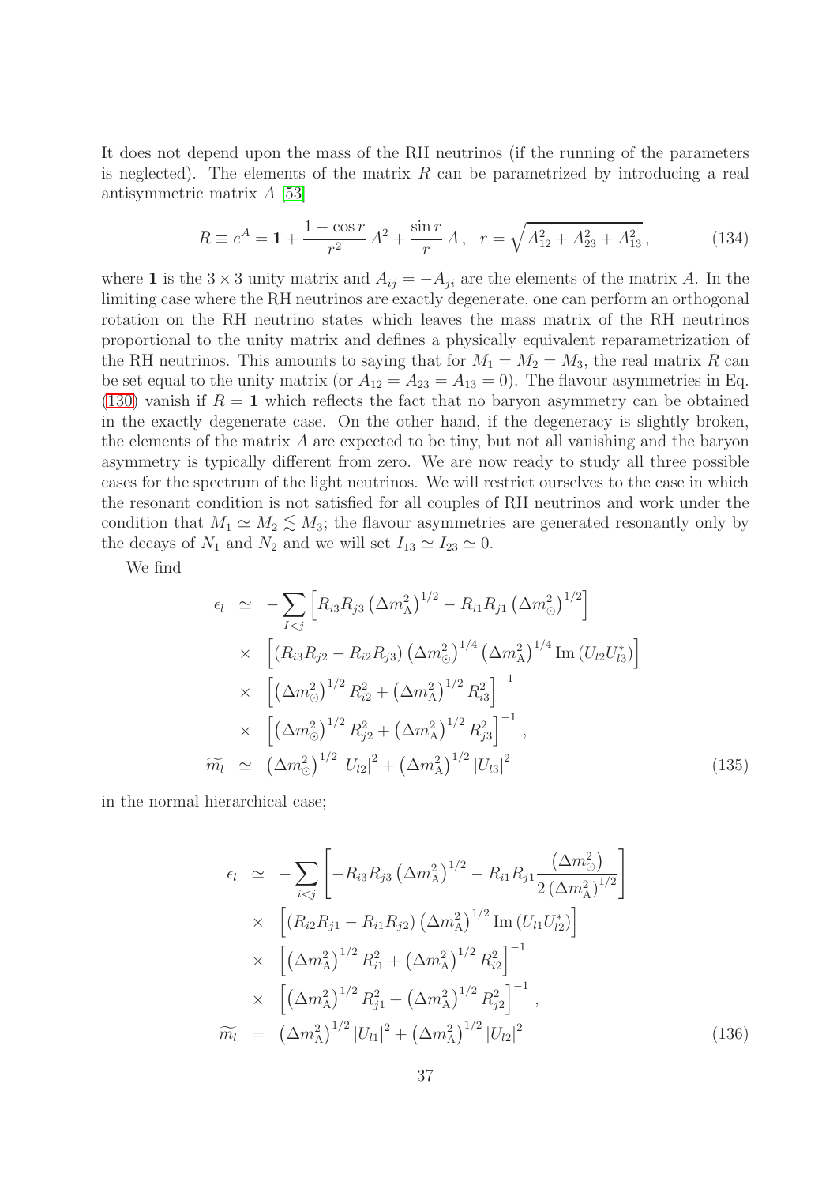It does not depend upon the mass of the RH neutrinos (if the running of the parameters is neglected). The elements of the matrix $R$ can be parametrized by introducing a real antisymmetric matrix $A$ [53]

$$R \equiv e^{A} = \mathbf{1} + \frac{1-\cos r}{r^2}\, A^2 + \frac{\sin r}{r}\, A\,, \quad r = \sqrt{A_{12}^2 + A_{23}^2 + A_{13}^2}\,, \tag{134}$$

where $\mathbf{1}$ is the $3\times 3$ unity matrix and $A_{ij} = -A_{ji}$ are the elements of the matrix $A$. In the limiting case where the RH neutrinos are exactly degenerate, one can perform an orthogonal rotation on the RH neutrino states which leaves the mass matrix of the RH neutrinos proportional to the unity matrix and defines a physically equivalent reparametrization of the RH neutrinos. This amounts to saying that for $M_1 = M_2 = M_3$, the real matrix $R$ can be set equal to the unity matrix (or $A_{12} = A_{23} = A_{13} = 0$). The flavour asymmetries in Eq. (130) vanish if $R = \mathbf{1}$ which reflects the fact that no baryon asymmetry can be obtained in the exactly degenerate case. On the other hand, if the degeneracy is slightly broken, the elements of the matrix $A$ are expected to be tiny, but not all vanishing and the baryon asymmetry is typically different from zero. We are now ready to study all three possible cases for the spectrum of the light neutrinos. We will restrict ourselves to the case in which the resonant condition is not satisfied for all couples of RH neutrinos and work under the condition that $M_1 \simeq M_2 \lesssim M_3$; the flavour asymmetries are generated resonantly only by the decays of $N_1$ and $N_2$ and we will set $I_{13} \simeq I_{23} \simeq 0$.

We find

$$\begin{aligned}
\epsilon_l &\simeq -\sum_{I<j}\left[R_{i3}R_{j3}\left(\Delta m^2_{\rm A}\right)^{1/2} - R_{i1}R_{j1}\left(\Delta m^2_{\odot}\right)^{1/2}\right] \\
&\times \left[\left(R_{i3}R_{j2} - R_{i2}R_{j3}\right)\left(\Delta m^2_{\odot}\right)^{1/4}\left(\Delta m^2_{\rm A}\right)^{1/4}{\rm Im}\left(U_{l2}U^*_{l3}\right)\right] \\
&\times \left[\left(\Delta m^2_{\odot}\right)^{1/2}R^2_{i2} + \left(\Delta m^2_{\rm A}\right)^{1/2}R^2_{i3}\right]^{-1} \\
&\times \left[\left(\Delta m^2_{\odot}\right)^{1/2}R^2_{j2} + \left(\Delta m^2_{\rm A}\right)^{1/2}R^2_{j3}\right]^{-1}, \\
\widetilde{m_l} &\simeq \left(\Delta m^2_{\odot}\right)^{1/2}\left|U_{l2}\right|^2 + \left(\Delta m^2_{\rm A}\right)^{1/2}\left|U_{l3}\right|^2
\end{aligned} \tag{135}$$

in the normal hierarchical case;

$$\begin{aligned}
\epsilon_l &\simeq -\sum_{i<j}\left[-R_{i3}R_{j3}\left(\Delta m^2_{\rm A}\right)^{1/2} - R_{i1}R_{j1}\frac{\left(\Delta m^2_{\odot}\right)}{2\left(\Delta m^2_{\rm A}\right)^{1/2}}\right] \\
&\times \left[\left(R_{i2}R_{j1} - R_{i1}R_{j2}\right)\left(\Delta m^2_{\rm A}\right)^{1/2}{\rm Im}\left(U_{l1}U^*_{l2}\right)\right] \\
&\times \left[\left(\Delta m^2_{\rm A}\right)^{1/2}R^2_{i1} + \left(\Delta m^2_{\rm A}\right)^{1/2}R^2_{i2}\right]^{-1} \\
&\times \left[\left(\Delta m^2_{\rm A}\right)^{1/2}R^2_{j1} + \left(\Delta m^2_{\rm A}\right)^{1/2}R^2_{j2}\right]^{-1}, \\
\widetilde{m_l} &= \left(\Delta m^2_{\rm A}\right)^{1/2}\left|U_{l1}\right|^2 + \left(\Delta m^2_{\rm A}\right)^{1/2}\left|U_{l2}\right|^2
\end{aligned} \tag{136}$$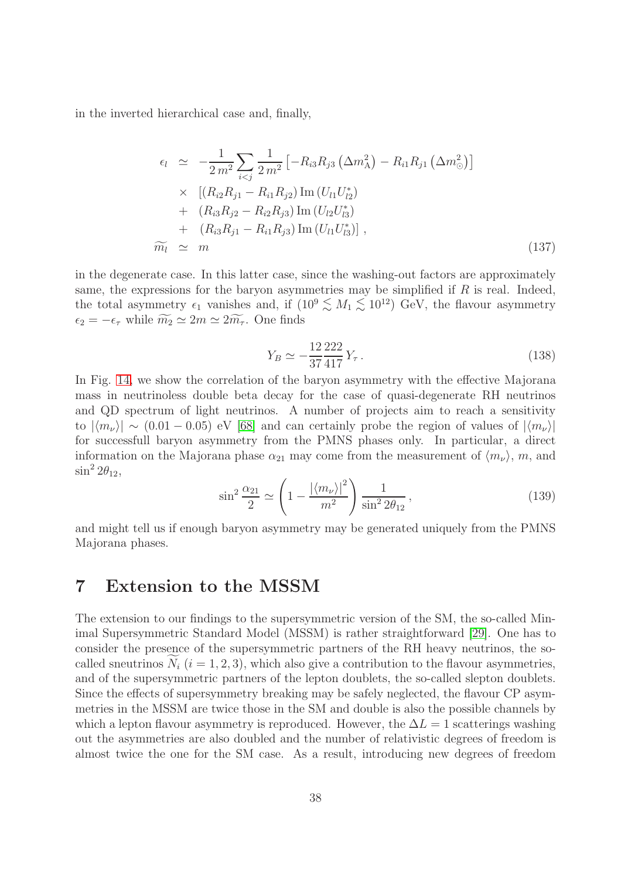in the inverted hierarchical case and, finally,

$$
\begin{aligned}
\epsilon_l &\simeq -\frac{1}{2\,m^2}\sum_{i<j}\frac{1}{2\,m^2}\left[-R_{i3}R_{j3}\left(\Delta m^2_{\rm A}\right)-R_{i1}R_{j1}\left(\Delta m^2_{\odot}\right)\right] \\
&\times \left[(R_{i2}R_{j1}-R_{i1}R_{j2})\,{\rm Im}\,(U_{l1}U^*_{l2})\right. \\
&+ (R_{i3}R_{j2}-R_{i2}R_{j3})\,{\rm Im}\,(U_{l2}U^*_{l3}) \\
&+ \left.(R_{i3}R_{j1}-R_{i1}R_{j3})\,{\rm Im}\,(U_{l1}U^*_{l3})\right]\,, \\
\widetilde{m_l} &\simeq m
\end{aligned}
\tag{137}
$$

in the degenerate case. In this latter case, since the washing-out factors are approximately same, the expressions for the baryon asymmetries may be simplified if $R$ is real. Indeed, the total asymmetry $\epsilon_1$ vanishes and, if $(10^9 \lesssim M_1 \lesssim 10^{12})$ GeV, the flavour asymmetry $\epsilon_2 = -\epsilon_\tau$ while $\widetilde{m_2} \simeq 2m \simeq 2\widetilde{m_\tau}$. One finds

$$
Y_B \simeq -\frac{12}{37}\frac{222}{417}\,Y_\tau\,. \tag{138}
$$

In Fig. 14, we show the correlation of the baryon asymmetry with the effective Majorana mass in neutrinoless double beta decay for the case of quasi-degenerate RH neutrinos and QD spectrum of light neutrinos. A number of projects aim to reach a sensitivity to $|\langle m_\nu\rangle| \sim (0.01-0.05)$ eV [68] and can certainly probe the region of values of $|\langle m_\nu\rangle|$ for successfull baryon asymmetry from the PMNS phases only. In particular, a direct information on the Majorana phase $\alpha_{21}$ may come from the measurement of $\langle m_\nu\rangle$, $m$, and $\sin^2 2\theta_{12}$,

$$
\sin^2\frac{\alpha_{21}}{2} \simeq \left(1-\frac{|\langle m_\nu\rangle|^2}{m^2}\right)\frac{1}{\sin^2 2\theta_{12}}\,, \tag{139}
$$

and might tell us if enough baryon asymmetry may be generated uniquely from the PMNS Majorana phases.

# 7 Extension to the MSSM

The extension to our findings to the supersymmetric version of the SM, the so-called Minimal Supersymmetric Standard Model (MSSM) is rather straightforward [29]. One has to consider the presence of the supersymmetric partners of the RH heavy neutrinos, the so-called sneutrinos $\widetilde{N}_i$ $(i = 1, 2, 3)$, which also give a contribution to the flavour asymmetries, and of the supersymmetric partners of the lepton doublets, the so-called slepton doublets. Since the effects of supersymmetry breaking may be safely neglected, the flavour CP asymmetries in the MSSM are twice those in the SM and double is also the possible channels by which a lepton flavour asymmetry is reproduced. However, the $\Delta L = 1$ scatterings washing out the asymmetries are also doubled and the number of relativistic degrees of freedom is almost twice the one for the SM case. As a result, introducing new degrees of freedom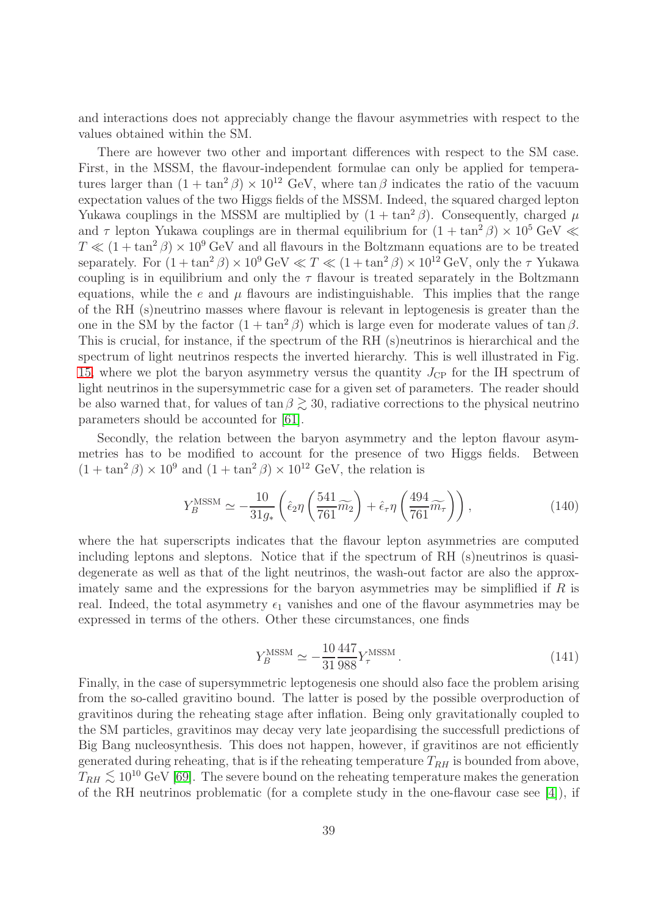and interactions does not appreciably change the flavour asymmetries with respect to the values obtained within the SM.

There are however two other and important differences with respect to the SM case. First, in the MSSM, the flavour-independent formulae can only be applied for temperatures larger than $(1+\tan^2\beta)\times 10^{12}$ GeV, where $\tan\beta$ indicates the ratio of the vacuum expectation values of the two Higgs fields of the MSSM. Indeed, the squared charged lepton Yukawa couplings in the MSSM are multiplied by $(1+\tan^2\beta)$. Consequently, charged $\mu$ and $\tau$ lepton Yukawa couplings are in thermal equilibrium for $(1+\tan^2\beta)\times 10^5$ GeV $\ll T \ll (1+\tan^2\beta)\times 10^9$ GeV and all flavours in the Boltzmann equations are to be treated separately. For $(1+\tan^2\beta)\times 10^9\,\mathrm{GeV} \ll T \ll (1+\tan^2\beta)\times 10^{12}\,\mathrm{GeV}$, only the $\tau$ Yukawa coupling is in equilibrium and only the $\tau$ flavour is treated separately in the Boltzmann equations, while the $e$ and $\mu$ flavours are indistinguishable. This implies that the range of the RH (s)neutrino masses where flavour is relevant in leptogenesis is greater than the one in the SM by the factor $(1+\tan^2\beta)$ which is large even for moderate values of $\tan\beta$. This is crucial, for instance, if the spectrum of the RH (s)neutrinos is hierarchical and the spectrum of light neutrinos respects the inverted hierarchy. This is well illustrated in Fig. 15, where we plot the baryon asymmetry versus the quantity $J_{\rm CP}$ for the IH spectrum of light neutrinos in the supersymmetric case for a given set of parameters. The reader should be also warned that, for values of $\tan\beta \gtrsim 30$, radiative corrections to the physical neutrino parameters should be accounted for [61].

Secondly, the relation between the baryon asymmetry and the lepton flavour asymmetries has to be modified to account for the presence of two Higgs fields. Between $(1+\tan^2\beta)\times 10^9$ and $(1+\tan^2\beta)\times 10^{12}$ GeV, the relation is

$$
Y_B^{\rm MSSM} \simeq -\frac{10}{31 g_*}\left(\hat{\epsilon}_2\eta\left(\frac{541}{761}\widetilde{m_2}\right)+\hat{\epsilon}_\tau\eta\left(\frac{494}{761}\widetilde{m_\tau}\right)\right), \tag{140}
$$

where the hat superscripts indicates that the flavour lepton asymmetries are computed including leptons and sleptons. Notice that if the spectrum of RH (s)neutrinos is quasi-degenerate as well as that of the light neutrinos, the wash-out factor are also the approximately same and the expressions for the baryon asymmetries may be simpliflied if $R$ is real. Indeed, the total asymmetry $\epsilon_1$ vanishes and one of the flavour asymmetries may be expressed in terms of the others. Other these circumstances, one finds

$$
Y_B^{\rm MSSM} \simeq -\frac{10}{31}\frac{447}{988}Y_\tau^{\rm MSSM}\,. \tag{141}
$$

Finally, in the case of supersymmetric leptogenesis one should also face the problem arising from the so-called gravitino bound. The latter is posed by the possible overproduction of gravitinos during the reheating stage after inflation. Being only gravitationally coupled to the SM particles, gravitinos may decay very late jeopardising the successfull predictions of Big Bang nucleosynthesis. This does not happen, however, if gravitinos are not efficiently generated during reheating, that is if the reheating temperature $T_{RH}$ is bounded from above, $T_{RH} \lesssim 10^{10}$ GeV [69]. The severe bound on the reheating temperature makes the generation of the RH neutrinos problematic (for a complete study in the one-flavour case see [4]), if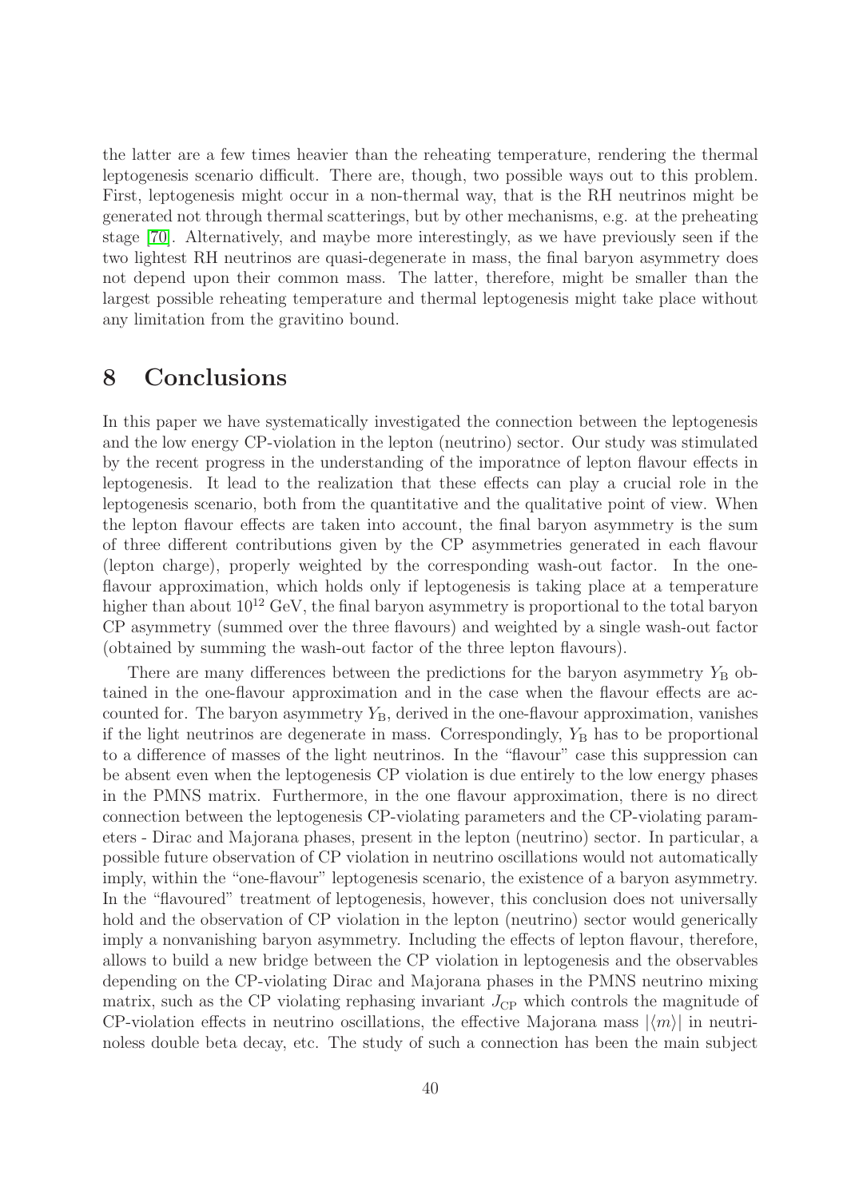the latter are a few times heavier than the reheating temperature, rendering the thermal leptogenesis scenario difficult. There are, though, two possible ways out to this problem. First, leptogenesis might occur in a non-thermal way, that is the RH neutrinos might be generated not through thermal scatterings, but by other mechanisms, e.g. at the preheating stage [70]. Alternatively, and maybe more interestingly, as we have previously seen if the two lightest RH neutrinos are quasi-degenerate in mass, the final baryon asymmetry does not depend upon their common mass. The latter, therefore, might be smaller than the largest possible reheating temperature and thermal leptogenesis might take place without any limitation from the gravitino bound.

# 8 Conclusions

In this paper we have systematically investigated the connection between the leptogenesis and the low energy CP-violation in the lepton (neutrino) sector. Our study was stimulated by the recent progress in the understanding of the imporatnce of lepton flavour effects in leptogenesis. It lead to the realization that these effects can play a crucial role in the leptogenesis scenario, both from the quantitative and the qualitative point of view. When the lepton flavour effects are taken into account, the final baryon asymmetry is the sum of three different contributions given by the CP asymmetries generated in each flavour (lepton charge), properly weighted by the corresponding wash-out factor. In the one-flavour approximation, which holds only if leptogenesis is taking place at a temperature higher than about $10^{12}$ GeV, the final baryon asymmetry is proportional to the total baryon CP asymmetry (summed over the three flavours) and weighted by a single wash-out factor (obtained by summing the wash-out factor of the three lepton flavours).

There are many differences between the predictions for the baryon asymmetry $Y_{\rm B}$ obtained in the one-flavour approximation and in the case when the flavour effects are accounted for. The baryon asymmetry $Y_{\rm B}$, derived in the one-flavour approximation, vanishes if the light neutrinos are degenerate in mass. Correspondingly, $Y_{\rm B}$ has to be proportional to a difference of masses of the light neutrinos. In the "flavour" case this suppression can be absent even when the leptogenesis CP violation is due entirely to the low energy phases in the PMNS matrix. Furthermore, in the one flavour approximation, there is no direct connection between the leptogenesis CP-violating parameters and the CP-violating parameters - Dirac and Majorana phases, present in the lepton (neutrino) sector. In particular, a possible future observation of CP violation in neutrino oscillations would not automatically imply, within the "one-flavour" leptogenesis scenario, the existence of a baryon asymmetry. In the "flavoured" treatment of leptogenesis, however, this conclusion does not universally hold and the observation of CP violation in the lepton (neutrino) sector would generically imply a nonvanishing baryon asymmetry. Including the effects of lepton flavour, therefore, allows to build a new bridge between the CP violation in leptogenesis and the observables depending on the CP-violating Dirac and Majorana phases in the PMNS neutrino mixing matrix, such as the CP violating rephasing invariant $J_{\rm CP}$ which controls the magnitude of CP-violation effects in neutrino oscillations, the effective Majorana mass $|\langle m \rangle|$ in neutrinoless double beta decay, etc. The study of such a connection has been the main subject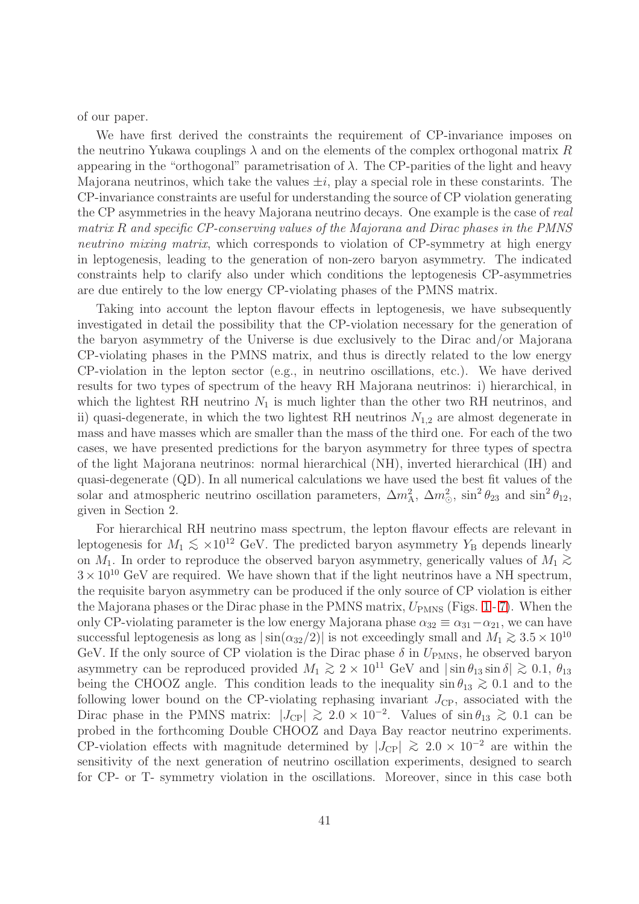of our paper.

We have first derived the constraints the requirement of CP-invariance imposes on the neutrino Yukawa couplings $\lambda$ and on the elements of the complex orthogonal matrix $R$ appearing in the "orthogonal" parametrisation of $\lambda$. The CP-parities of the light and heavy Majorana neutrinos, which take the values $\pm i$, play a special role in these constarints. The CP-invariance constraints are useful for understanding the source of CP violation generating the CP asymmetries in the heavy Majorana neutrino decays. One example is the case of *real matrix R and specific CP-conserving values of the Majorana and Dirac phases in the PMNS neutrino mixing matrix*, which corresponds to violation of CP-symmetry at high energy in leptogenesis, leading to the generation of non-zero baryon asymmetry. The indicated constraints help to clarify also under which conditions the leptogenesis CP-asymmetries are due entirely to the low energy CP-violating phases of the PMNS matrix.

Taking into account the lepton flavour effects in leptogenesis, we have subsequently investigated in detail the possibility that the CP-violation necessary for the generation of the baryon asymmetry of the Universe is due exclusively to the Dirac and/or Majorana CP-violating phases in the PMNS matrix, and thus is directly related to the low energy CP-violation in the lepton sector (e.g., in neutrino oscillations, etc.). We have derived results for two types of spectrum of the heavy RH Majorana neutrinos: i) hierarchical, in which the lightest RH neutrino $N_1$ is much lighter than the other two RH neutrinos, and ii) quasi-degenerate, in which the two lightest RH neutrinos $N_{1,2}$ are almost degenerate in mass and have masses which are smaller than the mass of the third one. For each of the two cases, we have presented predictions for the baryon asymmetry for three types of spectra of the light Majorana neutrinos: normal hierarchical (NH), inverted hierarchical (IH) and quasi-degenerate (QD). In all numerical calculations we have used the best fit values of the solar and atmospheric neutrino oscillation parameters, $\Delta m^2_{\rm A}$, $\Delta m^2_{\odot}$, $\sin^2\theta_{23}$ and $\sin^2\theta_{12}$, given in Section 2.

For hierarchical RH neutrino mass spectrum, the lepton flavour effects are relevant in leptogenesis for $M_1 \lesssim \times 10^{12}$ GeV. The predicted baryon asymmetry $Y_{\rm B}$ depends linearly on $M_1$. In order to reproduce the observed baryon asymmetry, generically values of $M_1 \gtrsim 3 \times 10^{10}$ GeV are required. We have shown that if the light neutrinos have a NH spectrum, the requisite baryon asymmetry can be produced if the only source of CP violation is either the Majorana phases or the Dirac phase in the PMNS matrix, $U_{\rm PMNS}$ (Figs. 1-7). When the only CP-violating parameter is the low energy Majorana phase $\alpha_{32} \equiv \alpha_{31} - \alpha_{21}$, we can have successful leptogenesis as long as $|\sin(\alpha_{32}/2)|$ is not exceedingly small and $M_1 \gtrsim 3.5 \times 10^{10}$ GeV. If the only source of CP violation is the Dirac phase $\delta$ in $U_{\rm PMNS}$, he observed baryon asymmetry can be reproduced provided $M_1 \gtrsim 2 \times 10^{11}$ GeV and $|\sin\theta_{13}\sin\delta| \gtrsim 0.1$, $\theta_{13}$ being the CHOOZ angle. This condition leads to the inequality $\sin\theta_{13} \gtrsim 0.1$ and to the following lower bound on the CP-violating rephasing invariant $J_{\rm CP}$, associated with the Dirac phase in the PMNS matrix: $|J_{\rm CP}| \gtrsim 2.0 \times 10^{-2}$. Values of $\sin\theta_{13} \gtrsim 0.1$ can be probed in the forthcoming Double CHOOZ and Daya Bay reactor neutrino experiments. CP-violation effects with magnitude determined by $|J_{\rm CP}| \gtrsim 2.0 \times 10^{-2}$ are within the sensitivity of the next generation of neutrino oscillation experiments, designed to search for CP- or T- symmetry violation in the oscillations. Moreover, since in this case both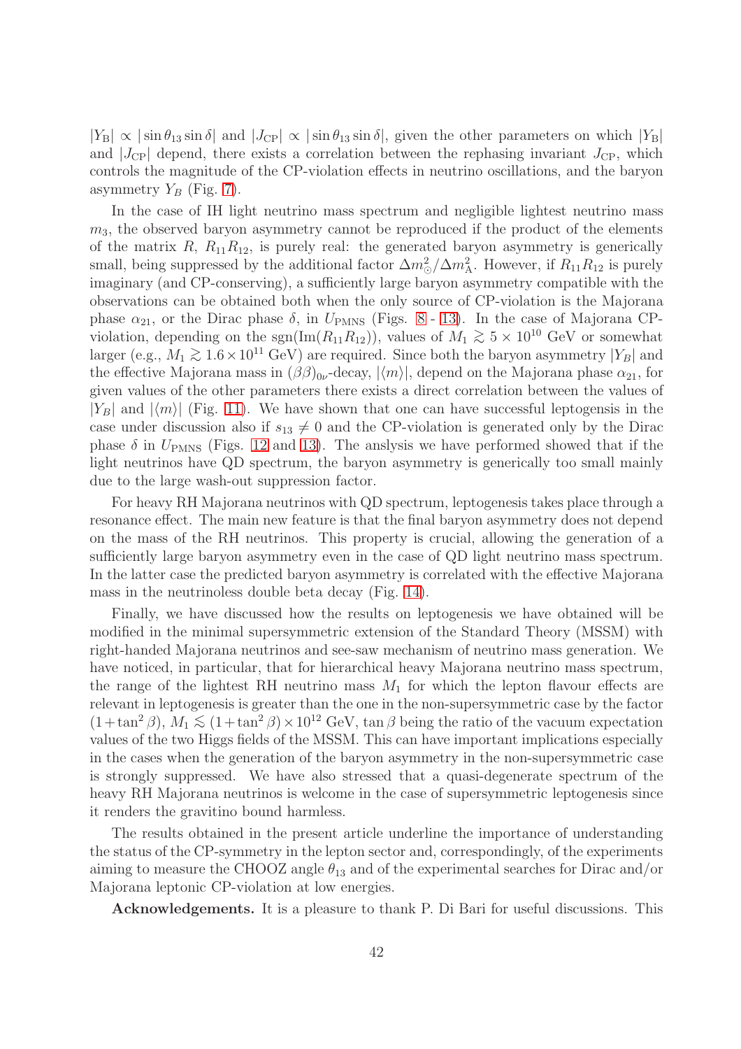$|Y_{\rm B}| \propto |\sin\theta_{13}\sin\delta|$ and $|J_{\rm CP}| \propto |\sin\theta_{13}\sin\delta|$, given the other parameters on which $|Y_{\rm B}|$ and $|J_{\rm CP}|$ depend, there exists a correlation between the rephasing invariant $J_{\rm CP}$, which controls the magnitude of the CP-violation effects in neutrino oscillations, and the baryon asymmetry $Y_B$ (Fig. 7).

In the case of IH light neutrino mass spectrum and negligible lightest neutrino mass $m_3$, the observed baryon asymmetry cannot be reproduced if the product of the elements of the matrix $R$, $R_{11}R_{12}$, is purely real: the generated baryon asymmetry is generically small, being suppressed by the additional factor $\Delta m^2_{\odot}/\Delta m^2_{\rm A}$. However, if $R_{11}R_{12}$ is purely imaginary (and CP-conserving), a sufficiently large baryon asymmetry compatible with the observations can be obtained both when the only source of CP-violation is the Majorana phase $\alpha_{21}$, or the Dirac phase $\delta$, in $U_{\rm PMNS}$ (Figs. 8 - 13). In the case of Majorana CP-violation, depending on the sgn(Im($R_{11}R_{12}$)), values of $M_1 \gtrsim 5 \times 10^{10}$ GeV or somewhat larger (e.g., $M_1 \gtrsim 1.6 \times 10^{11}$ GeV) are required. Since both the baryon asymmetry $|Y_B|$ and the effective Majorana mass in $(\beta\beta)_{0\nu}$-decay, $|\langle m \rangle|$, depend on the Majorana phase $\alpha_{21}$, for given values of the other parameters there exists a direct correlation between the values of $|Y_B|$ and $|\langle m \rangle|$ (Fig. 11). We have shown that one can have successful leptogensis in the case under discussion also if $s_{13} \neq 0$ and the CP-violation is generated only by the Dirac phase $\delta$ in $U_{\rm PMNS}$ (Figs. 12 and 13). The anslysis we have performed showed that if the light neutrinos have QD spectrum, the baryon asymmetry is generically too small mainly due to the large wash-out suppression factor.

For heavy RH Majorana neutrinos with QD spectrum, leptogenesis takes place through a resonance effect. The main new feature is that the final baryon asymmetry does not depend on the mass of the RH neutrinos. This property is crucial, allowing the generation of a sufficiently large baryon asymmetry even in the case of QD light neutrino mass spectrum. In the latter case the predicted baryon asymmetry is correlated with the effective Majorana mass in the neutrinoless double beta decay (Fig. 14).

Finally, we have discussed how the results on leptogenesis we have obtained will be modified in the minimal supersymmetric extension of the Standard Theory (MSSM) with right-handed Majorana neutrinos and see-saw mechanism of neutrino mass generation. We have noticed, in particular, that for hierarchical heavy Majorana neutrino mass spectrum, the range of the lightest RH neutrino mass $M_1$ for which the lepton flavour effects are relevant in leptogenesis is greater than the one in the non-supersymmetric case by the factor $(1+\tan^2\beta)$, $M_1 \lesssim (1+\tan^2\beta)\times 10^{12}$ GeV, $\tan\beta$ being the ratio of the vacuum expectation values of the two Higgs fields of the MSSM. This can have important implications especially in the cases when the generation of the baryon asymmetry in the non-supersymmetric case is strongly suppressed. We have also stressed that a quasi-degenerate spectrum of the heavy RH Majorana neutrinos is welcome in the case of supersymmetric leptogenesis since it renders the gravitino bound harmless.

The results obtained in the present article underline the importance of understanding the status of the CP-symmetry in the lepton sector and, correspondingly, of the experiments aiming to measure the CHOOZ angle $\theta_{13}$ and of the experimental searches for Dirac and/or Majorana leptonic CP-violation at low energies.

**Acknowledgements.** It is a pleasure to thank P. Di Bari for useful discussions. This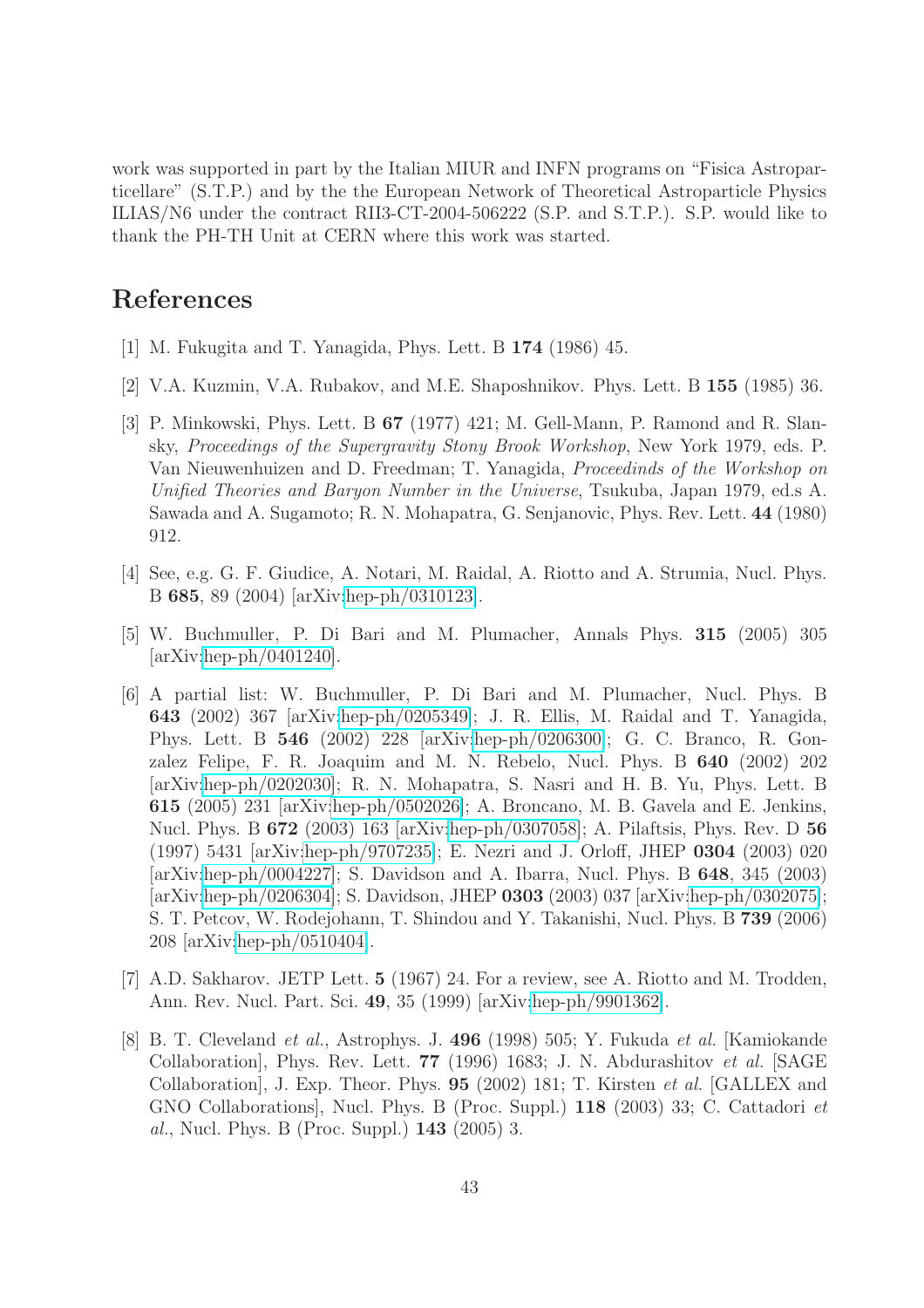work was supported in part by the Italian MIUR and INFN programs on "Fisica Astroparticellare" (S.T.P.) and by the the European Network of Theoretical Astroparticle Physics ILIAS/N6 under the contract RII3-CT-2004-506222 (S.P. and S.T.P.). S.P. would like to thank the PH-TH Unit at CERN where this work was started.

# References

[1] M. Fukugita and T. Yanagida, Phys. Lett. B **174** (1986) 45.

[2] V.A. Kuzmin, V.A. Rubakov, and M.E. Shaposhnikov. Phys. Lett. B **155** (1985) 36.

[3] P. Minkowski, Phys. Lett. B **67** (1977) 421; M. Gell-Mann, P. Ramond and R. Slansky, *Proceedings of the Supergravity Stony Brook Workshop*, New York 1979, eds. P. Van Nieuwenhuizen and D. Freedman; T. Yanagida, *Proceedinds of the Workshop on Unified Theories and Baryon Number in the Universe*, Tsukuba, Japan 1979, ed.s A. Sawada and A. Sugamoto; R. N. Mohapatra, G. Senjanovic, Phys. Rev. Lett. **44** (1980) 912.

[4] See, e.g. G. F. Giudice, A. Notari, M. Raidal, A. Riotto and A. Strumia, Nucl. Phys. B **685**, 89 (2004) [arXiv:hep-ph/0310123].

[5] W. Buchmuller, P. Di Bari and M. Plumacher, Annals Phys. **315** (2005) 305 [arXiv:hep-ph/0401240].

[6] A partial list: W. Buchmuller, P. Di Bari and M. Plumacher, Nucl. Phys. B **643** (2002) 367 [arXiv:hep-ph/0205349]; J. R. Ellis, M. Raidal and T. Yanagida, Phys. Lett. B **546** (2002) 228 [arXiv:hep-ph/0206300]; G. C. Branco, R. Gonzalez Felipe, F. R. Joaquim and M. N. Rebelo, Nucl. Phys. B **640** (2002) 202 [arXiv:hep-ph/0202030]; R. N. Mohapatra, S. Nasri and H. B. Yu, Phys. Lett. B **615** (2005) 231 [arXiv:hep-ph/0502026]; A. Broncano, M. B. Gavela and E. Jenkins, Nucl. Phys. B **672** (2003) 163 [arXiv:hep-ph/0307058]; A. Pilaftsis, Phys. Rev. D **56** (1997) 5431 [arXiv:hep-ph/9707235]; E. Nezri and J. Orloff, JHEP **0304** (2003) 020 [arXiv:hep-ph/0004227]; S. Davidson and A. Ibarra, Nucl. Phys. B **648**, 345 (2003) [arXiv:hep-ph/0206304]; S. Davidson, JHEP **0303** (2003) 037 [arXiv:hep-ph/0302075]; S. T. Petcov, W. Rodejohann, T. Shindou and Y. Takanishi, Nucl. Phys. B **739** (2006) 208 [arXiv:hep-ph/0510404].

[7] A.D. Sakharov. JETP Lett. **5** (1967) 24. For a review, see A. Riotto and M. Trodden, Ann. Rev. Nucl. Part. Sci. **49**, 35 (1999) [arXiv:hep-ph/9901362].

[8] B. T. Cleveland *et al.*, Astrophys. J. **496** (1998) 505; Y. Fukuda *et al.* [Kamiokande Collaboration], Phys. Rev. Lett. **77** (1996) 1683; J. N. Abdurashitov *et al.* [SAGE Collaboration], J. Exp. Theor. Phys. **95** (2002) 181; T. Kirsten *et al.* [GALLEX and GNO Collaborations], Nucl. Phys. B (Proc. Suppl.) **118** (2003) 33; C. Cattadori *et al.*, Nucl. Phys. B (Proc. Suppl.) **143** (2005) 3.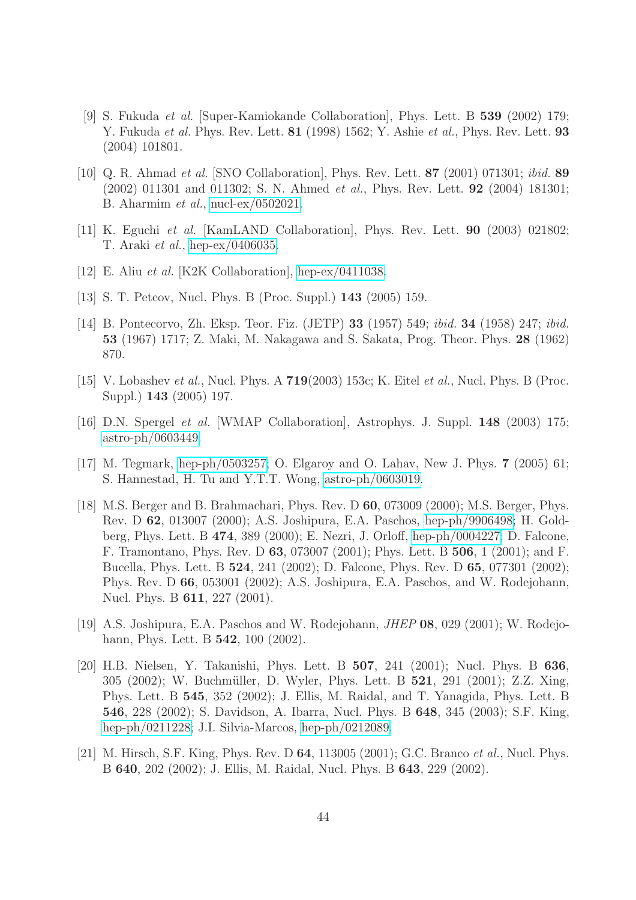[9] S. Fukuda *et al.* [Super-Kamiokande Collaboration], Phys. Lett. B **539** (2002) 179; Y. Fukuda *et al.* Phys. Rev. Lett. **81** (1998) 1562; Y. Ashie *et al.*, Phys. Rev. Lett. **93** (2004) 101801.

[10] Q. R. Ahmad *et al.* [SNO Collaboration], Phys. Rev. Lett. **87** (2001) 071301; *ibid.* **89** (2002) 011301 and 011302; S. N. Ahmed *et al.*, Phys. Rev. Lett. **92** (2004) 181301; B. Aharmim *et al.*, nucl-ex/0502021.

[11] K. Eguchi *et al.* [KamLAND Collaboration], Phys. Rev. Lett. **90** (2003) 021802; T. Araki *et al.*, hep-ex/0406035.

[12] E. Aliu *et al.* [K2K Collaboration], hep-ex/0411038.

[13] S. T. Petcov, Nucl. Phys. B (Proc. Suppl.) **143** (2005) 159.

[14] B. Pontecorvo, Zh. Eksp. Teor. Fiz. (JETP) **33** (1957) 549; *ibid.* **34** (1958) 247; *ibid.* **53** (1967) 1717; Z. Maki, M. Nakagawa and S. Sakata, Prog. Theor. Phys. **28** (1962) 870.

[15] V. Lobashev *et al.*, Nucl. Phys. A **719**(2003) 153c; K. Eitel *et al.*, Nucl. Phys. B (Proc. Suppl.) **143** (2005) 197.

[16] D.N. Spergel *et al.* [WMAP Collaboration], Astrophys. J. Suppl. **148** (2003) 175; astro-ph/0603449.

[17] M. Tegmark, hep-ph/0503257; O. Elgaroy and O. Lahav, New J. Phys. **7** (2005) 61; S. Hannestad, H. Tu and Y.T.T. Wong, astro-ph/0603019.

[18] M.S. Berger and B. Brahmachari, Phys. Rev. D **60**, 073009 (2000); M.S. Berger, Phys. Rev. D **62**, 013007 (2000); A.S. Joshipura, E.A. Paschos, hep-ph/9906498; H. Goldberg, Phys. Lett. B **474**, 389 (2000); E. Nezri, J. Orloff, hep-ph/0004227; D. Falcone, F. Tramontano, Phys. Rev. D **63**, 073007 (2001); Phys. Lett. B **506**, 1 (2001); and F. Bucella, Phys. Lett. B **524**, 241 (2002); D. Falcone, Phys. Rev. D **65**, 077301 (2002); Phys. Rev. D **66**, 053001 (2002); A.S. Joshipura, E.A. Paschos, and W. Rodejohann, Nucl. Phys. B **611**, 227 (2001).

[19] A.S. Joshipura, E.A. Paschos and W. Rodejohann, *JHEP* **08**, 029 (2001); W. Rodejohann, Phys. Lett. B **542**, 100 (2002).

[20] H.B. Nielsen, Y. Takanishi, Phys. Lett. B **507**, 241 (2001); Nucl. Phys. B **636**, 305 (2002); W. Buchmüller, D. Wyler, Phys. Lett. B **521**, 291 (2001); Z.Z. Xing, Phys. Lett. B **545**, 352 (2002); J. Ellis, M. Raidal, and T. Yanagida, Phys. Lett. B **546**, 228 (2002); S. Davidson, A. Ibarra, Nucl. Phys. B **648**, 345 (2003); S.F. King, hep-ph/0211228; J.I. Silvia-Marcos, hep-ph/0212089.

[21] M. Hirsch, S.F. King, Phys. Rev. D **64**, 113005 (2001); G.C. Branco *et al.*, Nucl. Phys. B **640**, 202 (2002); J. Ellis, M. Raidal, Nucl. Phys. B **643**, 229 (2002).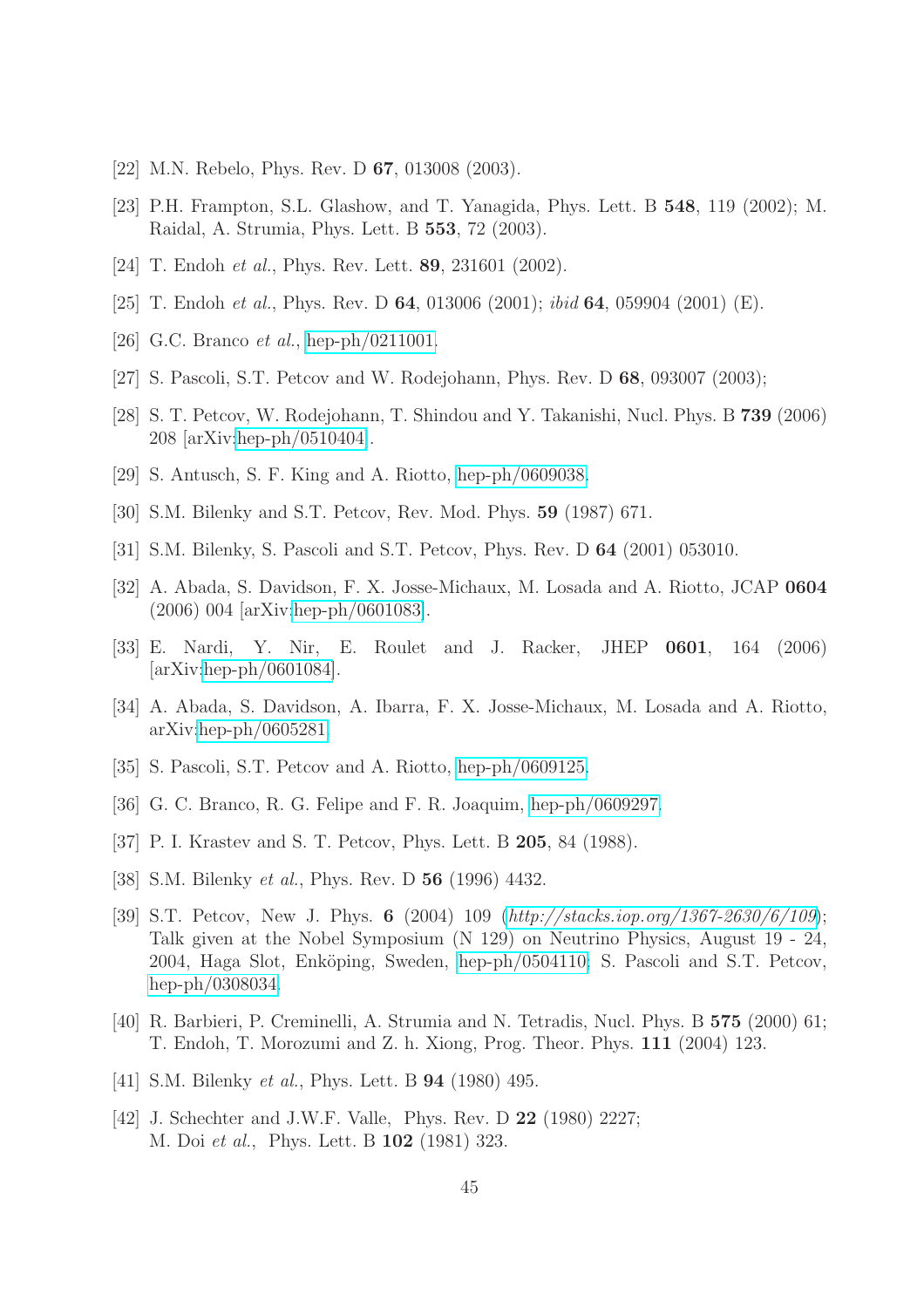[22] M.N. Rebelo, Phys. Rev. D **67**, 013008 (2003).

[23] P.H. Frampton, S.L. Glashow, and T. Yanagida, Phys. Lett. B **548**, 119 (2002); M. Raidal, A. Strumia, Phys. Lett. B **553**, 72 (2003).

[24] T. Endoh *et al.*, Phys. Rev. Lett. **89**, 231601 (2002).

[25] T. Endoh *et al.*, Phys. Rev. D **64**, 013006 (2001); *ibid* **64**, 059904 (2001) (E).

[26] G.C. Branco *et al.*, hep-ph/0211001.

[27] S. Pascoli, S.T. Petcov and W. Rodejohann, Phys. Rev. D **68**, 093007 (2003);

[28] S. T. Petcov, W. Rodejohann, T. Shindou and Y. Takanishi, Nucl. Phys. B **739** (2006) 208 [arXiv:hep-ph/0510404].

[29] S. Antusch, S. F. King and A. Riotto, hep-ph/0609038.

[30] S.M. Bilenky and S.T. Petcov, Rev. Mod. Phys. **59** (1987) 671.

[31] S.M. Bilenky, S. Pascoli and S.T. Petcov, Phys. Rev. D **64** (2001) 053010.

[32] A. Abada, S. Davidson, F. X. Josse-Michaux, M. Losada and A. Riotto, JCAP **0604** (2006) 004 [arXiv:hep-ph/0601083].

[33] E. Nardi, Y. Nir, E. Roulet and J. Racker, JHEP **0601**, 164 (2006) [arXiv:hep-ph/0601084].

[34] A. Abada, S. Davidson, A. Ibarra, F. X. Josse-Michaux, M. Losada and A. Riotto, arXiv:hep-ph/0605281.

[35] S. Pascoli, S.T. Petcov and A. Riotto, hep-ph/0609125.

[36] G. C. Branco, R. G. Felipe and F. R. Joaquim, hep-ph/0609297.

[37] P. I. Krastev and S. T. Petcov, Phys. Lett. B **205**, 84 (1988).

[38] S.M. Bilenky *et al.*, Phys. Rev. D **56** (1996) 4432.

[39] S.T. Petcov, New J. Phys. **6** (2004) 109 (*http://stacks.iop.org/1367-2630/6/109*); Talk given at the Nobel Symposium (N 129) on Neutrino Physics, August 19 - 24, 2004, Haga Slot, Enköping, Sweden, hep-ph/0504110; S. Pascoli and S.T. Petcov, hep-ph/0308034.

[40] R. Barbieri, P. Creminelli, A. Strumia and N. Tetradis, Nucl. Phys. B **575** (2000) 61; T. Endoh, T. Morozumi and Z. h. Xiong, Prog. Theor. Phys. **111** (2004) 123.

[41] S.M. Bilenky *et al.*, Phys. Lett. B **94** (1980) 495.

[42] J. Schechter and J.W.F. Valle, Phys. Rev. D **22** (1980) 2227; M. Doi *et al.*, Phys. Lett. B **102** (1981) 323.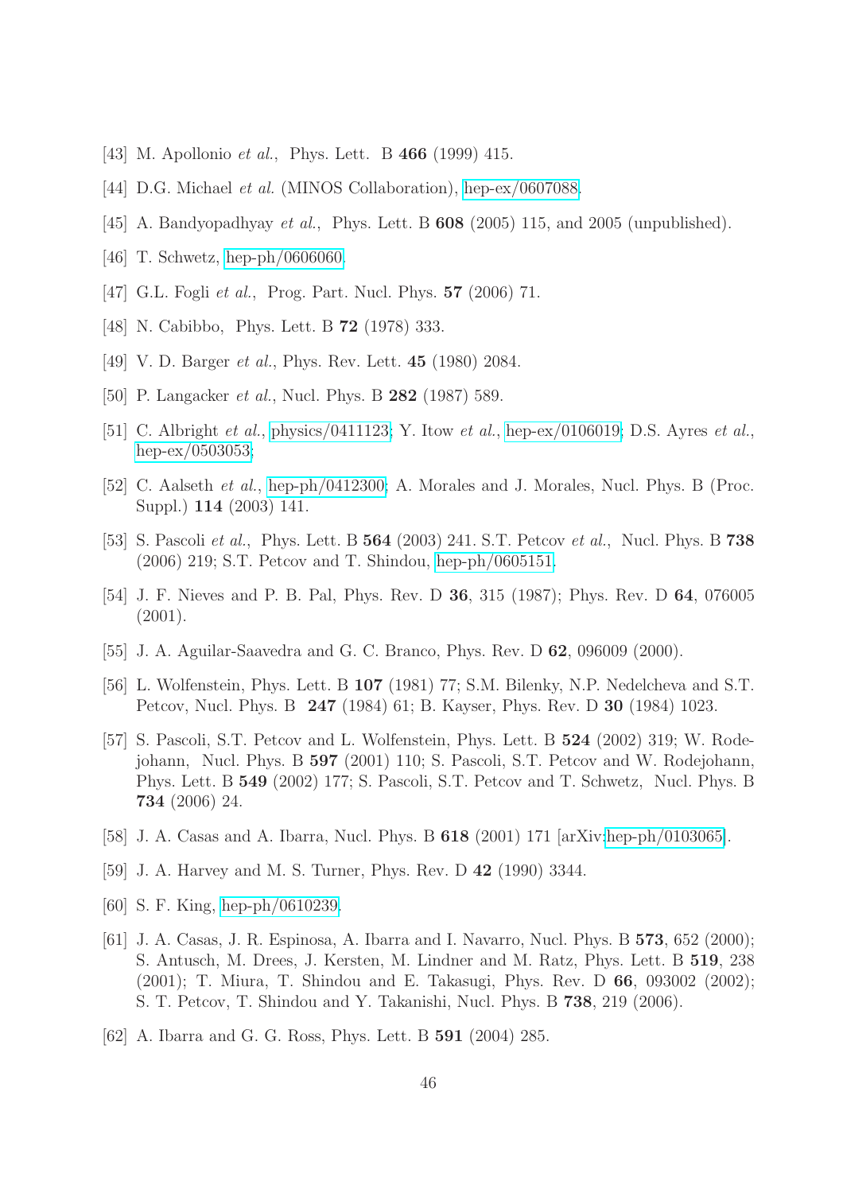[43] M. Apollonio *et al.*, Phys. Lett. B **466** (1999) 415.

[44] D.G. Michael *et al.* (MINOS Collaboration), hep-ex/0607088.

[45] A. Bandyopadhyay *et al.*, Phys. Lett. B **608** (2005) 115, and 2005 (unpublished).

[46] T. Schwetz, hep-ph/0606060.

[47] G.L. Fogli *et al.*, Prog. Part. Nucl. Phys. **57** (2006) 71.

[48] N. Cabibbo, Phys. Lett. B **72** (1978) 333.

[49] V. D. Barger *et al.*, Phys. Rev. Lett. **45** (1980) 2084.

[50] P. Langacker *et al.*, Nucl. Phys. B **282** (1987) 589.

[51] C. Albright *et al.*, physics/0411123; Y. Itow *et al.*, hep-ex/0106019; D.S. Ayres *et al.*, hep-ex/0503053;

[52] C. Aalseth *et al.*, hep-ph/0412300; A. Morales and J. Morales, Nucl. Phys. B (Proc. Suppl.) **114** (2003) 141.

[53] S. Pascoli *et al.*, Phys. Lett. B **564** (2003) 241. S.T. Petcov *et al.*, Nucl. Phys. B **738** (2006) 219; S.T. Petcov and T. Shindou, hep-ph/0605151.

[54] J. F. Nieves and P. B. Pal, Phys. Rev. D **36**, 315 (1987); Phys. Rev. D **64**, 076005 (2001).

[55] J. A. Aguilar-Saavedra and G. C. Branco, Phys. Rev. D **62**, 096009 (2000).

[56] L. Wolfenstein, Phys. Lett. B **107** (1981) 77; S.M. Bilenky, N.P. Nedelcheva and S.T. Petcov, Nucl. Phys. B **247** (1984) 61; B. Kayser, Phys. Rev. D **30** (1984) 1023.

[57] S. Pascoli, S.T. Petcov and L. Wolfenstein, Phys. Lett. B **524** (2002) 319; W. Rodejohann, Nucl. Phys. B **597** (2001) 110; S. Pascoli, S.T. Petcov and W. Rodejohann, Phys. Lett. B **549** (2002) 177; S. Pascoli, S.T. Petcov and T. Schwetz, Nucl. Phys. B **734** (2006) 24.

[58] J. A. Casas and A. Ibarra, Nucl. Phys. B **618** (2001) 171 [arXiv:hep-ph/0103065].

[59] J. A. Harvey and M. S. Turner, Phys. Rev. D **42** (1990) 3344.

[60] S. F. King, hep-ph/0610239.

[61] J. A. Casas, J. R. Espinosa, A. Ibarra and I. Navarro, Nucl. Phys. B **573**, 652 (2000); S. Antusch, M. Drees, J. Kersten, M. Lindner and M. Ratz, Phys. Lett. B **519**, 238 (2001); T. Miura, T. Shindou and E. Takasugi, Phys. Rev. D **66**, 093002 (2002); S. T. Petcov, T. Shindou and Y. Takanishi, Nucl. Phys. B **738**, 219 (2006).

[62] A. Ibarra and G. G. Ross, Phys. Lett. B **591** (2004) 285.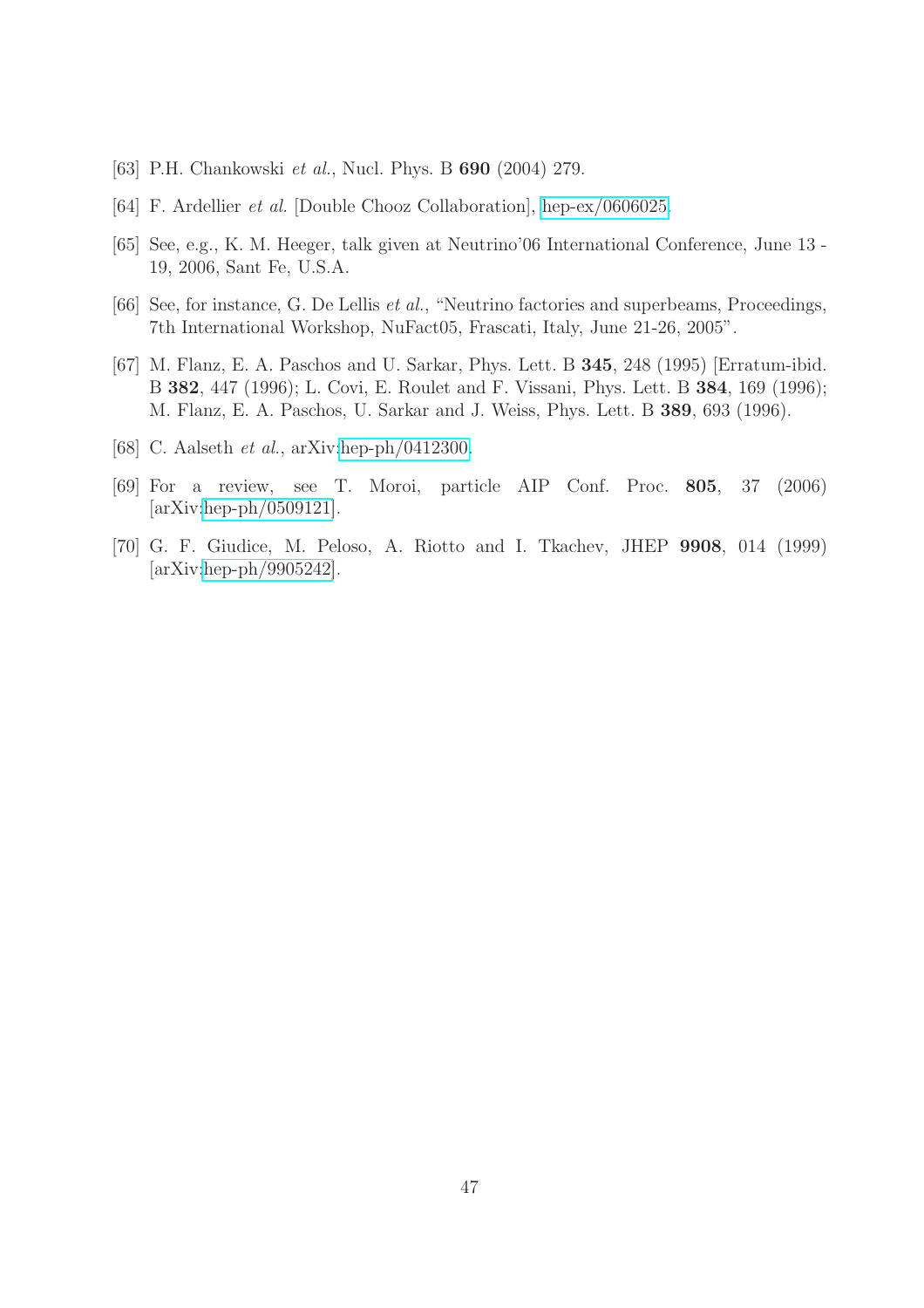[63] P.H. Chankowski *et al.*, Nucl. Phys. B **690** (2004) 279.

[64] F. Ardellier *et al.* [Double Chooz Collaboration], hep-ex/0606025.

[65] See, e.g., K. M. Heeger, talk given at Neutrino'06 International Conference, June 13 - 19, 2006, Sant Fe, U.S.A.

[66] See, for instance, G. De Lellis *et al.*, "Neutrino factories and superbeams, Proceedings, 7th International Workshop, NuFact05, Frascati, Italy, June 21-26, 2005".

[67] M. Flanz, E. A. Paschos and U. Sarkar, Phys. Lett. B **345**, 248 (1995) [Erratum-ibid. B **382**, 447 (1996); L. Covi, E. Roulet and F. Vissani, Phys. Lett. B **384**, 169 (1996); M. Flanz, E. A. Paschos, U. Sarkar and J. Weiss, Phys. Lett. B **389**, 693 (1996).

[68] C. Aalseth *et al.*, arXiv:hep-ph/0412300.

[69] For a review, see T. Moroi, particle AIP Conf. Proc. **805**, 37 (2006) [arXiv:hep-ph/0509121].

[70] G. F. Giudice, M. Peloso, A. Riotto and I. Tkachev, JHEP **9908**, 014 (1999) [arXiv:hep-ph/9905242].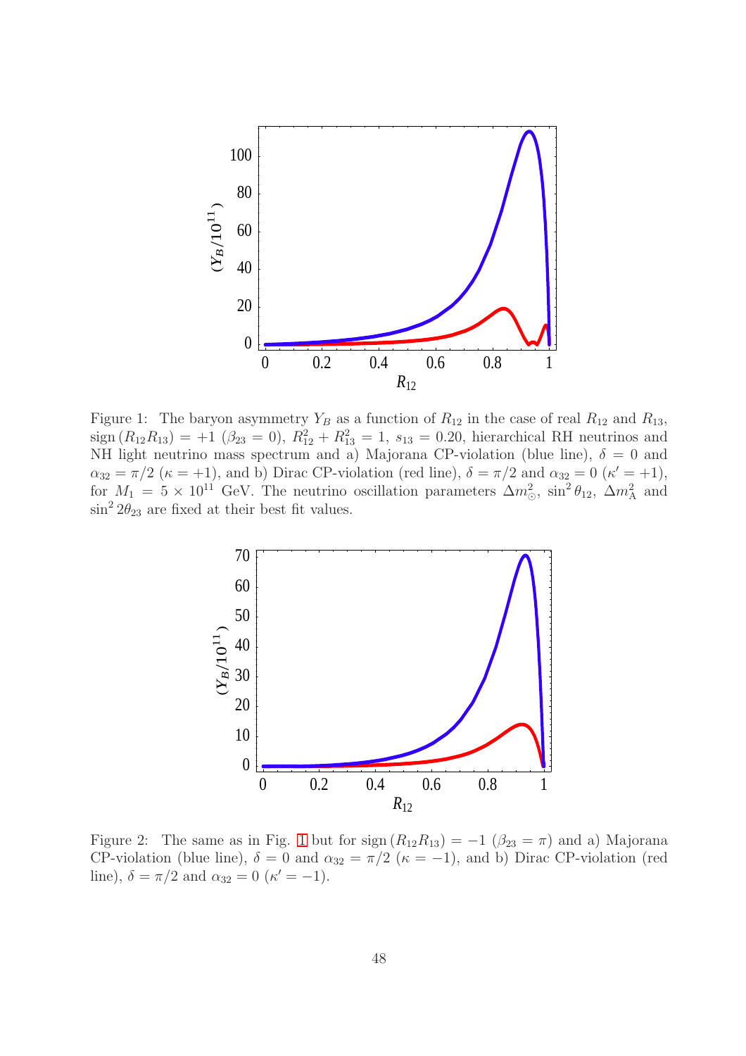Figure 1: The baryon asymmetry $Y_B$ as a function of $R_{12}$ in the case of real $R_{12}$ and $R_{13}$, $\text{sign}\,(R_{12}R_{13}) = +1$ ($\beta_{23} = 0$), $R_{12}^2 + R_{13}^2 = 1$, $s_{13} = 0.20$, hierarchical RH neutrinos and NH light neutrino mass spectrum and a) Majorana CP-violation (blue line), $\delta = 0$ and $\alpha_{32} = \pi/2$ ($\kappa = +1$), and b) Dirac CP-violation (red line), $\delta = \pi/2$ and $\alpha_{32} = 0$ ($\kappa' = +1$), for $M_1 = 5 \times 10^{11}$ GeV. The neutrino oscillation parameters $\Delta m^2_{\odot}$, $\sin^2\theta_{12}$, $\Delta m^2_{\text{A}}$ and $\sin^2 2\theta_{23}$ are fixed at their best fit values.

Figure 2: The same as in Fig. 1 but for $\text{sign}\,(R_{12}R_{13}) = -1$ ($\beta_{23} = \pi$) and a) Majorana CP-violation (blue line), $\delta = 0$ and $\alpha_{32} = \pi/2$ ($\kappa = -1$), and b) Dirac CP-violation (red line), $\delta = \pi/2$ and $\alpha_{32} = 0$ ($\kappa' = -1$).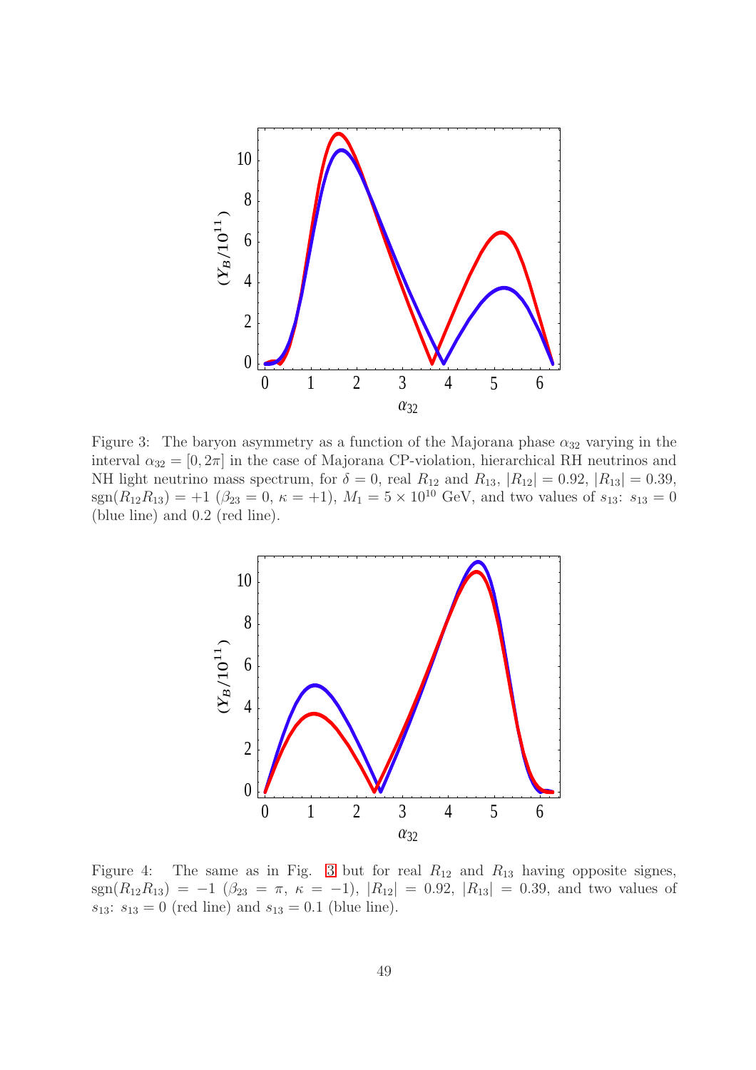Figure 3: The baryon asymmetry as a function of the Majorana phase $\alpha_{32}$ varying in the interval $\alpha_{32} = [0, 2\pi]$ in the case of Majorana CP-violation, hierarchical RH neutrinos and NH light neutrino mass spectrum, for $\delta = 0$, real $R_{12}$ and $R_{13}$, $|R_{12}| = 0.92$, $|R_{13}| = 0.39$, $\text{sgn}(R_{12}R_{13}) = +1$ ($\beta_{23} = 0$, $\kappa = +1$), $M_1 = 5 \times 10^{10}$ GeV, and two values of $s_{13}$: $s_{13} = 0$ (blue line) and 0.2 (red line).

Figure 4: The same as in Fig. 3 but for real $R_{12}$ and $R_{13}$ having opposite signes, $\text{sgn}(R_{12}R_{13}) = -1$ ($\beta_{23} = \pi$, $\kappa = -1$), $|R_{12}| = 0.92$, $|R_{13}| = 0.39$, and two values of $s_{13}$: $s_{13} = 0$ (red line) and $s_{13} = 0.1$ (blue line).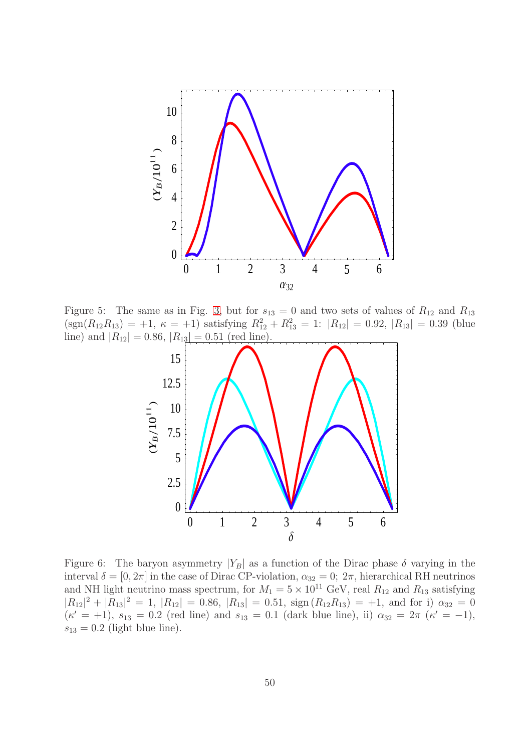Figure 5: The same as in Fig. 3, but for $s_{13} = 0$ and two sets of values of $R_{12}$ and $R_{13}$ ($\text{sgn}(R_{12}R_{13}) = +1$, $\kappa = +1$) satisfying $R_{12}^2 + R_{13}^2 = 1$: $|R_{12}| = 0.92$, $|R_{13}| = 0.39$ (blue line) and $|R_{12}| = 0.86$, $|R_{13}| = 0.51$ (red line).

Figure 6: The baryon asymmetry $|Y_B|$ as a function of the Dirac phase $\delta$ varying in the interval $\delta = [0, 2\pi]$ in the case of Dirac CP-violation, $\alpha_{32} = 0$; $2\pi$, hierarchical RH neutrinos and NH light neutrino mass spectrum, for $M_1 = 5 \times 10^{11}$ GeV, real $R_{12}$ and $R_{13}$ satisfying $|R_{12}|^2 + |R_{13}|^2 = 1$, $|R_{12}| = 0.86$, $|R_{13}| = 0.51$, $\text{sign}\,(R_{12}R_{13}) = +1$, and for i) $\alpha_{32} = 0$ ($\kappa' = +1$), $s_{13} = 0.2$ (red line) and $s_{13} = 0.1$ (dark blue line), ii) $\alpha_{32} = 2\pi$ ($\kappa' = -1$), $s_{13} = 0.2$ (light blue line).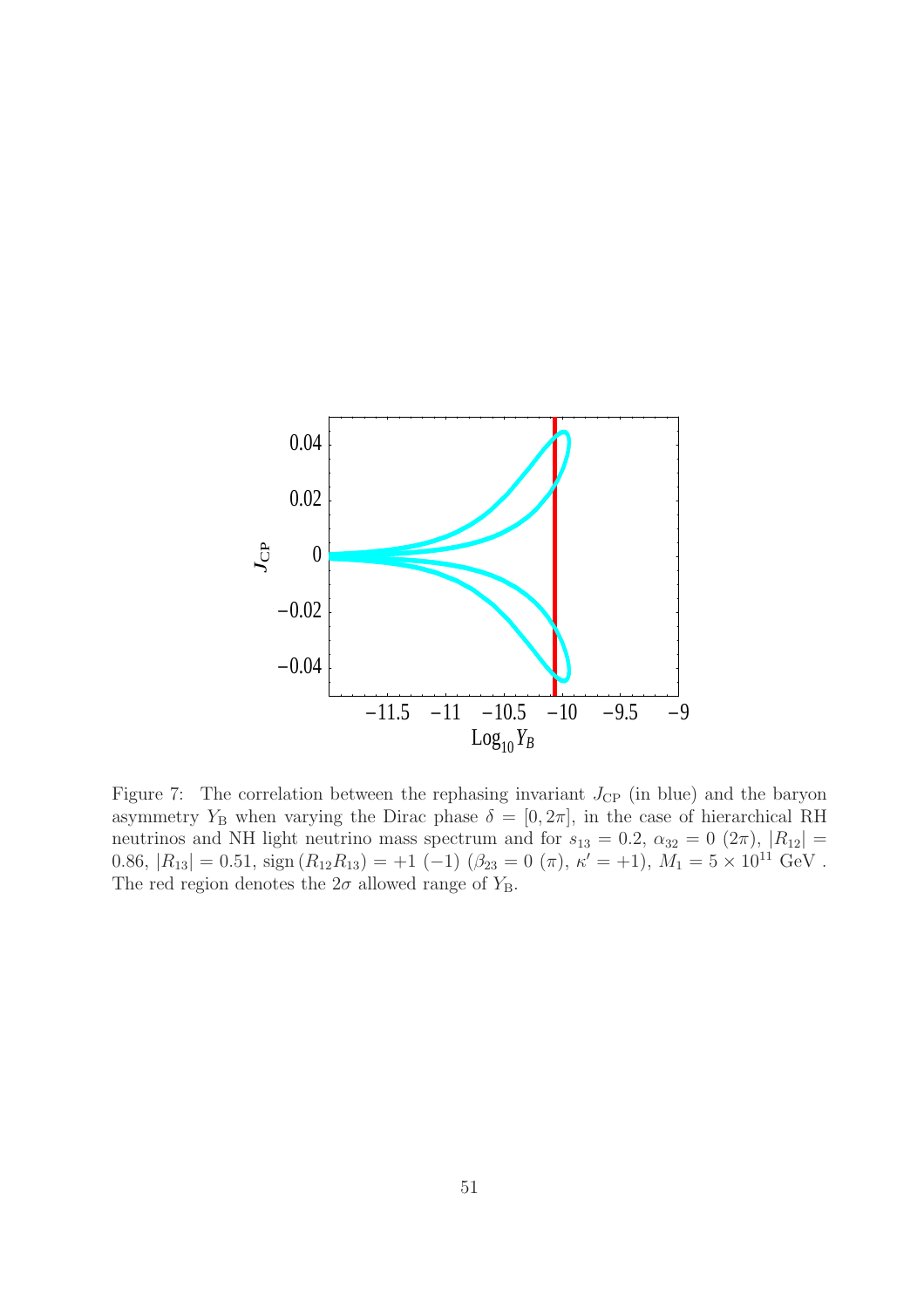Figure 7: The correlation between the rephasing invariant $J_{\text{CP}}$ (in blue) and the baryon asymmetry $Y_{\text{B}}$ when varying the Dirac phase $\delta = [0, 2\pi]$, in the case of hierarchical RH neutrinos and NH light neutrino mass spectrum and for $s_{13} = 0.2$, $\alpha_{32} = 0$ $(2\pi)$, $|R_{12}| = 0.86$, $|R_{13}| = 0.51$, $\text{sign}\,(R_{12}R_{13}) = +1$ $(-1)$ $(\beta_{23} = 0$ $(\pi)$, $\kappa' = +1)$, $M_1 = 5 \times 10^{11}$ GeV . The red region denotes the $2\sigma$ allowed range of $Y_{\text{B}}$.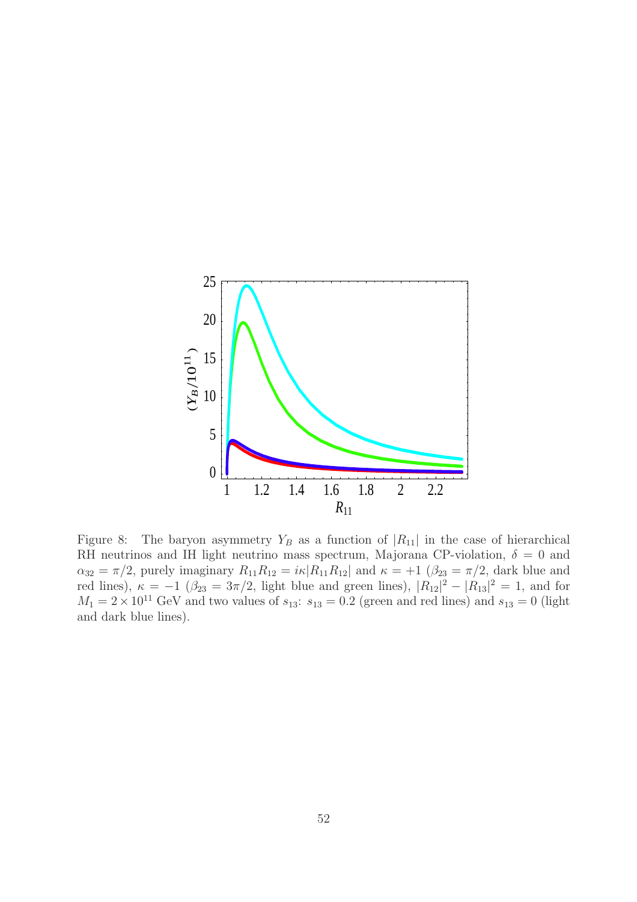Figure 8: The baryon asymmetry $Y_B$ as a function of $|R_{11}|$ in the case of hierarchical RH neutrinos and IH light neutrino mass spectrum, Majorana CP-violation, $\delta = 0$ and $\alpha_{32} = \pi/2$, purely imaginary $R_{11}R_{12} = i\kappa|R_{11}R_{12}|$ and $\kappa = +1$ ($\beta_{23} = \pi/2$, dark blue and red lines), $\kappa = -1$ ($\beta_{23} = 3\pi/2$, light blue and green lines), $|R_{12}|^2 - |R_{13}|^2 = 1$, and for $M_1 = 2 \times 10^{11}$ GeV and two values of $s_{13}$: $s_{13} = 0.2$ (green and red lines) and $s_{13} = 0$ (light and dark blue lines).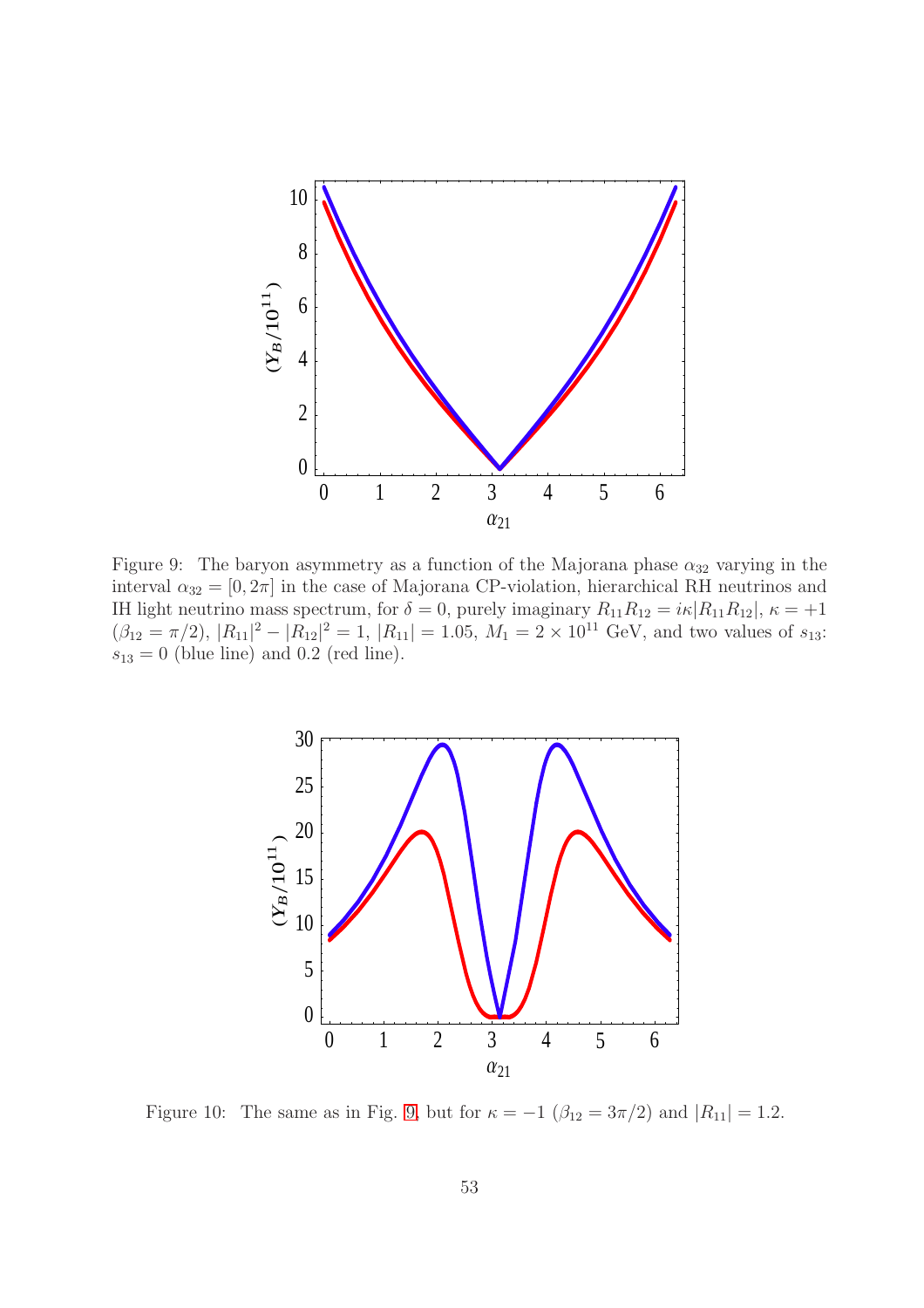Figure 9: The baryon asymmetry as a function of the Majorana phase $\alpha_{32}$ varying in the interval $\alpha_{32} = [0, 2\pi]$ in the case of Majorana CP-violation, hierarchical RH neutrinos and IH light neutrino mass spectrum, for $\delta = 0$, purely imaginary $R_{11}R_{12} = i\kappa|R_{11}R_{12}|$, $\kappa = +1$ ($\beta_{12} = \pi/2$), $|R_{11}|^2 - |R_{12}|^2 = 1$, $|R_{11}| = 1.05$, $M_1 = 2 \times 10^{11}$ GeV, and two values of $s_{13}$: $s_{13} = 0$ (blue line) and 0.2 (red line).

Figure 10: The same as in Fig. 9, but for $\kappa = -1$ ($\beta_{12} = 3\pi/2$) and $|R_{11}| = 1.2$.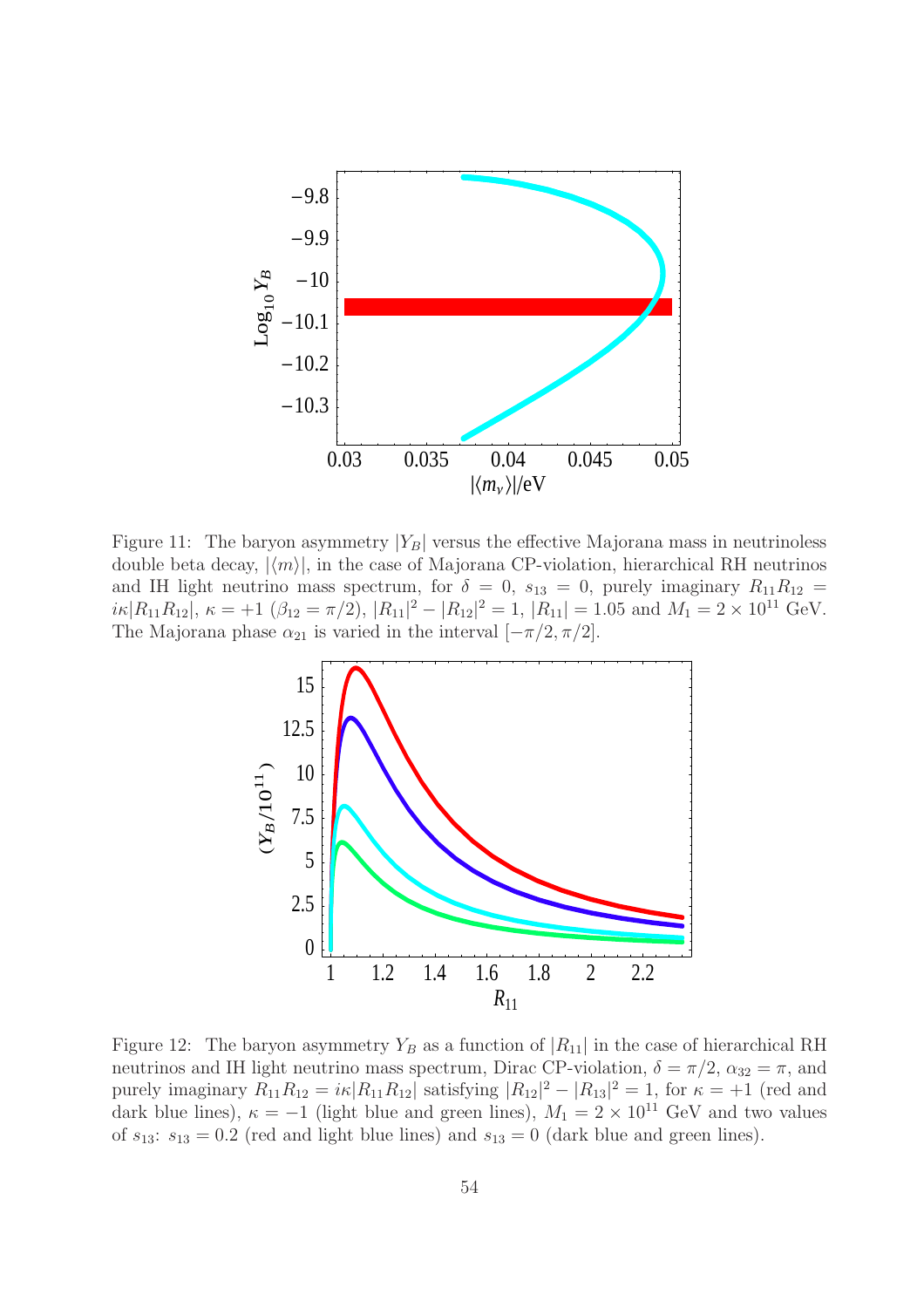Figure 11: The baryon asymmetry $|Y_B|$ versus the effective Majorana mass in neutrinoless double beta decay, $|\langle m \rangle|$, in the case of Majorana CP-violation, hierarchical RH neutrinos and IH light neutrino mass spectrum, for $\delta = 0$, $s_{13} = 0$, purely imaginary $R_{11}R_{12} = i\kappa|R_{11}R_{12}|$, $\kappa = +1$ ($\beta_{12} = \pi/2$), $|R_{11}|^2 - |R_{12}|^2 = 1$, $|R_{11}| = 1.05$ and $M_1 = 2 \times 10^{11}$ GeV. The Majorana phase $\alpha_{21}$ is varied in the interval $[-\pi/2, \pi/2]$.

Figure 12: The baryon asymmetry $Y_B$ as a function of $|R_{11}|$ in the case of hierarchical RH neutrinos and IH light neutrino mass spectrum, Dirac CP-violation, $\delta = \pi/2$, $\alpha_{32} = \pi$, and purely imaginary $R_{11}R_{12} = i\kappa|R_{11}R_{12}|$ satisfying $|R_{12}|^2 - |R_{13}|^2 = 1$, for $\kappa = +1$ (red and dark blue lines), $\kappa = -1$ (light blue and green lines), $M_1 = 2 \times 10^{11}$ GeV and two values of $s_{13}$: $s_{13} = 0.2$ (red and light blue lines) and $s_{13} = 0$ (dark blue and green lines).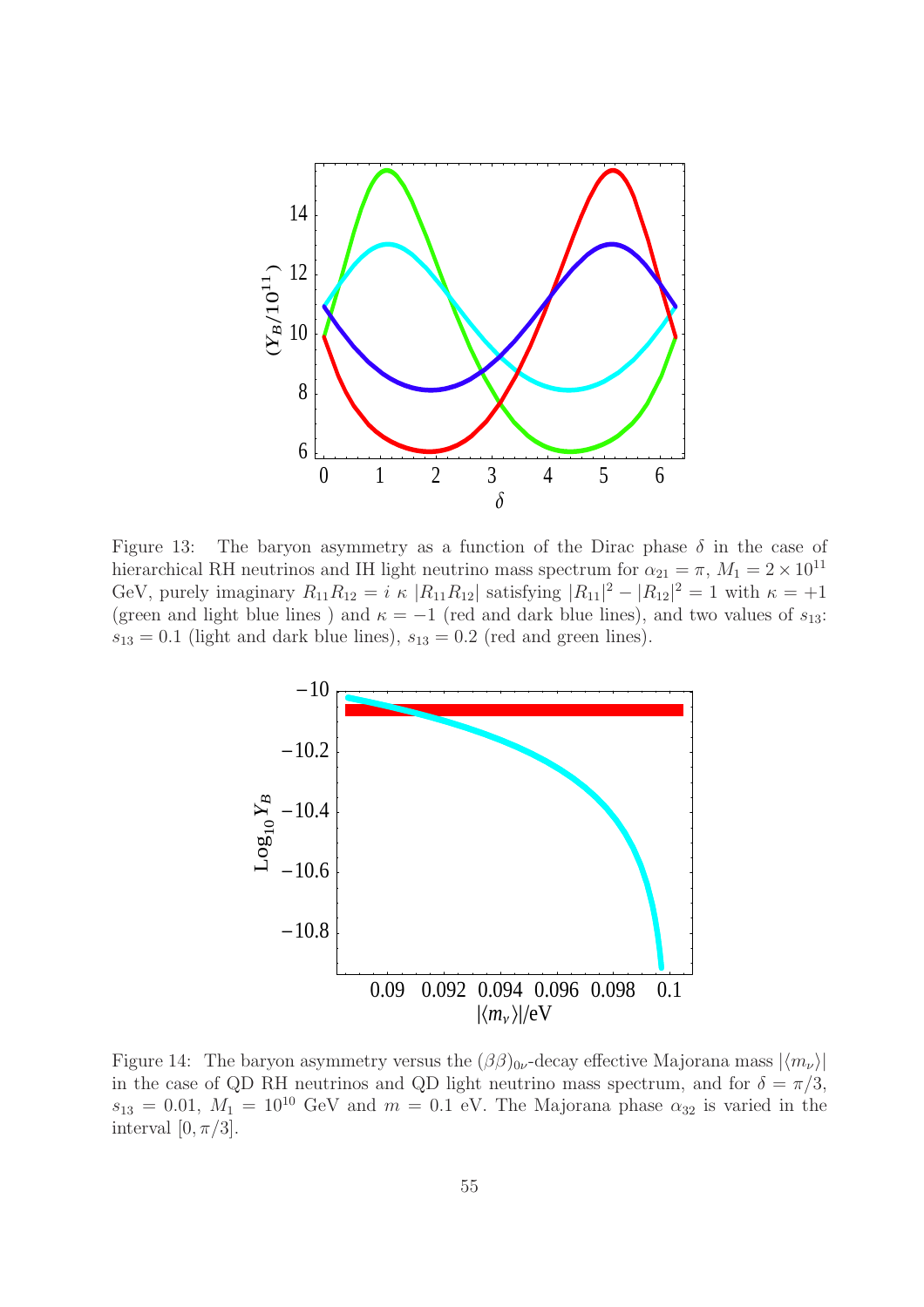Figure 13: The baryon asymmetry as a function of the Dirac phase $\delta$ in the case of hierarchical RH neutrinos and IH light neutrino mass spectrum for $\alpha_{21} = \pi$, $M_1 = 2 \times 10^{11}$ GeV, purely imaginary $R_{11}R_{12} = i\ \kappa\ |R_{11}R_{12}|$ satisfying $|R_{11}|^2 - |R_{12}|^2 = 1$ with $\kappa = +1$ (green and light blue lines ) and $\kappa = -1$ (red and dark blue lines), and two values of $s_{13}$: $s_{13} = 0.1$ (light and dark blue lines), $s_{13} = 0.2$ (red and green lines).

Figure 14: The baryon asymmetry versus the $(\beta\beta)_{0\nu}$-decay effective Majorana mass $|\langle m_\nu \rangle|$ in the case of QD RH neutrinos and QD light neutrino mass spectrum, and for $\delta = \pi/3$, $s_{13} = 0.01$, $M_1 = 10^{10}$ GeV and $m = 0.1$ eV. The Majorana phase $\alpha_{32}$ is varied in the interval $[0, \pi/3]$.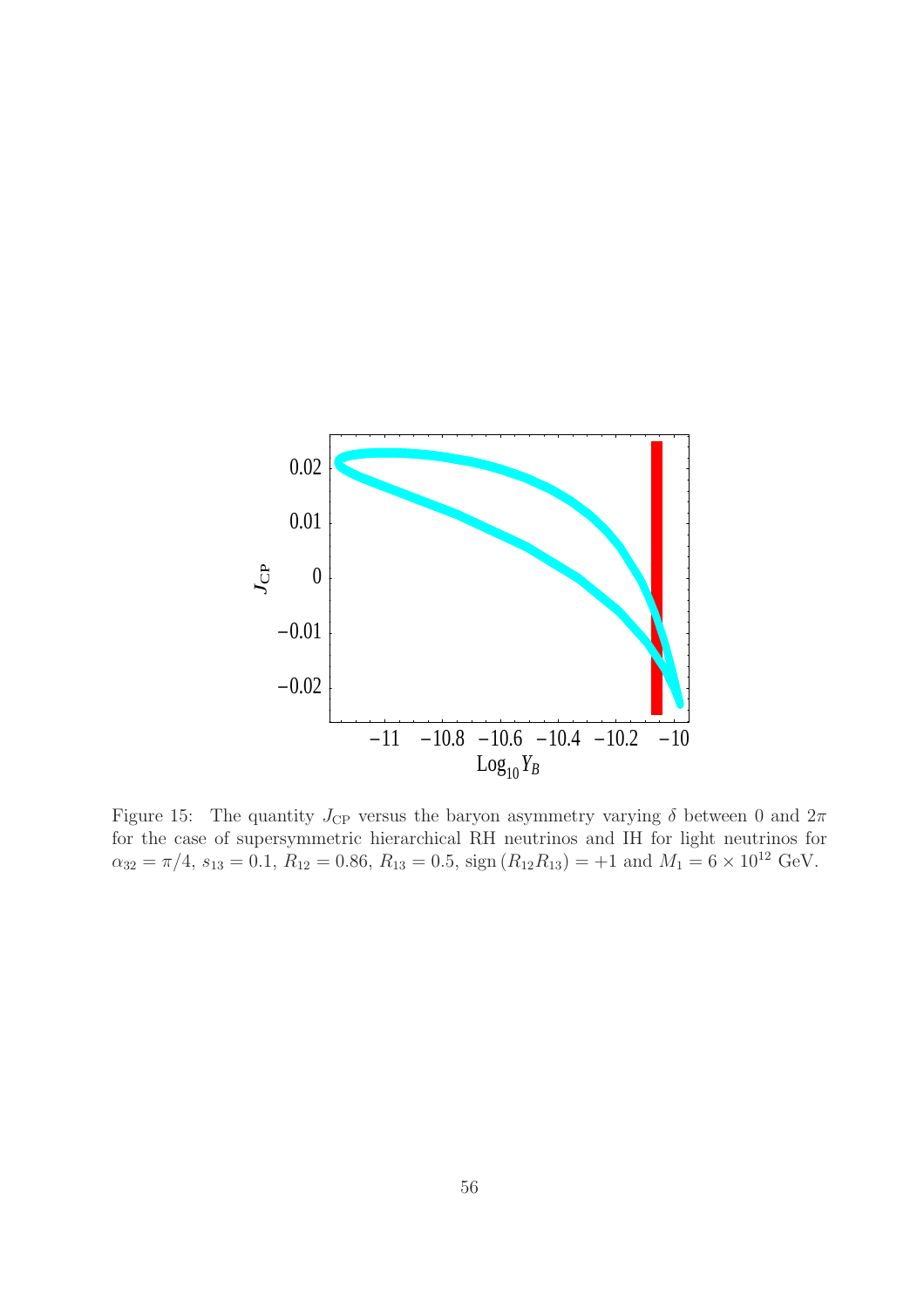$J_{\rm CP}$

0.02
0.01
0
−0.01
−0.02

−11 −10.8 −10.6 −10.4 −10.2 −10

$\text{Log}_{10} Y_B$

Figure 15: The quantity $J_{\rm CP}$ versus the baryon asymmetry varying $\delta$ between 0 and $2\pi$ for the case of supersymmetric hierarchical RH neutrinos and IH for light neutrinos for $\alpha_{32} = \pi/4$, $s_{13} = 0.1$, $R_{12} = 0.86$, $R_{13} = 0.5$, $\text{sign}\,(R_{12}R_{13}) = +1$ and $M_1 = 6 \times 10^{12}$ GeV.